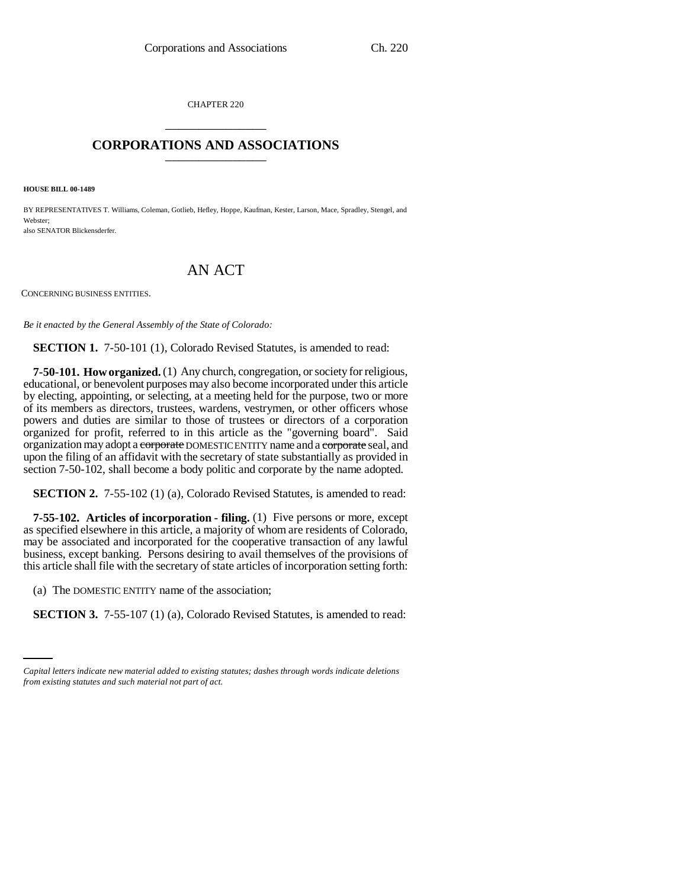CHAPTER 220

# CORPORATIONS AND ASSOCIATIONS

**HOUSE BILL 00-1489**

BY REPRESENTATIVES T. Williams, Coleman, Gotlieb, Hefley, Hoppe, Kaufman, Kester, Larson, Mace, Spradley, Stengel, and Webster;
also SENATOR Blickensderfer.

## AN ACT

CONCERNING BUSINESS ENTITIES.

*Be it enacted by the General Assembly of the State of Colorado:*

**SECTION 1.** 7-50-101 (1), Colorado Revised Statutes, is amended to read:

**7-50-101. How organized.** (1) Any church, congregation, or society for religious, educational, or benevolent purposes may also become incorporated under this article by electing, appointing, or selecting, at a meeting held for the purpose, two or more of its members as directors, trustees, wardens, vestrymen, or other officers whose powers and duties are similar to those of trustees or directors of a corporation organized for profit, referred to in this article as the "governing board". Said organization may adopt a ~~corporate~~ DOMESTIC ENTITY name and a ~~corporate~~ seal, and upon the filing of an affidavit with the secretary of state substantially as provided in section 7-50-102, shall become a body politic and corporate by the name adopted.

**SECTION 2.** 7-55-102 (1) (a), Colorado Revised Statutes, is amended to read:

**7-55-102. Articles of incorporation - filing.** (1) Five persons or more, except as specified elsewhere in this article, a majority of whom are residents of Colorado, may be associated and incorporated for the cooperative transaction of any lawful business, except banking. Persons desiring to avail themselves of the provisions of this article shall file with the secretary of state articles of incorporation setting forth:

(a) The DOMESTIC ENTITY name of the association;

**SECTION 3.** 7-55-107 (1) (a), Colorado Revised Statutes, is amended to read:

*Capital letters indicate new material added to existing statutes; dashes through words indicate deletions from existing statutes and such material not part of act.*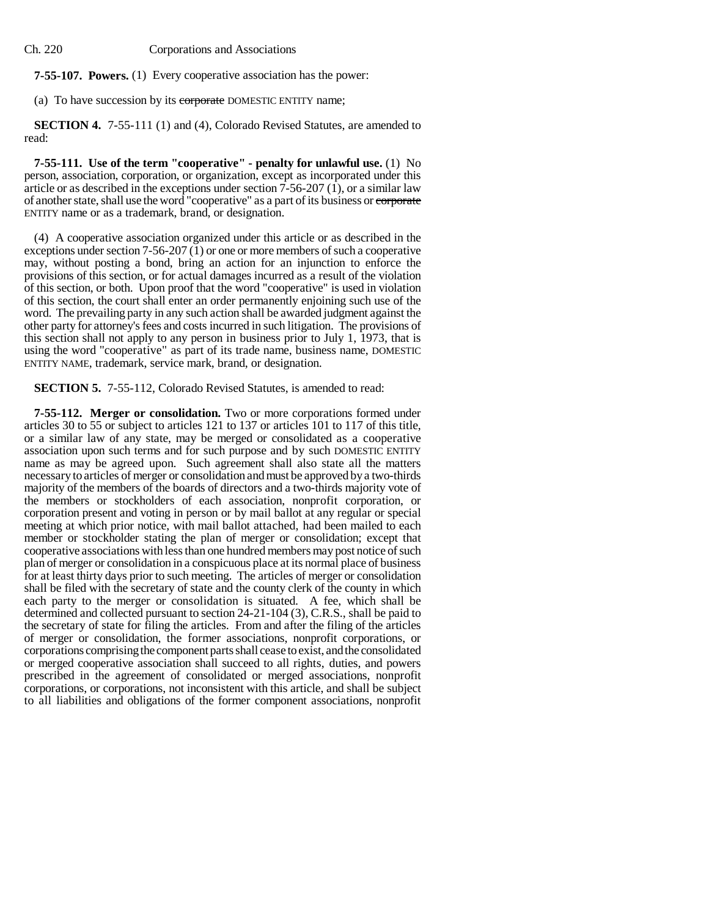**7-55-107. Powers.** (1) Every cooperative association has the power:

(a) To have succession by its ~~corporate~~ DOMESTIC ENTITY name;

**SECTION 4.** 7-55-111 (1) and (4), Colorado Revised Statutes, are amended to read:

**7-55-111. Use of the term "cooperative" - penalty for unlawful use.** (1) No person, association, corporation, or organization, except as incorporated under this article or as described in the exceptions under section 7-56-207 (1), or a similar law of another state, shall use the word "cooperative" as a part of its business or ~~corporate~~ ENTITY name or as a trademark, brand, or designation.

(4) A cooperative association organized under this article or as described in the exceptions under section 7-56-207 (1) or one or more members of such a cooperative may, without posting a bond, bring an action for an injunction to enforce the provisions of this section, or for actual damages incurred as a result of the violation of this section, or both. Upon proof that the word "cooperative" is used in violation of this section, the court shall enter an order permanently enjoining such use of the word. The prevailing party in any such action shall be awarded judgment against the other party for attorney's fees and costs incurred in such litigation. The provisions of this section shall not apply to any person in business prior to July 1, 1973, that is using the word "cooperative" as part of its trade name, business name, DOMESTIC ENTITY NAME, trademark, service mark, brand, or designation.

**SECTION 5.** 7-55-112, Colorado Revised Statutes, is amended to read:

**7-55-112. Merger or consolidation.** Two or more corporations formed under articles 30 to 55 or subject to articles 121 to 137 or articles 101 to 117 of this title, or a similar law of any state, may be merged or consolidated as a cooperative association upon such terms and for such purpose and by such DOMESTIC ENTITY name as may be agreed upon. Such agreement shall also state all the matters necessary to articles of merger or consolidation and must be approved by a two-thirds majority of the members of the boards of directors and a two-thirds majority vote of the members or stockholders of each association, nonprofit corporation, or corporation present and voting in person or by mail ballot at any regular or special meeting at which prior notice, with mail ballot attached, had been mailed to each member or stockholder stating the plan of merger or consolidation; except that cooperative associations with less than one hundred members may post notice of such plan of merger or consolidation in a conspicuous place at its normal place of business for at least thirty days prior to such meeting. The articles of merger or consolidation shall be filed with the secretary of state and the county clerk of the county in which each party to the merger or consolidation is situated. A fee, which shall be determined and collected pursuant to section 24-21-104 (3), C.R.S., shall be paid to the secretary of state for filing the articles. From and after the filing of the articles of merger or consolidation, the former associations, nonprofit corporations, or corporations comprising the component parts shall cease to exist, and the consolidated or merged cooperative association shall succeed to all rights, duties, and powers prescribed in the agreement of consolidated or merged associations, nonprofit corporations, or corporations, not inconsistent with this article, and shall be subject to all liabilities and obligations of the former component associations, nonprofit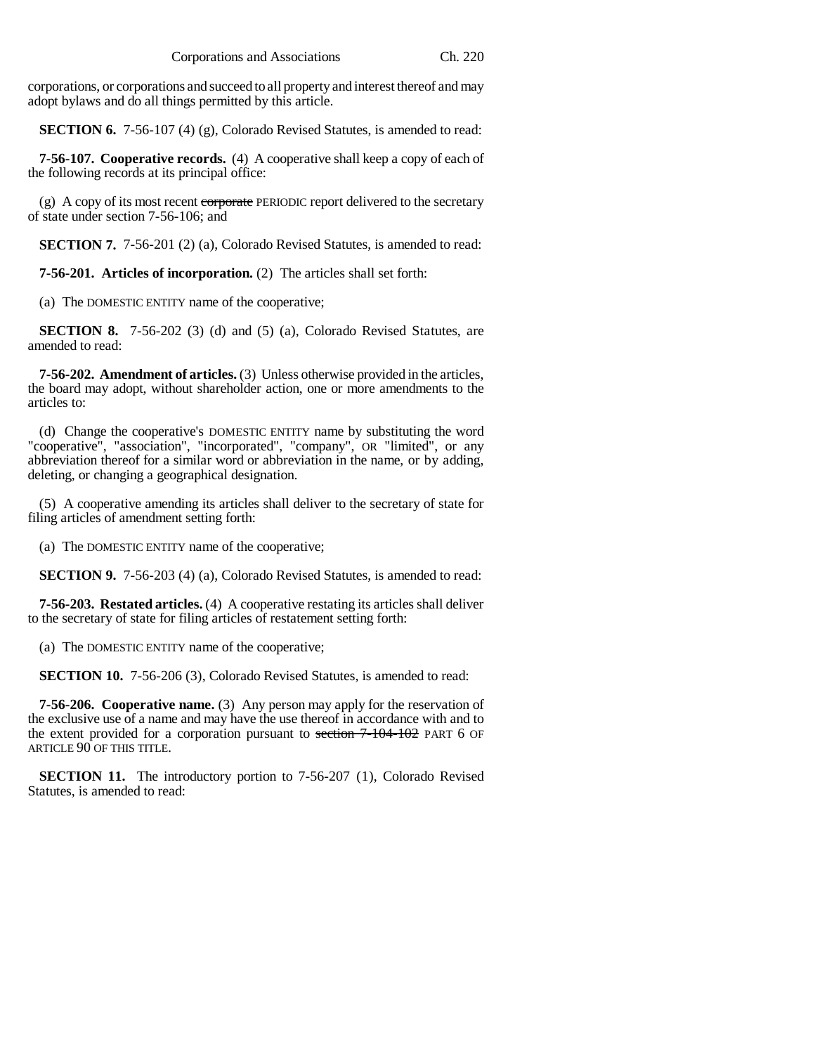corporations, or corporations and succeed to all property and interest thereof and may adopt bylaws and do all things permitted by this article.

**SECTION 6.** 7-56-107 (4) (g), Colorado Revised Statutes, is amended to read:

**7-56-107. Cooperative records.** (4) A cooperative shall keep a copy of each of the following records at its principal office:

(g) A copy of its most recent ~~corporate~~ PERIODIC report delivered to the secretary of state under section 7-56-106; and

**SECTION 7.** 7-56-201 (2) (a), Colorado Revised Statutes, is amended to read:

**7-56-201. Articles of incorporation.** (2) The articles shall set forth:

(a) The DOMESTIC ENTITY name of the cooperative;

**SECTION 8.** 7-56-202 (3) (d) and (5) (a), Colorado Revised Statutes, are amended to read:

**7-56-202. Amendment of articles.** (3) Unless otherwise provided in the articles, the board may adopt, without shareholder action, one or more amendments to the articles to:

(d) Change the cooperative's DOMESTIC ENTITY name by substituting the word "cooperative", "association", "incorporated", "company", OR "limited", or any abbreviation thereof for a similar word or abbreviation in the name, or by adding, deleting, or changing a geographical designation.

(5) A cooperative amending its articles shall deliver to the secretary of state for filing articles of amendment setting forth:

(a) The DOMESTIC ENTITY name of the cooperative;

**SECTION 9.** 7-56-203 (4) (a), Colorado Revised Statutes, is amended to read:

**7-56-203. Restated articles.** (4) A cooperative restating its articles shall deliver to the secretary of state for filing articles of restatement setting forth:

(a) The DOMESTIC ENTITY name of the cooperative;

**SECTION 10.** 7-56-206 (3), Colorado Revised Statutes, is amended to read:

**7-56-206. Cooperative name.** (3) Any person may apply for the reservation of the exclusive use of a name and may have the use thereof in accordance with and to the extent provided for a corporation pursuant to ~~section 7-104-102~~ PART 6 OF ARTICLE 90 OF THIS TITLE.

**SECTION 11.** The introductory portion to 7-56-207 (1), Colorado Revised Statutes, is amended to read: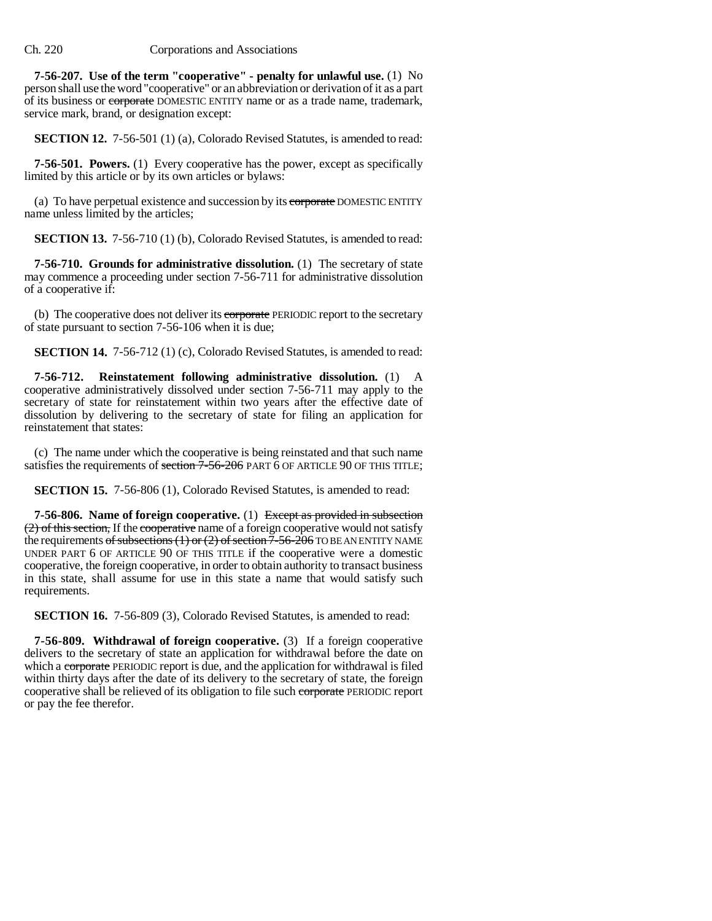**7-56-207. Use of the term "cooperative" - penalty for unlawful use.** (1) No person shall use the word "cooperative" or an abbreviation or derivation of it as a part of its business or ~~corporate~~ DOMESTIC ENTITY name or as a trade name, trademark, service mark, brand, or designation except:

**SECTION 12.** 7-56-501 (1) (a), Colorado Revised Statutes, is amended to read:

**7-56-501. Powers.** (1) Every cooperative has the power, except as specifically limited by this article or by its own articles or bylaws:

(a) To have perpetual existence and succession by its ~~corporate~~ DOMESTIC ENTITY name unless limited by the articles;

**SECTION 13.** 7-56-710 (1) (b), Colorado Revised Statutes, is amended to read:

**7-56-710. Grounds for administrative dissolution.** (1) The secretary of state may commence a proceeding under section 7-56-711 for administrative dissolution of a cooperative if:

(b) The cooperative does not deliver its ~~corporate~~ PERIODIC report to the secretary of state pursuant to section 7-56-106 when it is due;

**SECTION 14.** 7-56-712 (1) (c), Colorado Revised Statutes, is amended to read:

**7-56-712. Reinstatement following administrative dissolution.** (1) A cooperative administratively dissolved under section 7-56-711 may apply to the secretary of state for reinstatement within two years after the effective date of dissolution by delivering to the secretary of state for filing an application for reinstatement that states:

(c) The name under which the cooperative is being reinstated and that such name satisfies the requirements of ~~section 7-56-206~~ PART 6 OF ARTICLE 90 OF THIS TITLE;

**SECTION 15.** 7-56-806 (1), Colorado Revised Statutes, is amended to read:

**7-56-806. Name of foreign cooperative.** (1) ~~Except as provided in subsection (2) of this section,~~ If the ~~cooperative~~ name of a foreign cooperative would not satisfy the requirements ~~of subsections (1) or (2) of section 7-56-206~~ TO BE AN ENTITY NAME UNDER PART 6 OF ARTICLE 90 OF THIS TITLE if the cooperative were a domestic cooperative, the foreign cooperative, in order to obtain authority to transact business in this state, shall assume for use in this state a name that would satisfy such requirements.

**SECTION 16.** 7-56-809 (3), Colorado Revised Statutes, is amended to read:

**7-56-809. Withdrawal of foreign cooperative.** (3) If a foreign cooperative delivers to the secretary of state an application for withdrawal before the date on which a ~~corporate~~ PERIODIC report is due, and the application for withdrawal is filed within thirty days after the date of its delivery to the secretary of state, the foreign cooperative shall be relieved of its obligation to file such ~~corporate~~ PERIODIC report or pay the fee therefor.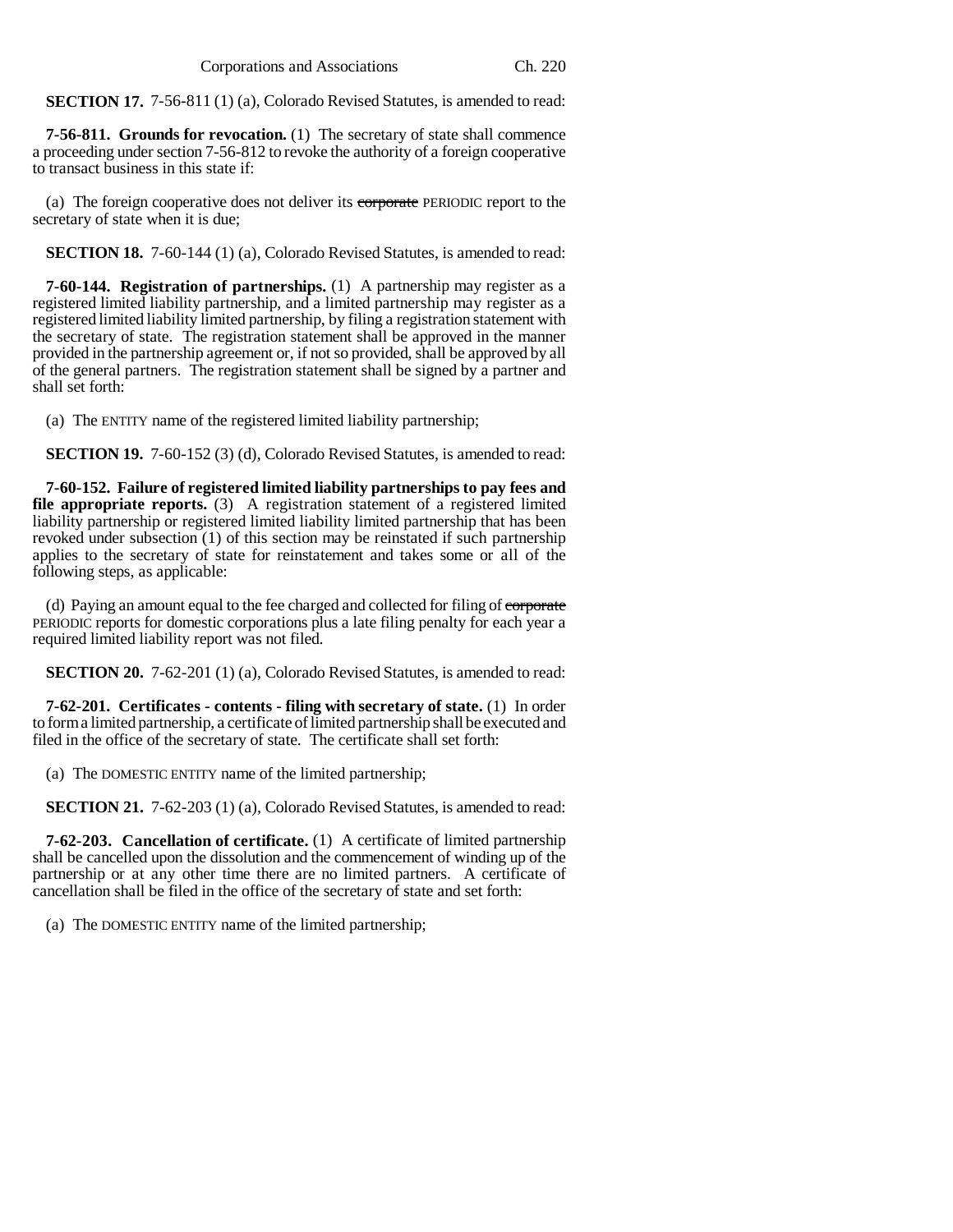**SECTION 17.** 7-56-811 (1) (a), Colorado Revised Statutes, is amended to read:

**7-56-811. Grounds for revocation.** (1) The secretary of state shall commence a proceeding under section 7-56-812 to revoke the authority of a foreign cooperative to transact business in this state if:

(a) The foreign cooperative does not deliver its ~~corporate~~ PERIODIC report to the secretary of state when it is due;

**SECTION 18.** 7-60-144 (1) (a), Colorado Revised Statutes, is amended to read:

**7-60-144. Registration of partnerships.** (1) A partnership may register as a registered limited liability partnership, and a limited partnership may register as a registered limited liability limited partnership, by filing a registration statement with the secretary of state. The registration statement shall be approved in the manner provided in the partnership agreement or, if not so provided, shall be approved by all of the general partners. The registration statement shall be signed by a partner and shall set forth:

(a) The ENTITY name of the registered limited liability partnership;

**SECTION 19.** 7-60-152 (3) (d), Colorado Revised Statutes, is amended to read:

**7-60-152. Failure of registered limited liability partnerships to pay fees and file appropriate reports.** (3) A registration statement of a registered limited liability partnership or registered limited liability limited partnership that has been revoked under subsection (1) of this section may be reinstated if such partnership applies to the secretary of state for reinstatement and takes some or all of the following steps, as applicable:

(d) Paying an amount equal to the fee charged and collected for filing of ~~corporate~~ PERIODIC reports for domestic corporations plus a late filing penalty for each year a required limited liability report was not filed.

**SECTION 20.** 7-62-201 (1) (a), Colorado Revised Statutes, is amended to read:

**7-62-201. Certificates - contents - filing with secretary of state.** (1) In order to form a limited partnership, a certificate of limited partnership shall be executed and filed in the office of the secretary of state. The certificate shall set forth:

(a) The DOMESTIC ENTITY name of the limited partnership;

**SECTION 21.** 7-62-203 (1) (a), Colorado Revised Statutes, is amended to read:

**7-62-203. Cancellation of certificate.** (1) A certificate of limited partnership shall be cancelled upon the dissolution and the commencement of winding up of the partnership or at any other time there are no limited partners. A certificate of cancellation shall be filed in the office of the secretary of state and set forth:

(a) The DOMESTIC ENTITY name of the limited partnership;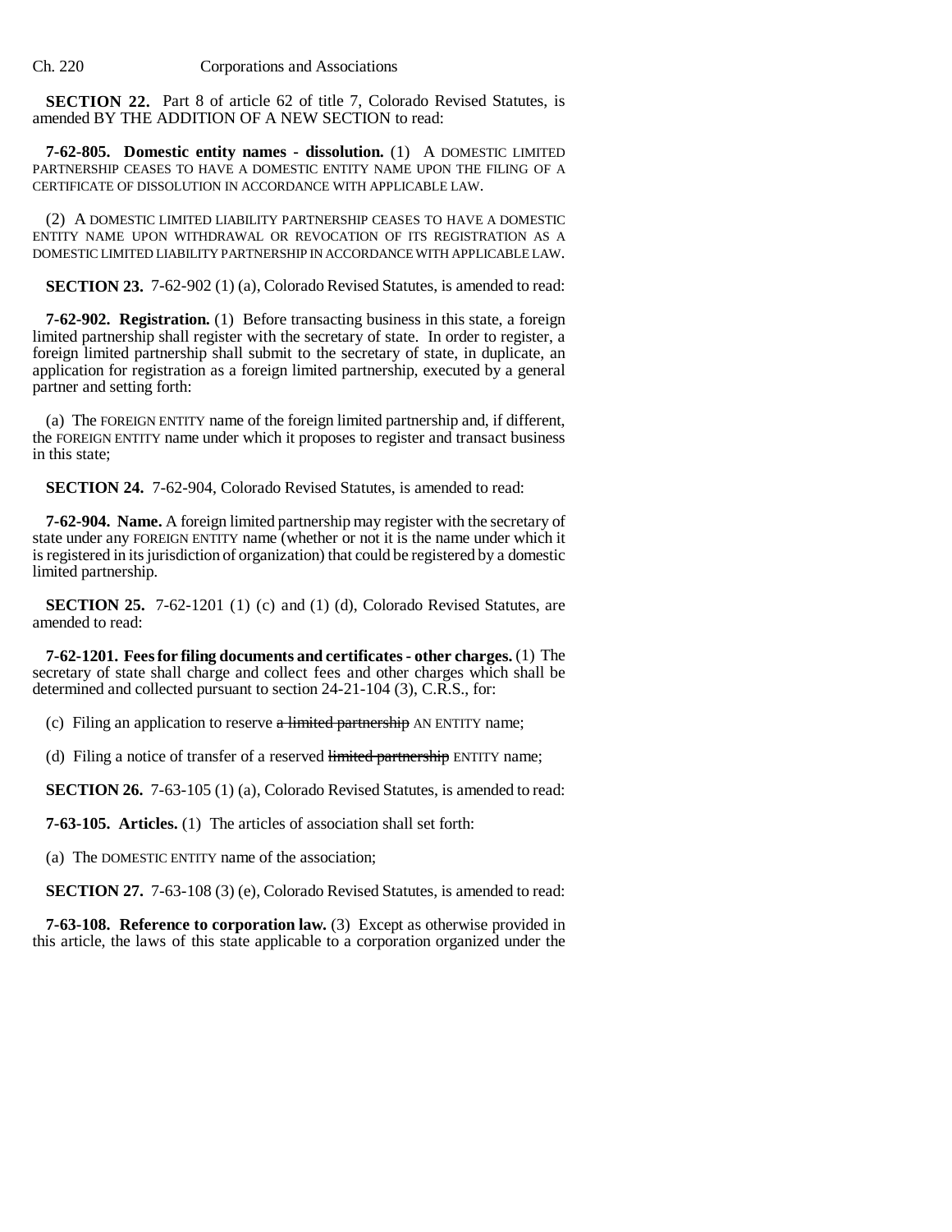**SECTION 22.** Part 8 of article 62 of title 7, Colorado Revised Statutes, is amended BY THE ADDITION OF A NEW SECTION to read:

**7-62-805. Domestic entity names - dissolution.** (1) A DOMESTIC LIMITED PARTNERSHIP CEASES TO HAVE A DOMESTIC ENTITY NAME UPON THE FILING OF A CERTIFICATE OF DISSOLUTION IN ACCORDANCE WITH APPLICABLE LAW.

(2) A DOMESTIC LIMITED LIABILITY PARTNERSHIP CEASES TO HAVE A DOMESTIC ENTITY NAME UPON WITHDRAWAL OR REVOCATION OF ITS REGISTRATION AS A DOMESTIC LIMITED LIABILITY PARTNERSHIP IN ACCORDANCE WITH APPLICABLE LAW.

**SECTION 23.** 7-62-902 (1) (a), Colorado Revised Statutes, is amended to read:

**7-62-902. Registration.** (1) Before transacting business in this state, a foreign limited partnership shall register with the secretary of state. In order to register, a foreign limited partnership shall submit to the secretary of state, in duplicate, an application for registration as a foreign limited partnership, executed by a general partner and setting forth:

(a) The FOREIGN ENTITY name of the foreign limited partnership and, if different, the FOREIGN ENTITY name under which it proposes to register and transact business in this state;

**SECTION 24.** 7-62-904, Colorado Revised Statutes, is amended to read:

**7-62-904. Name.** A foreign limited partnership may register with the secretary of state under any FOREIGN ENTITY name (whether or not it is the name under which it is registered in its jurisdiction of organization) that could be registered by a domestic limited partnership.

**SECTION 25.** 7-62-1201 (1) (c) and (1) (d), Colorado Revised Statutes, are amended to read:

**7-62-1201. Fees for filing documents and certificates - other charges.** (1) The secretary of state shall charge and collect fees and other charges which shall be determined and collected pursuant to section 24-21-104 (3), C.R.S., for:

(c) Filing an application to reserve ~~a limited partnership~~ AN ENTITY name;

(d) Filing a notice of transfer of a reserved ~~limited partnership~~ ENTITY name;

**SECTION 26.** 7-63-105 (1) (a), Colorado Revised Statutes, is amended to read:

**7-63-105. Articles.** (1) The articles of association shall set forth:

(a) The DOMESTIC ENTITY name of the association;

**SECTION 27.** 7-63-108 (3) (e), Colorado Revised Statutes, is amended to read:

**7-63-108. Reference to corporation law.** (3) Except as otherwise provided in this article, the laws of this state applicable to a corporation organized under the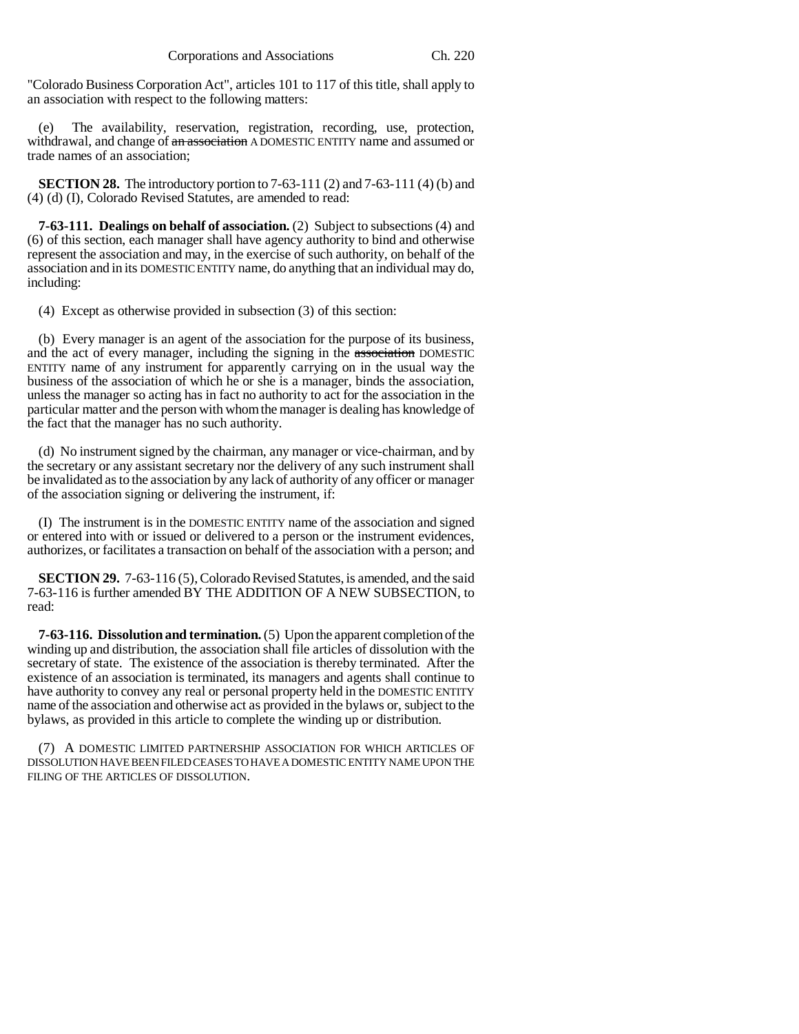"Colorado Business Corporation Act", articles 101 to 117 of this title, shall apply to an association with respect to the following matters:

(e) The availability, reservation, registration, recording, use, protection, withdrawal, and change of ~~an association~~ A DOMESTIC ENTITY name and assumed or trade names of an association;

**SECTION 28.** The introductory portion to 7-63-111 (2) and 7-63-111 (4) (b) and (4) (d) (I), Colorado Revised Statutes, are amended to read:

**7-63-111. Dealings on behalf of association.** (2) Subject to subsections (4) and (6) of this section, each manager shall have agency authority to bind and otherwise represent the association and may, in the exercise of such authority, on behalf of the association and in its DOMESTIC ENTITY name, do anything that an individual may do, including:

(4) Except as otherwise provided in subsection (3) of this section:

(b) Every manager is an agent of the association for the purpose of its business, and the act of every manager, including the signing in the ~~association~~ DOMESTIC ENTITY name of any instrument for apparently carrying on in the usual way the business of the association of which he or she is a manager, binds the association, unless the manager so acting has in fact no authority to act for the association in the particular matter and the person with whom the manager is dealing has knowledge of the fact that the manager has no such authority.

(d) No instrument signed by the chairman, any manager or vice-chairman, and by the secretary or any assistant secretary nor the delivery of any such instrument shall be invalidated as to the association by any lack of authority of any officer or manager of the association signing or delivering the instrument, if:

(I) The instrument is in the DOMESTIC ENTITY name of the association and signed or entered into with or issued or delivered to a person or the instrument evidences, authorizes, or facilitates a transaction on behalf of the association with a person; and

**SECTION 29.** 7-63-116 (5), Colorado Revised Statutes, is amended, and the said 7-63-116 is further amended BY THE ADDITION OF A NEW SUBSECTION, to read:

**7-63-116. Dissolution and termination.** (5) Upon the apparent completion of the winding up and distribution, the association shall file articles of dissolution with the secretary of state. The existence of the association is thereby terminated. After the existence of an association is terminated, its managers and agents shall continue to have authority to convey any real or personal property held in the DOMESTIC ENTITY name of the association and otherwise act as provided in the bylaws or, subject to the bylaws, as provided in this article to complete the winding up or distribution.

(7) A DOMESTIC LIMITED PARTNERSHIP ASSOCIATION FOR WHICH ARTICLES OF DISSOLUTION HAVE BEEN FILED CEASES TO HAVE A DOMESTIC ENTITY NAME UPON THE FILING OF THE ARTICLES OF DISSOLUTION.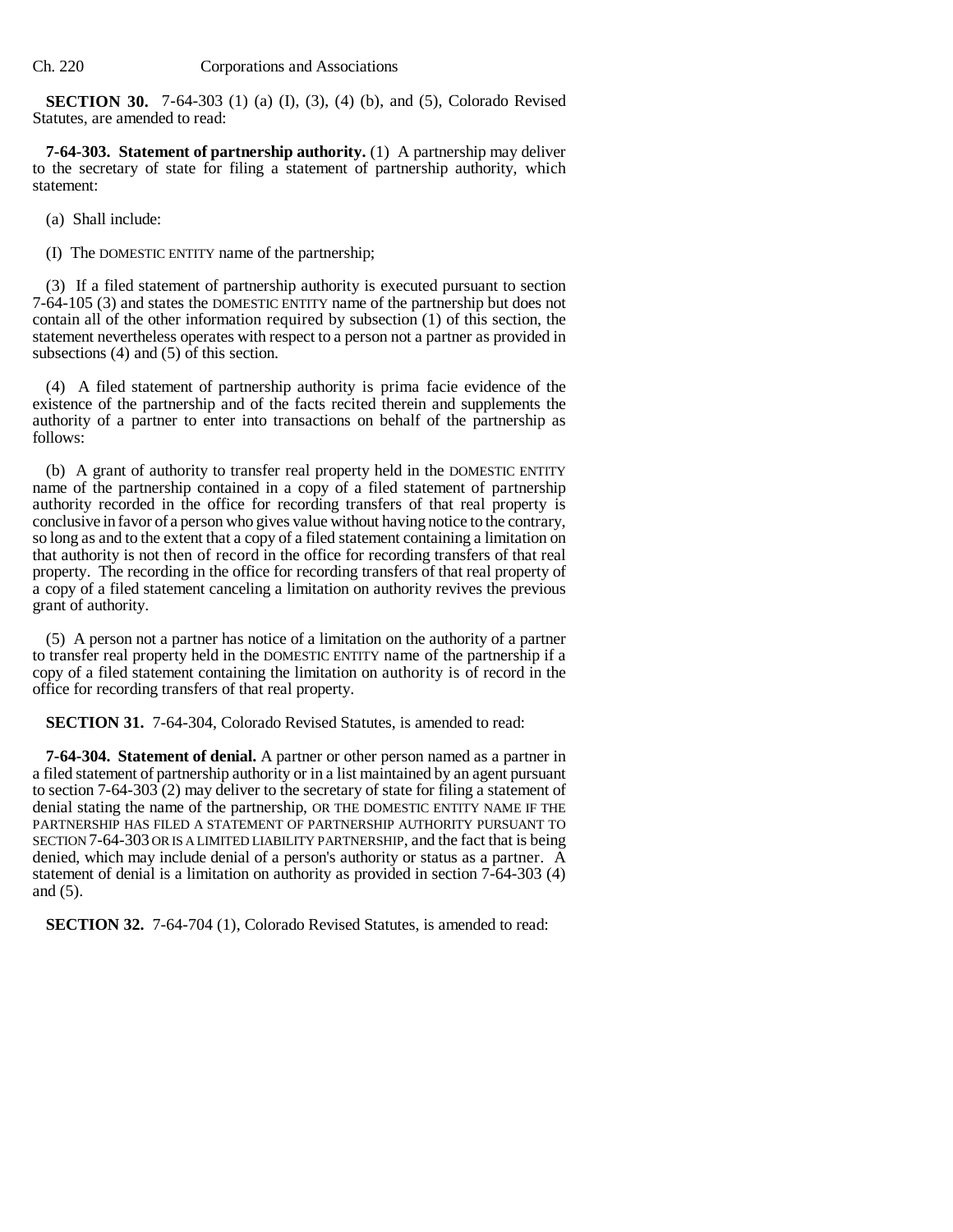**SECTION 30.** 7-64-303 (1) (a) (I), (3), (4) (b), and (5), Colorado Revised Statutes, are amended to read:

**7-64-303. Statement of partnership authority.** (1) A partnership may deliver to the secretary of state for filing a statement of partnership authority, which statement:

(a) Shall include:

(I) The DOMESTIC ENTITY name of the partnership;

(3) If a filed statement of partnership authority is executed pursuant to section 7-64-105 (3) and states the DOMESTIC ENTITY name of the partnership but does not contain all of the other information required by subsection (1) of this section, the statement nevertheless operates with respect to a person not a partner as provided in subsections (4) and (5) of this section.

(4) A filed statement of partnership authority is prima facie evidence of the existence of the partnership and of the facts recited therein and supplements the authority of a partner to enter into transactions on behalf of the partnership as follows:

(b) A grant of authority to transfer real property held in the DOMESTIC ENTITY name of the partnership contained in a copy of a filed statement of partnership authority recorded in the office for recording transfers of that real property is conclusive in favor of a person who gives value without having notice to the contrary, so long as and to the extent that a copy of a filed statement containing a limitation on that authority is not then of record in the office for recording transfers of that real property. The recording in the office for recording transfers of that real property of a copy of a filed statement canceling a limitation on authority revives the previous grant of authority.

(5) A person not a partner has notice of a limitation on the authority of a partner to transfer real property held in the DOMESTIC ENTITY name of the partnership if a copy of a filed statement containing the limitation on authority is of record in the office for recording transfers of that real property.

**SECTION 31.** 7-64-304, Colorado Revised Statutes, is amended to read:

**7-64-304. Statement of denial.** A partner or other person named as a partner in a filed statement of partnership authority or in a list maintained by an agent pursuant to section 7-64-303 (2) may deliver to the secretary of state for filing a statement of denial stating the name of the partnership, OR THE DOMESTIC ENTITY NAME IF THE PARTNERSHIP HAS FILED A STATEMENT OF PARTNERSHIP AUTHORITY PURSUANT TO SECTION 7-64-303 OR IS A LIMITED LIABILITY PARTNERSHIP, and the fact that is being denied, which may include denial of a person's authority or status as a partner. A statement of denial is a limitation on authority as provided in section 7-64-303 (4) and (5).

**SECTION 32.** 7-64-704 (1), Colorado Revised Statutes, is amended to read: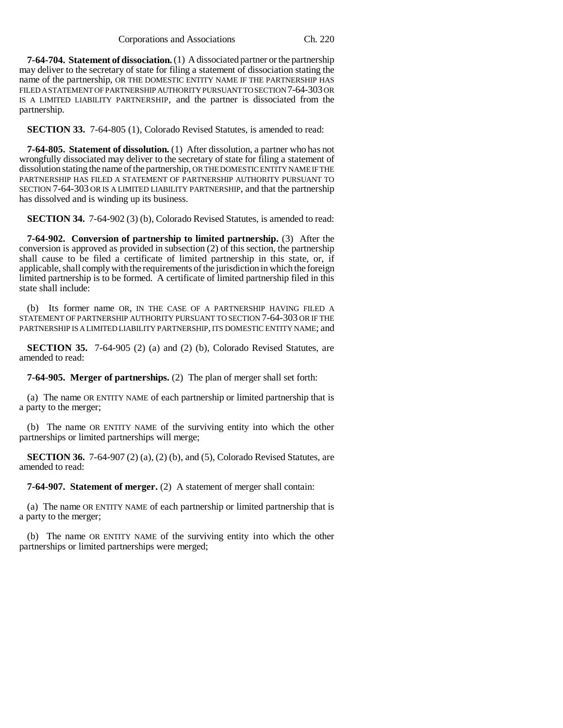**7-64-704. Statement of dissociation.** (1) A dissociated partner or the partnership may deliver to the secretary of state for filing a statement of dissociation stating the name of the partnership, OR THE DOMESTIC ENTITY NAME IF THE PARTNERSHIP HAS FILED A STATEMENT OF PARTNERSHIP AUTHORITY PURSUANT TO SECTION 7-64-303 OR IS A LIMITED LIABILITY PARTNERSHIP, and the partner is dissociated from the partnership.

**SECTION 33.** 7-64-805 (1), Colorado Revised Statutes, is amended to read:

**7-64-805. Statement of dissolution.** (1) After dissolution, a partner who has not wrongfully dissociated may deliver to the secretary of state for filing a statement of dissolution stating the name of the partnership, OR THE DOMESTIC ENTITY NAME IF THE PARTNERSHIP HAS FILED A STATEMENT OF PARTNERSHIP AUTHORITY PURSUANT TO SECTION 7-64-303 OR IS A LIMITED LIABILITY PARTNERSHIP, and that the partnership has dissolved and is winding up its business.

**SECTION 34.** 7-64-902 (3) (b), Colorado Revised Statutes, is amended to read:

**7-64-902. Conversion of partnership to limited partnership.** (3) After the conversion is approved as provided in subsection (2) of this section, the partnership shall cause to be filed a certificate of limited partnership in this state, or, if applicable, shall comply with the requirements of the jurisdiction in which the foreign limited partnership is to be formed. A certificate of limited partnership filed in this state shall include:

(b) Its former name OR, IN THE CASE OF A PARTNERSHIP HAVING FILED A STATEMENT OF PARTNERSHIP AUTHORITY PURSUANT TO SECTION 7-64-303 OR IF THE PARTNERSHIP IS A LIMITED LIABILITY PARTNERSHIP, ITS DOMESTIC ENTITY NAME; and

**SECTION 35.** 7-64-905 (2) (a) and (2) (b), Colorado Revised Statutes, are amended to read:

**7-64-905. Merger of partnerships.** (2) The plan of merger shall set forth:

(a) The name OR ENTITY NAME of each partnership or limited partnership that is a party to the merger;

(b) The name OR ENTITY NAME of the surviving entity into which the other partnerships or limited partnerships will merge;

**SECTION 36.** 7-64-907 (2) (a), (2) (b), and (5), Colorado Revised Statutes, are amended to read:

**7-64-907. Statement of merger.** (2) A statement of merger shall contain:

(a) The name OR ENTITY NAME of each partnership or limited partnership that is a party to the merger;

(b) The name OR ENTITY NAME of the surviving entity into which the other partnerships or limited partnerships were merged;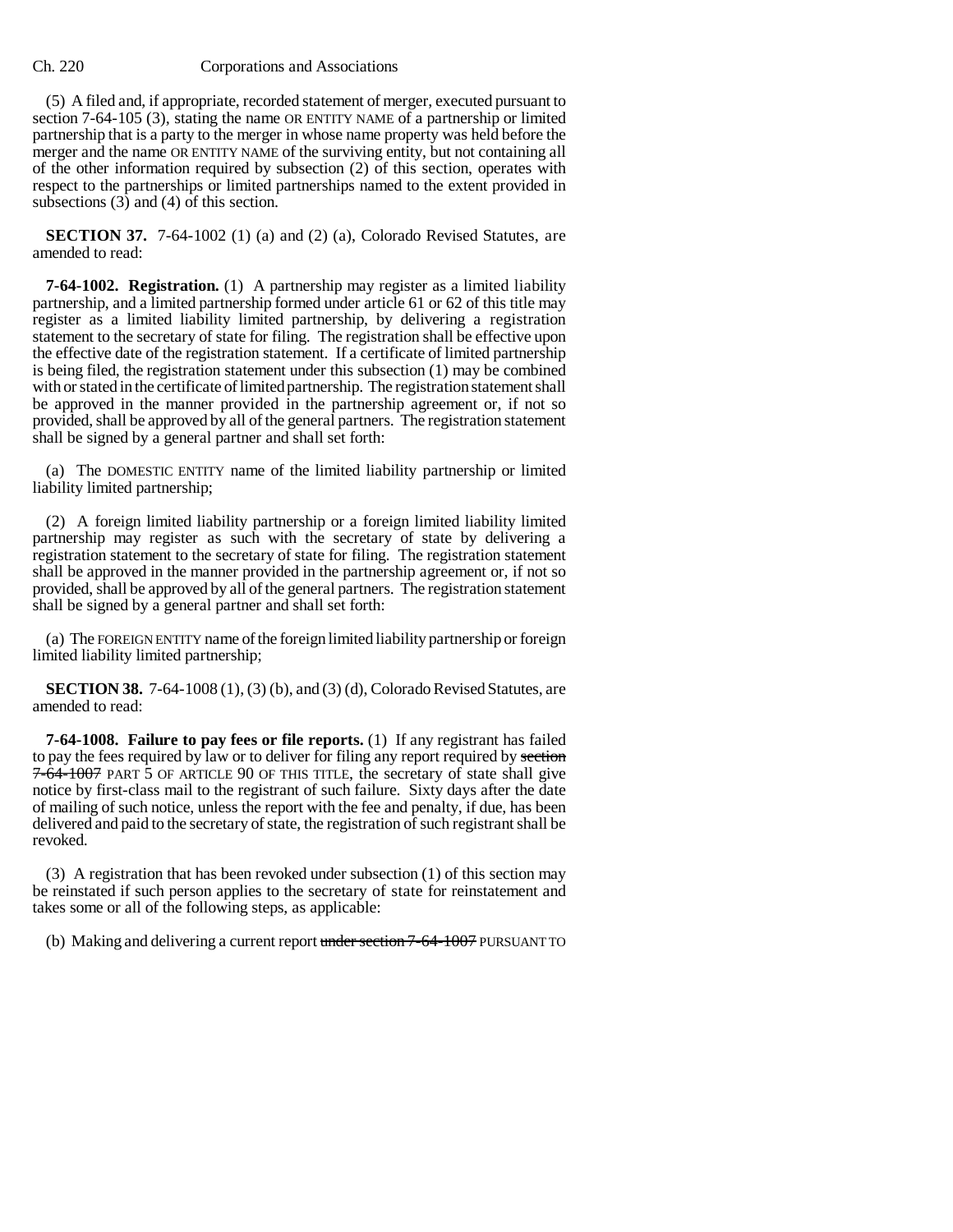(5) A filed and, if appropriate, recorded statement of merger, executed pursuant to section 7-64-105 (3), stating the name OR ENTITY NAME of a partnership or limited partnership that is a party to the merger in whose name property was held before the merger and the name OR ENTITY NAME of the surviving entity, but not containing all of the other information required by subsection (2) of this section, operates with respect to the partnerships or limited partnerships named to the extent provided in subsections (3) and (4) of this section.

**SECTION 37.** 7-64-1002 (1) (a) and (2) (a), Colorado Revised Statutes, are amended to read:

**7-64-1002. Registration.** (1) A partnership may register as a limited liability partnership, and a limited partnership formed under article 61 or 62 of this title may register as a limited liability limited partnership, by delivering a registration statement to the secretary of state for filing. The registration shall be effective upon the effective date of the registration statement. If a certificate of limited partnership is being filed, the registration statement under this subsection (1) may be combined with or stated in the certificate of limited partnership. The registration statement shall be approved in the manner provided in the partnership agreement or, if not so provided, shall be approved by all of the general partners. The registration statement shall be signed by a general partner and shall set forth:

(a) The DOMESTIC ENTITY name of the limited liability partnership or limited liability limited partnership;

(2) A foreign limited liability partnership or a foreign limited liability limited partnership may register as such with the secretary of state by delivering a registration statement to the secretary of state for filing. The registration statement shall be approved in the manner provided in the partnership agreement or, if not so provided, shall be approved by all of the general partners. The registration statement shall be signed by a general partner and shall set forth:

(a) The FOREIGN ENTITY name of the foreign limited liability partnership or foreign limited liability limited partnership;

**SECTION 38.** 7-64-1008 (1), (3) (b), and (3) (d), Colorado Revised Statutes, are amended to read:

**7-64-1008. Failure to pay fees or file reports.** (1) If any registrant has failed to pay the fees required by law or to deliver for filing any report required by ~~section 7-64-1007~~ PART 5 OF ARTICLE 90 OF THIS TITLE, the secretary of state shall give notice by first-class mail to the registrant of such failure. Sixty days after the date of mailing of such notice, unless the report with the fee and penalty, if due, has been delivered and paid to the secretary of state, the registration of such registrant shall be revoked.

(3) A registration that has been revoked under subsection (1) of this section may be reinstated if such person applies to the secretary of state for reinstatement and takes some or all of the following steps, as applicable:

(b) Making and delivering a current report ~~under section 7-64-1007~~ PURSUANT TO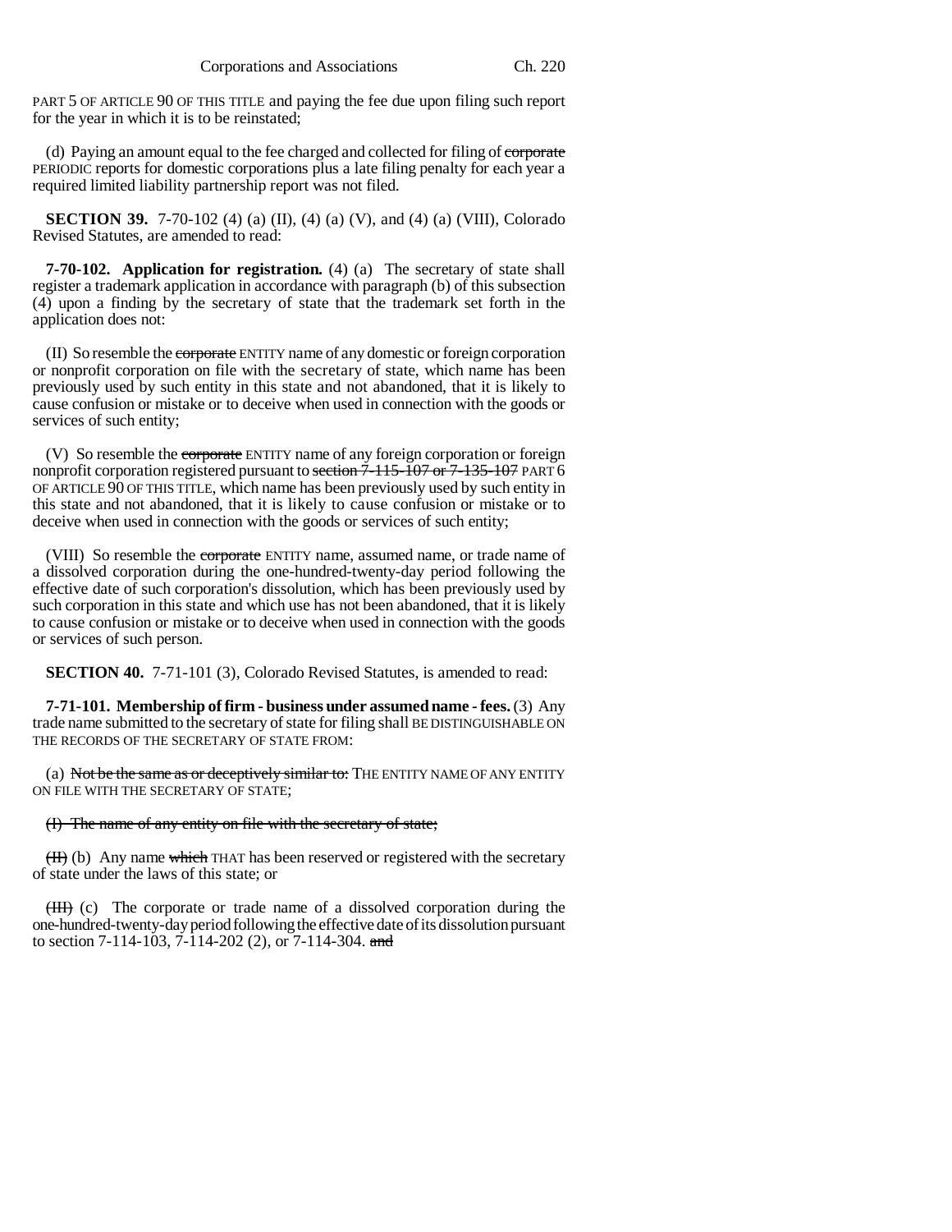PART 5 OF ARTICLE 90 OF THIS TITLE and paying the fee due upon filing such report for the year in which it is to be reinstated;

(d) Paying an amount equal to the fee charged and collected for filing of ~~corporate~~ PERIODIC reports for domestic corporations plus a late filing penalty for each year a required limited liability partnership report was not filed.

**SECTION 39.** 7-70-102 (4) (a) (II), (4) (a) (V), and (4) (a) (VIII), Colorado Revised Statutes, are amended to read:

**7-70-102. Application for registration.** (4) (a) The secretary of state shall register a trademark application in accordance with paragraph (b) of this subsection (4) upon a finding by the secretary of state that the trademark set forth in the application does not:

(II) So resemble the ~~corporate~~ ENTITY name of any domestic or foreign corporation or nonprofit corporation on file with the secretary of state, which name has been previously used by such entity in this state and not abandoned, that it is likely to cause confusion or mistake or to deceive when used in connection with the goods or services of such entity;

(V) So resemble the ~~corporate~~ ENTITY name of any foreign corporation or foreign nonprofit corporation registered pursuant to ~~section 7-115-107 or 7-135-107~~ PART 6 OF ARTICLE 90 OF THIS TITLE, which name has been previously used by such entity in this state and not abandoned, that it is likely to cause confusion or mistake or to deceive when used in connection with the goods or services of such entity;

(VIII) So resemble the ~~corporate~~ ENTITY name, assumed name, or trade name of a dissolved corporation during the one-hundred-twenty-day period following the effective date of such corporation's dissolution, which has been previously used by such corporation in this state and which use has not been abandoned, that it is likely to cause confusion or mistake or to deceive when used in connection with the goods or services of such person.

**SECTION 40.** 7-71-101 (3), Colorado Revised Statutes, is amended to read:

**7-71-101. Membership of firm - business under assumed name - fees.** (3) Any trade name submitted to the secretary of state for filing shall BE DISTINGUISHABLE ON THE RECORDS OF THE SECRETARY OF STATE FROM:

(a) ~~Not be the same as or deceptively similar to:~~ THE ENTITY NAME OF ANY ENTITY ON FILE WITH THE SECRETARY OF STATE;

~~(I) The name of any entity on file with the secretary of state;~~

~~(II)~~ (b) Any name ~~which~~ THAT has been reserved or registered with the secretary of state under the laws of this state; or

~~(III)~~ (c) The corporate or trade name of a dissolved corporation during the one-hundred-twenty-day period following the effective date of its dissolution pursuant to section 7-114-103, 7-114-202 (2), or 7-114-304. ~~and~~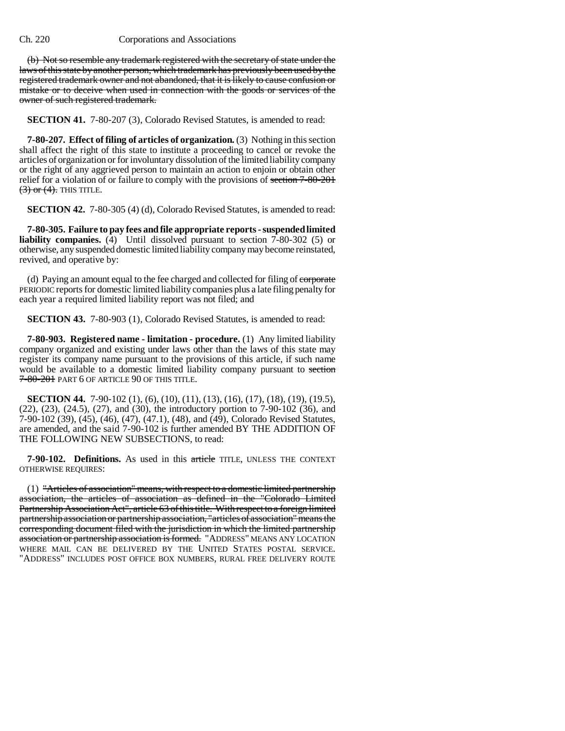~~(b) Not so resemble any trademark registered with the secretary of state under the laws of this state by another person, which trademark has previously been used by the registered trademark owner and not abandoned, that it is likely to cause confusion or mistake or to deceive when used in connection with the goods or services of the owner of such registered trademark.~~

**SECTION 41.** 7-80-207 (3), Colorado Revised Statutes, is amended to read:

**7-80-207. Effect of filing of articles of organization.** (3) Nothing in this section shall affect the right of this state to institute a proceeding to cancel or revoke the articles of organization or for involuntary dissolution of the limited liability company or the right of any aggrieved person to maintain an action to enjoin or obtain other relief for a violation of or failure to comply with the provisions of ~~section 7-80-201 (3) or (4).~~ THIS TITLE.

**SECTION 42.** 7-80-305 (4) (d), Colorado Revised Statutes, is amended to read:

**7-80-305. Failure to pay fees and file appropriate reports - suspended limited liability companies.** (4) Until dissolved pursuant to section 7-80-302 (5) or otherwise, any suspended domestic limited liability company may become reinstated, revived, and operative by:

(d) Paying an amount equal to the fee charged and collected for filing of ~~corporate~~ PERIODIC reports for domestic limited liability companies plus a late filing penalty for each year a required limited liability report was not filed; and

**SECTION 43.** 7-80-903 (1), Colorado Revised Statutes, is amended to read:

**7-80-903. Registered name - limitation - procedure.** (1) Any limited liability company organized and existing under laws other than the laws of this state may register its company name pursuant to the provisions of this article, if such name would be available to a domestic limited liability company pursuant to ~~section 7-80-201~~ PART 6 OF ARTICLE 90 OF THIS TITLE.

**SECTION 44.** 7-90-102 (1), (6), (10), (11), (13), (16), (17), (18), (19), (19.5), (22), (23), (24.5), (27), and (30), the introductory portion to 7-90-102 (36), and 7-90-102 (39), (45), (46), (47), (47.1), (48), and (49), Colorado Revised Statutes, are amended, and the said 7-90-102 is further amended BY THE ADDITION OF THE FOLLOWING NEW SUBSECTIONS, to read:

**7-90-102. Definitions.** As used in this ~~article~~ TITLE, UNLESS THE CONTEXT OTHERWISE REQUIRES:

(1) ~~"Articles of association" means, with respect to a domestic limited partnership association, the articles of association as defined in the "Colorado Limited Partnership Association Act", article 63 of this title. With respect to a foreign limited partnership association or partnership association, "articles of association" means the corresponding document filed with the jurisdiction in which the limited partnership association or partnership association is formed.~~ "ADDRESS" MEANS ANY LOCATION WHERE MAIL CAN BE DELIVERED BY THE UNITED STATES POSTAL SERVICE. "ADDRESS" INCLUDES POST OFFICE BOX NUMBERS, RURAL FREE DELIVERY ROUTE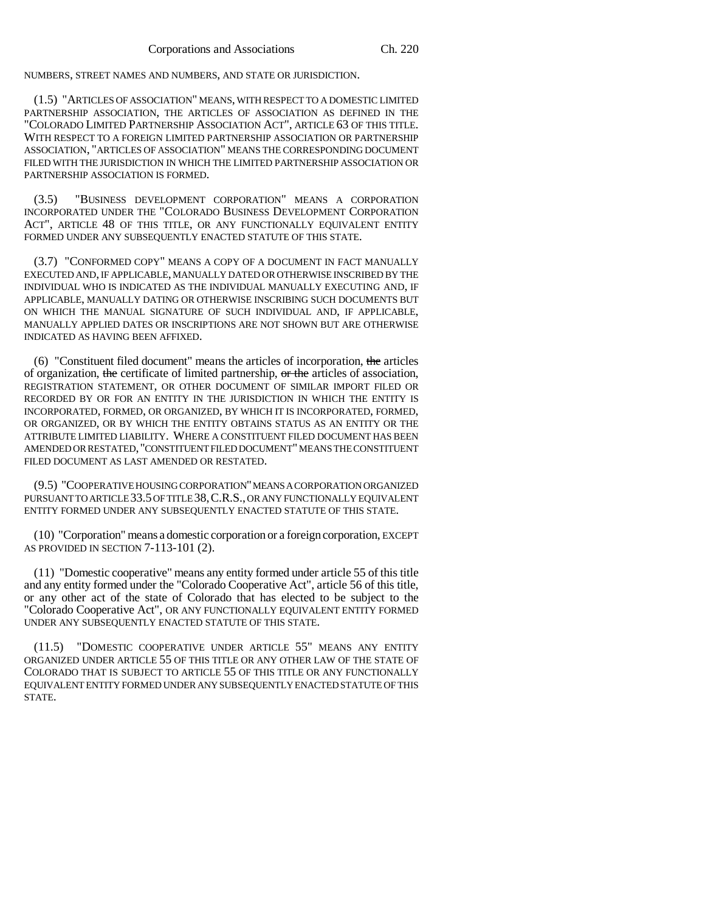NUMBERS, STREET NAMES AND NUMBERS, AND STATE OR JURISDICTION.

(1.5) "ARTICLES OF ASSOCIATION" MEANS, WITH RESPECT TO A DOMESTIC LIMITED PARTNERSHIP ASSOCIATION, THE ARTICLES OF ASSOCIATION AS DEFINED IN THE "COLORADO LIMITED PARTNERSHIP ASSOCIATION ACT", ARTICLE 63 OF THIS TITLE. WITH RESPECT TO A FOREIGN LIMITED PARTNERSHIP ASSOCIATION OR PARTNERSHIP ASSOCIATION, "ARTICLES OF ASSOCIATION" MEANS THE CORRESPONDING DOCUMENT FILED WITH THE JURISDICTION IN WHICH THE LIMITED PARTNERSHIP ASSOCIATION OR PARTNERSHIP ASSOCIATION IS FORMED.

(3.5) "BUSINESS DEVELOPMENT CORPORATION" MEANS A CORPORATION INCORPORATED UNDER THE "COLORADO BUSINESS DEVELOPMENT CORPORATION ACT", ARTICLE 48 OF THIS TITLE, OR ANY FUNCTIONALLY EQUIVALENT ENTITY FORMED UNDER ANY SUBSEQUENTLY ENACTED STATUTE OF THIS STATE.

(3.7) "CONFORMED COPY" MEANS A COPY OF A DOCUMENT IN FACT MANUALLY EXECUTED AND, IF APPLICABLE, MANUALLY DATED OR OTHERWISE INSCRIBED BY THE INDIVIDUAL WHO IS INDICATED AS THE INDIVIDUAL MANUALLY EXECUTING AND, IF APPLICABLE, MANUALLY DATING OR OTHERWISE INSCRIBING SUCH DOCUMENTS BUT ON WHICH THE MANUAL SIGNATURE OF SUCH INDIVIDUAL AND, IF APPLICABLE, MANUALLY APPLIED DATES OR INSCRIPTIONS ARE NOT SHOWN BUT ARE OTHERWISE INDICATED AS HAVING BEEN AFFIXED.

(6) "Constituent filed document" means the articles of incorporation, ~~the~~ articles of organization, ~~the~~ certificate of limited partnership, ~~or the~~ articles of association, REGISTRATION STATEMENT, OR OTHER DOCUMENT OF SIMILAR IMPORT FILED OR RECORDED BY OR FOR AN ENTITY IN THE JURISDICTION IN WHICH THE ENTITY IS INCORPORATED, FORMED, OR ORGANIZED, BY WHICH IT IS INCORPORATED, FORMED, OR ORGANIZED, OR BY WHICH THE ENTITY OBTAINS STATUS AS AN ENTITY OR THE ATTRIBUTE LIMITED LIABILITY. WHERE A CONSTITUENT FILED DOCUMENT HAS BEEN AMENDED OR RESTATED, "CONSTITUENT FILED DOCUMENT" MEANS THE CONSTITUENT FILED DOCUMENT AS LAST AMENDED OR RESTATED.

(9.5) "COOPERATIVE HOUSING CORPORATION" MEANS A CORPORATION ORGANIZED PURSUANT TO ARTICLE 33.5 OF TITLE 38, C.R.S., OR ANY FUNCTIONALLY EQUIVALENT ENTITY FORMED UNDER ANY SUBSEQUENTLY ENACTED STATUTE OF THIS STATE.

(10) "Corporation" means a domestic corporation or a foreign corporation, EXCEPT AS PROVIDED IN SECTION 7-113-101 (2).

(11) "Domestic cooperative" means any entity formed under article 55 of this title and any entity formed under the "Colorado Cooperative Act", article 56 of this title, or any other act of the state of Colorado that has elected to be subject to the "Colorado Cooperative Act", OR ANY FUNCTIONALLY EQUIVALENT ENTITY FORMED UNDER ANY SUBSEQUENTLY ENACTED STATUTE OF THIS STATE.

(11.5) "DOMESTIC COOPERATIVE UNDER ARTICLE 55" MEANS ANY ENTITY ORGANIZED UNDER ARTICLE 55 OF THIS TITLE OR ANY OTHER LAW OF THE STATE OF COLORADO THAT IS SUBJECT TO ARTICLE 55 OF THIS TITLE OR ANY FUNCTIONALLY EQUIVALENT ENTITY FORMED UNDER ANY SUBSEQUENTLY ENACTED STATUTE OF THIS STATE.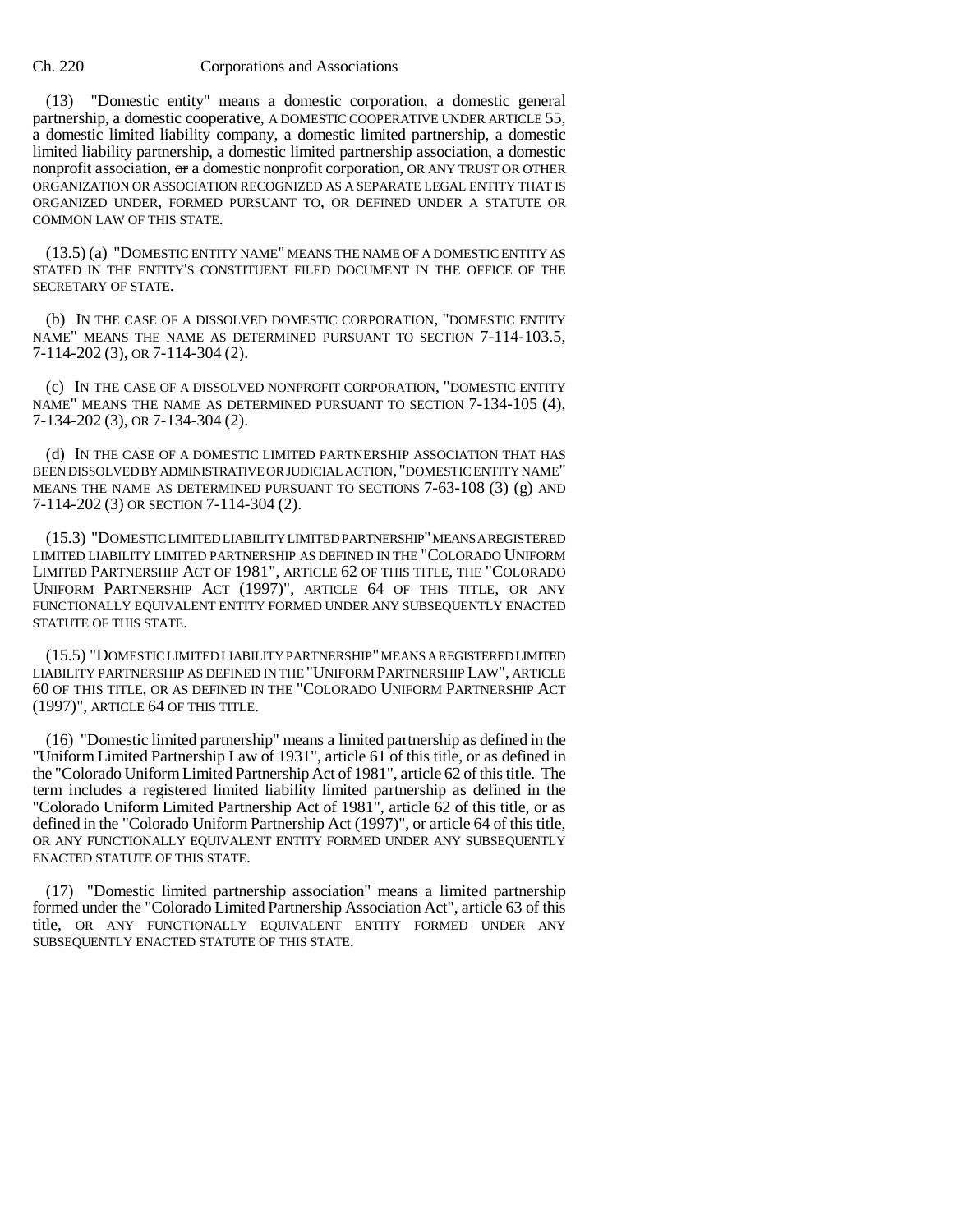(13) "Domestic entity" means a domestic corporation, a domestic general partnership, a domestic cooperative, A DOMESTIC COOPERATIVE UNDER ARTICLE 55, a domestic limited liability company, a domestic limited partnership, a domestic limited liability partnership, a domestic limited partnership association, a domestic nonprofit association, ~~or~~ a domestic nonprofit corporation, OR ANY TRUST OR OTHER ORGANIZATION OR ASSOCIATION RECOGNIZED AS A SEPARATE LEGAL ENTITY THAT IS ORGANIZED UNDER, FORMED PURSUANT TO, OR DEFINED UNDER A STATUTE OR COMMON LAW OF THIS STATE.

(13.5) (a) "DOMESTIC ENTITY NAME" MEANS THE NAME OF A DOMESTIC ENTITY AS STATED IN THE ENTITY'S CONSTITUENT FILED DOCUMENT IN THE OFFICE OF THE SECRETARY OF STATE.

(b) IN THE CASE OF A DISSOLVED DOMESTIC CORPORATION, "DOMESTIC ENTITY NAME" MEANS THE NAME AS DETERMINED PURSUANT TO SECTION 7-114-103.5, 7-114-202 (3), OR 7-114-304 (2).

(c) IN THE CASE OF A DISSOLVED NONPROFIT CORPORATION, "DOMESTIC ENTITY NAME" MEANS THE NAME AS DETERMINED PURSUANT TO SECTION 7-134-105 (4), 7-134-202 (3), OR 7-134-304 (2).

(d) IN THE CASE OF A DOMESTIC LIMITED PARTNERSHIP ASSOCIATION THAT HAS BEEN DISSOLVED BY ADMINISTRATIVE OR JUDICIAL ACTION, "DOMESTIC ENTITY NAME" MEANS THE NAME AS DETERMINED PURSUANT TO SECTIONS 7-63-108 (3) (g) AND 7-114-202 (3) OR SECTION 7-114-304 (2).

(15.3) "DOMESTIC LIMITED LIABILITY LIMITED PARTNERSHIP" MEANS A REGISTERED LIMITED LIABILITY LIMITED PARTNERSHIP AS DEFINED IN THE "COLORADO UNIFORM LIMITED PARTNERSHIP ACT OF 1981", ARTICLE 62 OF THIS TITLE, THE "COLORADO UNIFORM PARTNERSHIP ACT (1997)", ARTICLE 64 OF THIS TITLE, OR ANY FUNCTIONALLY EQUIVALENT ENTITY FORMED UNDER ANY SUBSEQUENTLY ENACTED STATUTE OF THIS STATE.

(15.5) "DOMESTIC LIMITED LIABILITY PARTNERSHIP" MEANS A REGISTERED LIMITED LIABILITY PARTNERSHIP AS DEFINED IN THE "UNIFORM PARTNERSHIP LAW", ARTICLE 60 OF THIS TITLE, OR AS DEFINED IN THE "COLORADO UNIFORM PARTNERSHIP ACT (1997)", ARTICLE 64 OF THIS TITLE.

(16) "Domestic limited partnership" means a limited partnership as defined in the "Uniform Limited Partnership Law of 1931", article 61 of this title, or as defined in the "Colorado Uniform Limited Partnership Act of 1981", article 62 of this title. The term includes a registered limited liability limited partnership as defined in the "Colorado Uniform Limited Partnership Act of 1981", article 62 of this title, or as defined in the "Colorado Uniform Partnership Act (1997)", or article 64 of this title, OR ANY FUNCTIONALLY EQUIVALENT ENTITY FORMED UNDER ANY SUBSEQUENTLY ENACTED STATUTE OF THIS STATE.

(17) "Domestic limited partnership association" means a limited partnership formed under the "Colorado Limited Partnership Association Act", article 63 of this title, OR ANY FUNCTIONALLY EQUIVALENT ENTITY FORMED UNDER ANY SUBSEQUENTLY ENACTED STATUTE OF THIS STATE.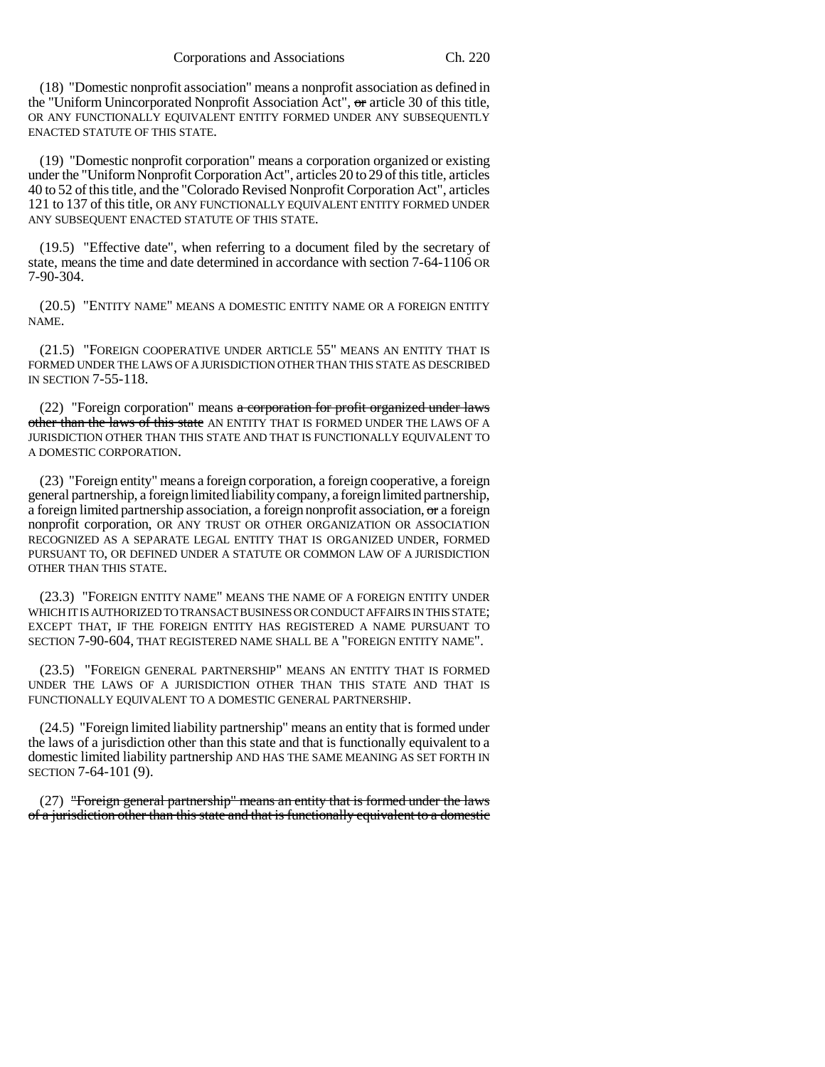(18) "Domestic nonprofit association" means a nonprofit association as defined in the "Uniform Unincorporated Nonprofit Association Act", ~~or~~ article 30 of this title, OR ANY FUNCTIONALLY EQUIVALENT ENTITY FORMED UNDER ANY SUBSEQUENTLY ENACTED STATUTE OF THIS STATE.

(19) "Domestic nonprofit corporation" means a corporation organized or existing under the "Uniform Nonprofit Corporation Act", articles 20 to 29 of this title, articles 40 to 52 of this title, and the "Colorado Revised Nonprofit Corporation Act", articles 121 to 137 of this title, OR ANY FUNCTIONALLY EQUIVALENT ENTITY FORMED UNDER ANY SUBSEQUENT ENACTED STATUTE OF THIS STATE.

(19.5) "Effective date", when referring to a document filed by the secretary of state, means the time and date determined in accordance with section 7-64-1106 OR 7-90-304.

(20.5) "ENTITY NAME" MEANS A DOMESTIC ENTITY NAME OR A FOREIGN ENTITY NAME.

(21.5) "FOREIGN COOPERATIVE UNDER ARTICLE 55" MEANS AN ENTITY THAT IS FORMED UNDER THE LAWS OF A JURISDICTION OTHER THAN THIS STATE AS DESCRIBED IN SECTION 7-55-118.

(22) "Foreign corporation" means ~~a corporation for profit organized under laws other than the laws of this state~~ AN ENTITY THAT IS FORMED UNDER THE LAWS OF A JURISDICTION OTHER THAN THIS STATE AND THAT IS FUNCTIONALLY EQUIVALENT TO A DOMESTIC CORPORATION.

(23) "Foreign entity" means a foreign corporation, a foreign cooperative, a foreign general partnership, a foreign limited liability company, a foreign limited partnership, a foreign limited partnership association, a foreign nonprofit association, ~~or~~ a foreign nonprofit corporation, OR ANY TRUST OR OTHER ORGANIZATION OR ASSOCIATION RECOGNIZED AS A SEPARATE LEGAL ENTITY THAT IS ORGANIZED UNDER, FORMED PURSUANT TO, OR DEFINED UNDER A STATUTE OR COMMON LAW OF A JURISDICTION OTHER THAN THIS STATE.

(23.3) "FOREIGN ENTITY NAME" MEANS THE NAME OF A FOREIGN ENTITY UNDER WHICH IT IS AUTHORIZED TO TRANSACT BUSINESS OR CONDUCT AFFAIRS IN THIS STATE; EXCEPT THAT, IF THE FOREIGN ENTITY HAS REGISTERED A NAME PURSUANT TO SECTION 7-90-604, THAT REGISTERED NAME SHALL BE A "FOREIGN ENTITY NAME".

(23.5) "FOREIGN GENERAL PARTNERSHIP" MEANS AN ENTITY THAT IS FORMED UNDER THE LAWS OF A JURISDICTION OTHER THAN THIS STATE AND THAT IS FUNCTIONALLY EQUIVALENT TO A DOMESTIC GENERAL PARTNERSHIP.

(24.5) "Foreign limited liability partnership" means an entity that is formed under the laws of a jurisdiction other than this state and that is functionally equivalent to a domestic limited liability partnership AND HAS THE SAME MEANING AS SET FORTH IN SECTION 7-64-101 (9).

(27) ~~"Foreign general partnership" means an entity that is formed under the laws of a jurisdiction other than this state and that is functionally equivalent to a domestic~~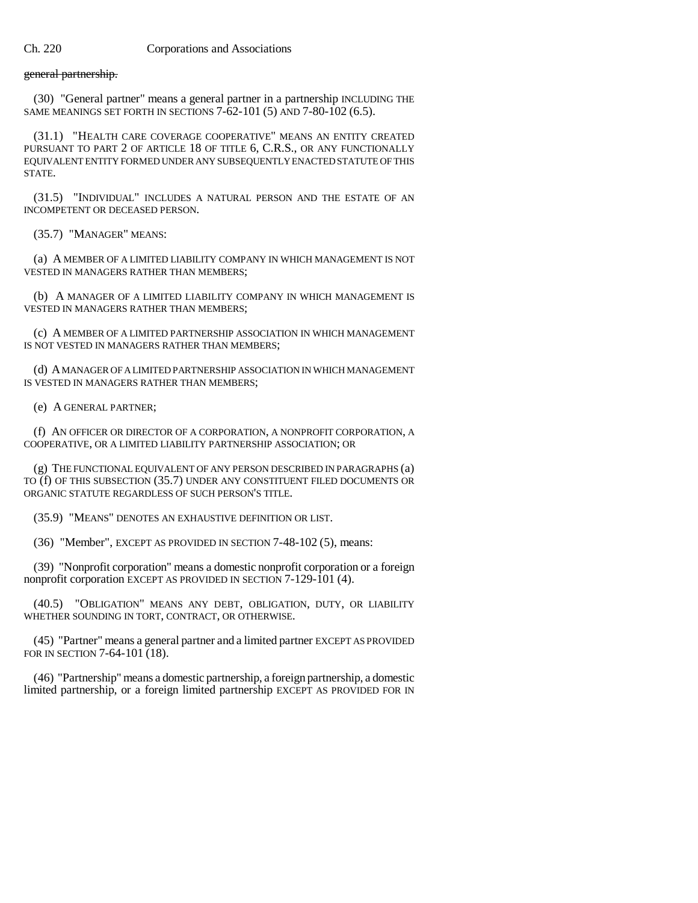~~general partnership.~~

(30) "General partner" means a general partner in a partnership INCLUDING THE SAME MEANINGS SET FORTH IN SECTIONS 7-62-101 (5) AND 7-80-102 (6.5).

(31.1) "HEALTH CARE COVERAGE COOPERATIVE" MEANS AN ENTITY CREATED PURSUANT TO PART 2 OF ARTICLE 18 OF TITLE 6, C.R.S., OR ANY FUNCTIONALLY EQUIVALENT ENTITY FORMED UNDER ANY SUBSEQUENTLY ENACTED STATUTE OF THIS STATE.

(31.5) "INDIVIDUAL" INCLUDES A NATURAL PERSON AND THE ESTATE OF AN INCOMPETENT OR DECEASED PERSON.

(35.7) "MANAGER" MEANS:

(a) A MEMBER OF A LIMITED LIABILITY COMPANY IN WHICH MANAGEMENT IS NOT VESTED IN MANAGERS RATHER THAN MEMBERS;

(b) A MANAGER OF A LIMITED LIABILITY COMPANY IN WHICH MANAGEMENT IS VESTED IN MANAGERS RATHER THAN MEMBERS;

(c) A MEMBER OF A LIMITED PARTNERSHIP ASSOCIATION IN WHICH MANAGEMENT IS NOT VESTED IN MANAGERS RATHER THAN MEMBERS;

(d) A MANAGER OF A LIMITED PARTNERSHIP ASSOCIATION IN WHICH MANAGEMENT IS VESTED IN MANAGERS RATHER THAN MEMBERS;

(e) A GENERAL PARTNER;

(f) AN OFFICER OR DIRECTOR OF A CORPORATION, A NONPROFIT CORPORATION, A COOPERATIVE, OR A LIMITED LIABILITY PARTNERSHIP ASSOCIATION; OR

(g) THE FUNCTIONAL EQUIVALENT OF ANY PERSON DESCRIBED IN PARAGRAPHS (a) TO (f) OF THIS SUBSECTION (35.7) UNDER ANY CONSTITUENT FILED DOCUMENTS OR ORGANIC STATUTE REGARDLESS OF SUCH PERSON'S TITLE.

(35.9) "MEANS" DENOTES AN EXHAUSTIVE DEFINITION OR LIST.

(36) "Member", EXCEPT AS PROVIDED IN SECTION 7-48-102 (5), means:

(39) "Nonprofit corporation" means a domestic nonprofit corporation or a foreign nonprofit corporation EXCEPT AS PROVIDED IN SECTION 7-129-101 (4).

(40.5) "OBLIGATION" MEANS ANY DEBT, OBLIGATION, DUTY, OR LIABILITY WHETHER SOUNDING IN TORT, CONTRACT, OR OTHERWISE.

(45) "Partner" means a general partner and a limited partner EXCEPT AS PROVIDED FOR IN SECTION 7-64-101 (18).

(46) "Partnership" means a domestic partnership, a foreign partnership, a domestic limited partnership, or a foreign limited partnership EXCEPT AS PROVIDED FOR IN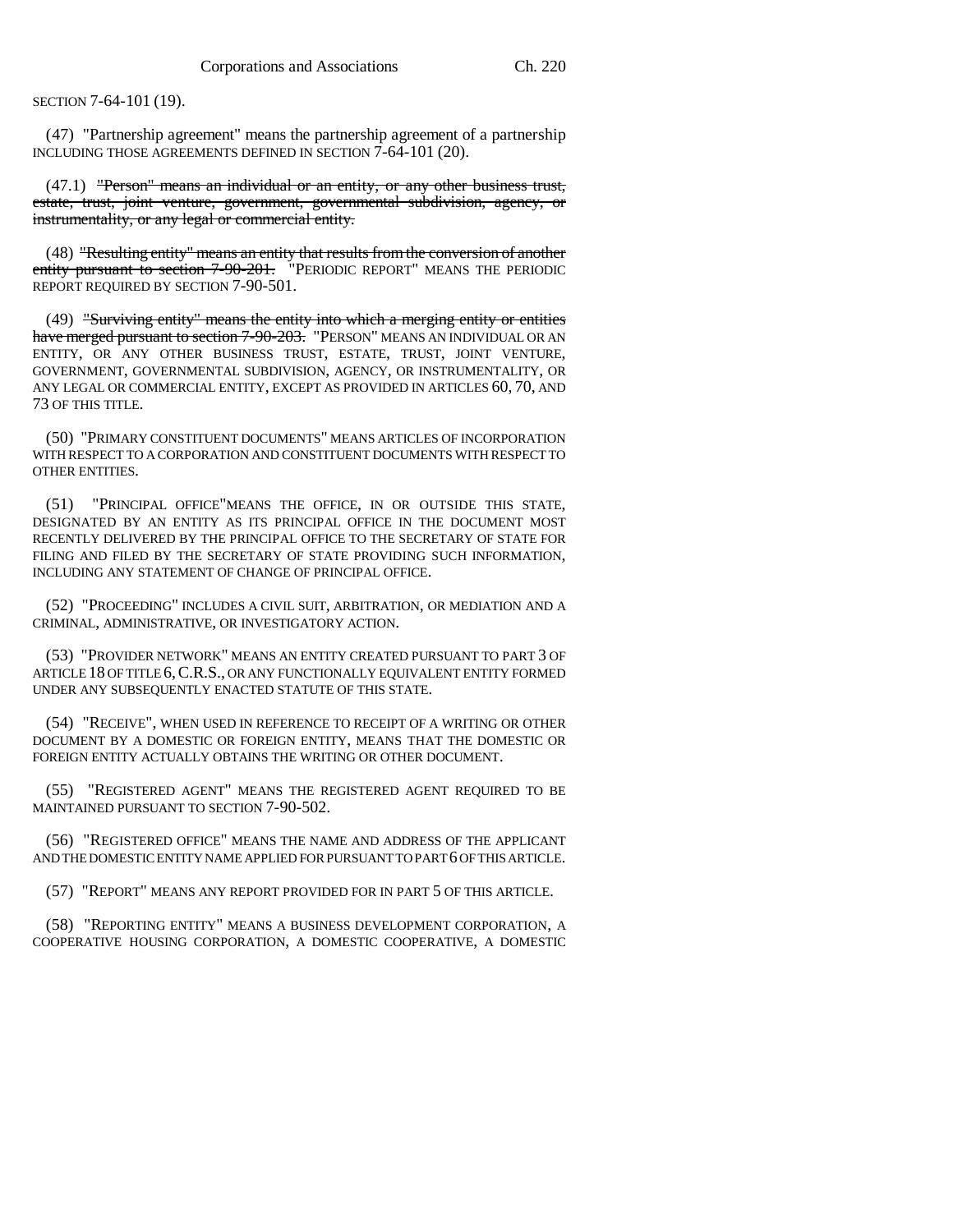SECTION 7-64-101 (19).

(47) "Partnership agreement" means the partnership agreement of a partnership INCLUDING THOSE AGREEMENTS DEFINED IN SECTION 7-64-101 (20).

(47.1) ~~"Person" means an individual or an entity, or any other business trust, estate, trust, joint venture, government, governmental subdivision, agency, or instrumentality, or any legal or commercial entity.~~

(48) ~~"Resulting entity" means an entity that results from the conversion of another entity pursuant to section 7-90-201.~~ "PERIODIC REPORT" MEANS THE PERIODIC REPORT REQUIRED BY SECTION 7-90-501.

(49) ~~"Surviving entity" means the entity into which a merging entity or entities have merged pursuant to section 7-90-203.~~ "PERSON" MEANS AN INDIVIDUAL OR AN ENTITY, OR ANY OTHER BUSINESS TRUST, ESTATE, TRUST, JOINT VENTURE, GOVERNMENT, GOVERNMENTAL SUBDIVISION, AGENCY, OR INSTRUMENTALITY, OR ANY LEGAL OR COMMERCIAL ENTITY, EXCEPT AS PROVIDED IN ARTICLES 60, 70, AND 73 OF THIS TITLE.

(50) "PRIMARY CONSTITUENT DOCUMENTS" MEANS ARTICLES OF INCORPORATION WITH RESPECT TO A CORPORATION AND CONSTITUENT DOCUMENTS WITH RESPECT TO OTHER ENTITIES.

(51) "PRINCIPAL OFFICE" MEANS THE OFFICE, IN OR OUTSIDE THIS STATE, DESIGNATED BY AN ENTITY AS ITS PRINCIPAL OFFICE IN THE DOCUMENT MOST RECENTLY DELIVERED BY THE PRINCIPAL OFFICE TO THE SECRETARY OF STATE FOR FILING AND FILED BY THE SECRETARY OF STATE PROVIDING SUCH INFORMATION, INCLUDING ANY STATEMENT OF CHANGE OF PRINCIPAL OFFICE.

(52) "PROCEEDING" INCLUDES A CIVIL SUIT, ARBITRATION, OR MEDIATION AND A CRIMINAL, ADMINISTRATIVE, OR INVESTIGATORY ACTION.

(53) "PROVIDER NETWORK" MEANS AN ENTITY CREATED PURSUANT TO PART 3 OF ARTICLE 18 OF TITLE 6, C.R.S., OR ANY FUNCTIONALLY EQUIVALENT ENTITY FORMED UNDER ANY SUBSEQUENTLY ENACTED STATUTE OF THIS STATE.

(54) "RECEIVE", WHEN USED IN REFERENCE TO RECEIPT OF A WRITING OR OTHER DOCUMENT BY A DOMESTIC OR FOREIGN ENTITY, MEANS THAT THE DOMESTIC OR FOREIGN ENTITY ACTUALLY OBTAINS THE WRITING OR OTHER DOCUMENT.

(55) "REGISTERED AGENT" MEANS THE REGISTERED AGENT REQUIRED TO BE MAINTAINED PURSUANT TO SECTION 7-90-502.

(56) "REGISTERED OFFICE" MEANS THE NAME AND ADDRESS OF THE APPLICANT AND THE DOMESTIC ENTITY NAME APPLIED FOR PURSUANT TO PART 6 OF THIS ARTICLE.

(57) "REPORT" MEANS ANY REPORT PROVIDED FOR IN PART 5 OF THIS ARTICLE.

(58) "REPORTING ENTITY" MEANS A BUSINESS DEVELOPMENT CORPORATION, A COOPERATIVE HOUSING CORPORATION, A DOMESTIC COOPERATIVE, A DOMESTIC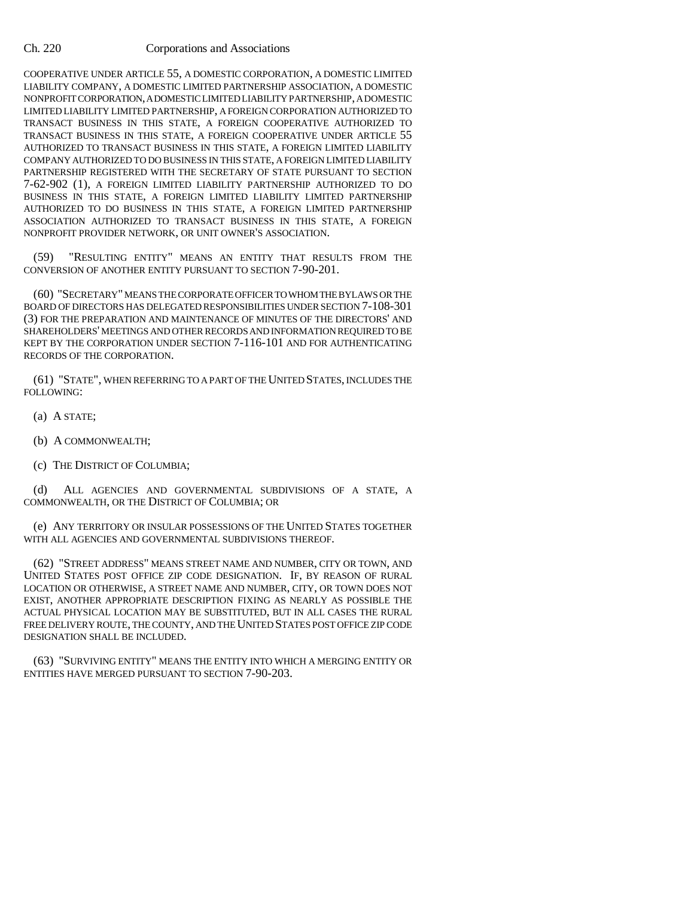COOPERATIVE UNDER ARTICLE 55, A DOMESTIC CORPORATION, A DOMESTIC LIMITED LIABILITY COMPANY, A DOMESTIC LIMITED PARTNERSHIP ASSOCIATION, A DOMESTIC NONPROFIT CORPORATION, A DOMESTIC LIMITED LIABILITY PARTNERSHIP, A DOMESTIC LIMITED LIABILITY LIMITED PARTNERSHIP, A FOREIGN CORPORATION AUTHORIZED TO TRANSACT BUSINESS IN THIS STATE, A FOREIGN COOPERATIVE AUTHORIZED TO TRANSACT BUSINESS IN THIS STATE, A FOREIGN COOPERATIVE UNDER ARTICLE 55 AUTHORIZED TO TRANSACT BUSINESS IN THIS STATE, A FOREIGN LIMITED LIABILITY COMPANY AUTHORIZED TO DO BUSINESS IN THIS STATE, A FOREIGN LIMITED LIABILITY PARTNERSHIP REGISTERED WITH THE SECRETARY OF STATE PURSUANT TO SECTION 7-62-902 (1), A FOREIGN LIMITED LIABILITY PARTNERSHIP AUTHORIZED TO DO BUSINESS IN THIS STATE, A FOREIGN LIMITED LIABILITY LIMITED PARTNERSHIP AUTHORIZED TO DO BUSINESS IN THIS STATE, A FOREIGN LIMITED PARTNERSHIP ASSOCIATION AUTHORIZED TO TRANSACT BUSINESS IN THIS STATE, A FOREIGN NONPROFIT PROVIDER NETWORK, OR UNIT OWNER'S ASSOCIATION.

(59) "RESULTING ENTITY" MEANS AN ENTITY THAT RESULTS FROM THE CONVERSION OF ANOTHER ENTITY PURSUANT TO SECTION 7-90-201.

(60) "SECRETARY" MEANS THE CORPORATE OFFICER TO WHOM THE BYLAWS OR THE BOARD OF DIRECTORS HAS DELEGATED RESPONSIBILITIES UNDER SECTION 7-108-301 (3) FOR THE PREPARATION AND MAINTENANCE OF MINUTES OF THE DIRECTORS' AND SHAREHOLDERS' MEETINGS AND OTHER RECORDS AND INFORMATION REQUIRED TO BE KEPT BY THE CORPORATION UNDER SECTION 7-116-101 AND FOR AUTHENTICATING RECORDS OF THE CORPORATION.

(61) "STATE", WHEN REFERRING TO A PART OF THE UNITED STATES, INCLUDES THE FOLLOWING:

(a) A STATE;

(b) A COMMONWEALTH;

(c) THE DISTRICT OF COLUMBIA;

(d) ALL AGENCIES AND GOVERNMENTAL SUBDIVISIONS OF A STATE, A COMMONWEALTH, OR THE DISTRICT OF COLUMBIA; OR

(e) ANY TERRITORY OR INSULAR POSSESSIONS OF THE UNITED STATES TOGETHER WITH ALL AGENCIES AND GOVERNMENTAL SUBDIVISIONS THEREOF.

(62) "STREET ADDRESS" MEANS STREET NAME AND NUMBER, CITY OR TOWN, AND UNITED STATES POST OFFICE ZIP CODE DESIGNATION. IF, BY REASON OF RURAL LOCATION OR OTHERWISE, A STREET NAME AND NUMBER, CITY, OR TOWN DOES NOT EXIST, ANOTHER APPROPRIATE DESCRIPTION FIXING AS NEARLY AS POSSIBLE THE ACTUAL PHYSICAL LOCATION MAY BE SUBSTITUTED, BUT IN ALL CASES THE RURAL FREE DELIVERY ROUTE, THE COUNTY, AND THE UNITED STATES POST OFFICE ZIP CODE DESIGNATION SHALL BE INCLUDED.

(63) "SURVIVING ENTITY" MEANS THE ENTITY INTO WHICH A MERGING ENTITY OR ENTITIES HAVE MERGED PURSUANT TO SECTION 7-90-203.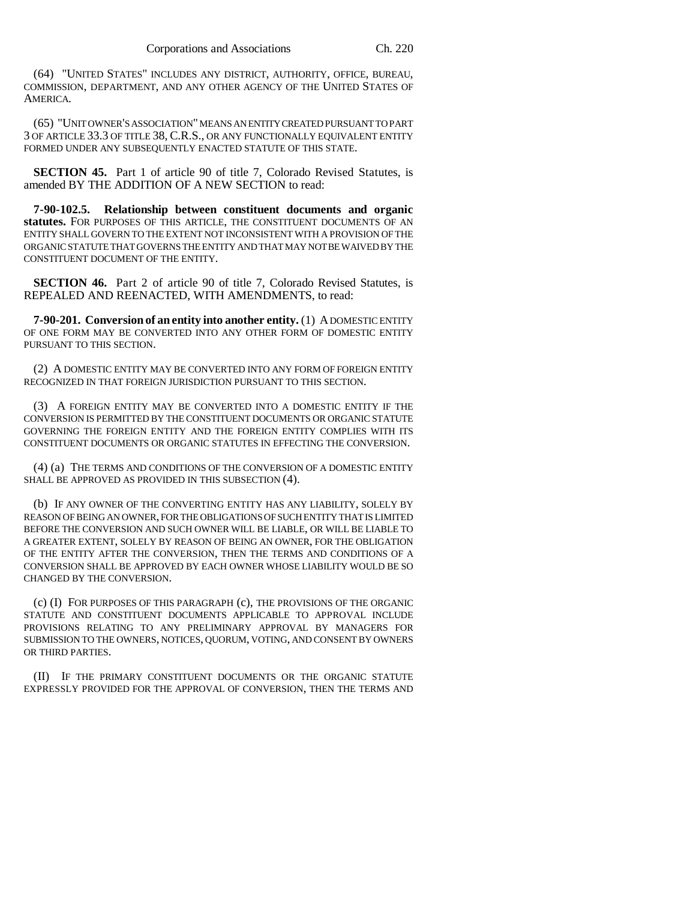(64) "UNITED STATES" INCLUDES ANY DISTRICT, AUTHORITY, OFFICE, BUREAU, COMMISSION, DEPARTMENT, AND ANY OTHER AGENCY OF THE UNITED STATES OF AMERICA.

(65) "UNIT OWNER'S ASSOCIATION" MEANS AN ENTITY CREATED PURSUANT TO PART 3 OF ARTICLE 33.3 OF TITLE 38, C.R.S., OR ANY FUNCTIONALLY EQUIVALENT ENTITY FORMED UNDER ANY SUBSEQUENTLY ENACTED STATUTE OF THIS STATE.

**SECTION 45.** Part 1 of article 90 of title 7, Colorado Revised Statutes, is amended BY THE ADDITION OF A NEW SECTION to read:

**7-90-102.5. Relationship between constituent documents and organic statutes.** FOR PURPOSES OF THIS ARTICLE, THE CONSTITUENT DOCUMENTS OF AN ENTITY SHALL GOVERN TO THE EXTENT NOT INCONSISTENT WITH A PROVISION OF THE ORGANIC STATUTE THAT GOVERNS THE ENTITY AND THAT MAY NOT BE WAIVED BY THE CONSTITUENT DOCUMENT OF THE ENTITY.

**SECTION 46.** Part 2 of article 90 of title 7, Colorado Revised Statutes, is REPEALED AND REENACTED, WITH AMENDMENTS, to read:

**7-90-201. Conversion of an entity into another entity.** (1) A DOMESTIC ENTITY OF ONE FORM MAY BE CONVERTED INTO ANY OTHER FORM OF DOMESTIC ENTITY PURSUANT TO THIS SECTION.

(2) A DOMESTIC ENTITY MAY BE CONVERTED INTO ANY FORM OF FOREIGN ENTITY RECOGNIZED IN THAT FOREIGN JURISDICTION PURSUANT TO THIS SECTION.

(3) A FOREIGN ENTITY MAY BE CONVERTED INTO A DOMESTIC ENTITY IF THE CONVERSION IS PERMITTED BY THE CONSTITUENT DOCUMENTS OR ORGANIC STATUTE GOVERNING THE FOREIGN ENTITY AND THE FOREIGN ENTITY COMPLIES WITH ITS CONSTITUENT DOCUMENTS OR ORGANIC STATUTES IN EFFECTING THE CONVERSION.

(4) (a) THE TERMS AND CONDITIONS OF THE CONVERSION OF A DOMESTIC ENTITY SHALL BE APPROVED AS PROVIDED IN THIS SUBSECTION (4).

(b) IF ANY OWNER OF THE CONVERTING ENTITY HAS ANY LIABILITY, SOLELY BY REASON OF BEING AN OWNER, FOR THE OBLIGATIONS OF SUCH ENTITY THAT IS LIMITED BEFORE THE CONVERSION AND SUCH OWNER WILL BE LIABLE, OR WILL BE LIABLE TO A GREATER EXTENT, SOLELY BY REASON OF BEING AN OWNER, FOR THE OBLIGATION OF THE ENTITY AFTER THE CONVERSION, THEN THE TERMS AND CONDITIONS OF A CONVERSION SHALL BE APPROVED BY EACH OWNER WHOSE LIABILITY WOULD BE SO CHANGED BY THE CONVERSION.

(c) (I) FOR PURPOSES OF THIS PARAGRAPH (c), THE PROVISIONS OF THE ORGANIC STATUTE AND CONSTITUENT DOCUMENTS APPLICABLE TO APPROVAL INCLUDE PROVISIONS RELATING TO ANY PRELIMINARY APPROVAL BY MANAGERS FOR SUBMISSION TO THE OWNERS, NOTICES, QUORUM, VOTING, AND CONSENT BY OWNERS OR THIRD PARTIES.

(II) IF THE PRIMARY CONSTITUENT DOCUMENTS OR THE ORGANIC STATUTE EXPRESSLY PROVIDED FOR THE APPROVAL OF CONVERSION, THEN THE TERMS AND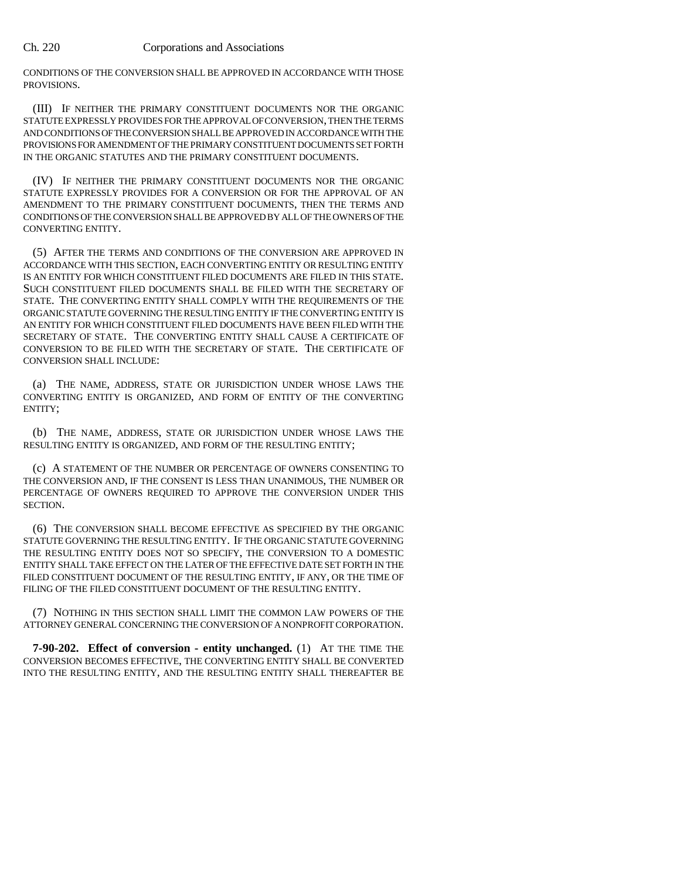CONDITIONS OF THE CONVERSION SHALL BE APPROVED IN ACCORDANCE WITH THOSE PROVISIONS.

(III) IF NEITHER THE PRIMARY CONSTITUENT DOCUMENTS NOR THE ORGANIC STATUTE EXPRESSLY PROVIDES FOR THE APPROVAL OF CONVERSION, THEN THE TERMS AND CONDITIONS OF THE CONVERSION SHALL BE APPROVED IN ACCORDANCE WITH THE PROVISIONS FOR AMENDMENT OF THE PRIMARY CONSTITUENT DOCUMENTS SET FORTH IN THE ORGANIC STATUTES AND THE PRIMARY CONSTITUENT DOCUMENTS.

(IV) IF NEITHER THE PRIMARY CONSTITUENT DOCUMENTS NOR THE ORGANIC STATUTE EXPRESSLY PROVIDES FOR A CONVERSION OR FOR THE APPROVAL OF AN AMENDMENT TO THE PRIMARY CONSTITUENT DOCUMENTS, THEN THE TERMS AND CONDITIONS OF THE CONVERSION SHALL BE APPROVED BY ALL OF THE OWNERS OF THE CONVERTING ENTITY.

(5) AFTER THE TERMS AND CONDITIONS OF THE CONVERSION ARE APPROVED IN ACCORDANCE WITH THIS SECTION, EACH CONVERTING ENTITY OR RESULTING ENTITY IS AN ENTITY FOR WHICH CONSTITUENT FILED DOCUMENTS ARE FILED IN THIS STATE. SUCH CONSTITUENT FILED DOCUMENTS SHALL BE FILED WITH THE SECRETARY OF STATE. THE CONVERTING ENTITY SHALL COMPLY WITH THE REQUIREMENTS OF THE ORGANIC STATUTE GOVERNING THE RESULTING ENTITY IF THE CONVERTING ENTITY IS AN ENTITY FOR WHICH CONSTITUENT FILED DOCUMENTS HAVE BEEN FILED WITH THE SECRETARY OF STATE. THE CONVERTING ENTITY SHALL CAUSE A CERTIFICATE OF CONVERSION TO BE FILED WITH THE SECRETARY OF STATE. THE CERTIFICATE OF CONVERSION SHALL INCLUDE:

(a) THE NAME, ADDRESS, STATE OR JURISDICTION UNDER WHOSE LAWS THE CONVERTING ENTITY IS ORGANIZED, AND FORM OF ENTITY OF THE CONVERTING ENTITY;

(b) THE NAME, ADDRESS, STATE OR JURISDICTION UNDER WHOSE LAWS THE RESULTING ENTITY IS ORGANIZED, AND FORM OF THE RESULTING ENTITY;

(c) A STATEMENT OF THE NUMBER OR PERCENTAGE OF OWNERS CONSENTING TO THE CONVERSION AND, IF THE CONSENT IS LESS THAN UNANIMOUS, THE NUMBER OR PERCENTAGE OF OWNERS REQUIRED TO APPROVE THE CONVERSION UNDER THIS SECTION.

(6) THE CONVERSION SHALL BECOME EFFECTIVE AS SPECIFIED BY THE ORGANIC STATUTE GOVERNING THE RESULTING ENTITY. IF THE ORGANIC STATUTE GOVERNING THE RESULTING ENTITY DOES NOT SO SPECIFY, THE CONVERSION TO A DOMESTIC ENTITY SHALL TAKE EFFECT ON THE LATER OF THE EFFECTIVE DATE SET FORTH IN THE FILED CONSTITUENT DOCUMENT OF THE RESULTING ENTITY, IF ANY, OR THE TIME OF FILING OF THE FILED CONSTITUENT DOCUMENT OF THE RESULTING ENTITY.

(7) NOTHING IN THIS SECTION SHALL LIMIT THE COMMON LAW POWERS OF THE ATTORNEY GENERAL CONCERNING THE CONVERSION OF A NONPROFIT CORPORATION.

**7-90-202. Effect of conversion - entity unchanged.** (1) AT THE TIME THE CONVERSION BECOMES EFFECTIVE, THE CONVERTING ENTITY SHALL BE CONVERTED INTO THE RESULTING ENTITY, AND THE RESULTING ENTITY SHALL THEREAFTER BE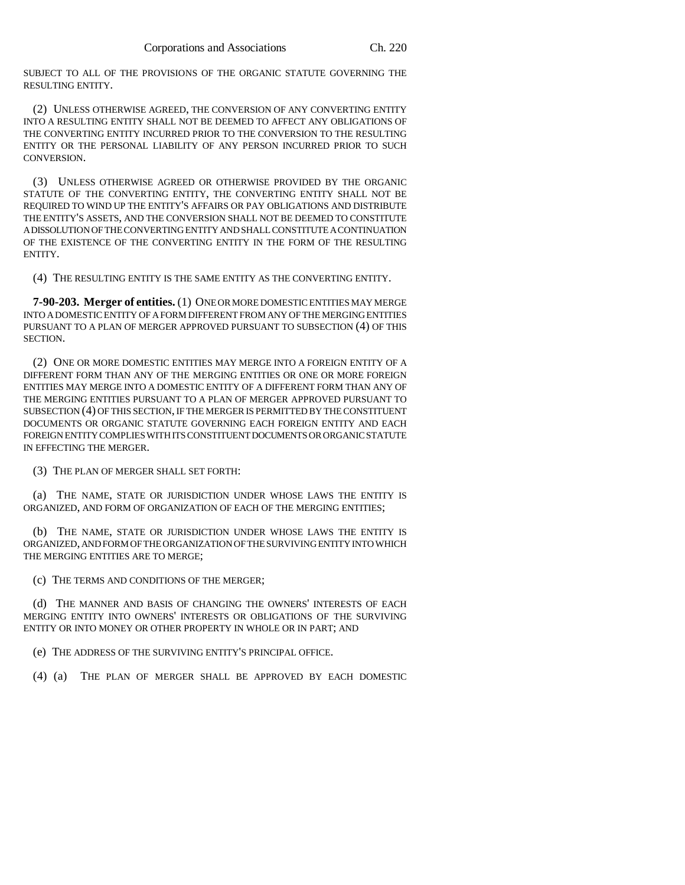SUBJECT TO ALL OF THE PROVISIONS OF THE ORGANIC STATUTE GOVERNING THE RESULTING ENTITY.

(2) UNLESS OTHERWISE AGREED, THE CONVERSION OF ANY CONVERTING ENTITY INTO A RESULTING ENTITY SHALL NOT BE DEEMED TO AFFECT ANY OBLIGATIONS OF THE CONVERTING ENTITY INCURRED PRIOR TO THE CONVERSION TO THE RESULTING ENTITY OR THE PERSONAL LIABILITY OF ANY PERSON INCURRED PRIOR TO SUCH CONVERSION.

(3) UNLESS OTHERWISE AGREED OR OTHERWISE PROVIDED BY THE ORGANIC STATUTE OF THE CONVERTING ENTITY, THE CONVERTING ENTITY SHALL NOT BE REQUIRED TO WIND UP THE ENTITY'S AFFAIRS OR PAY OBLIGATIONS AND DISTRIBUTE THE ENTITY'S ASSETS, AND THE CONVERSION SHALL NOT BE DEEMED TO CONSTITUTE A DISSOLUTION OF THE CONVERTING ENTITY AND SHALL CONSTITUTE A CONTINUATION OF THE EXISTENCE OF THE CONVERTING ENTITY IN THE FORM OF THE RESULTING ENTITY.

(4) THE RESULTING ENTITY IS THE SAME ENTITY AS THE CONVERTING ENTITY.

**7-90-203. Merger of entities.** (1) ONE OR MORE DOMESTIC ENTITIES MAY MERGE INTO A DOMESTIC ENTITY OF A FORM DIFFERENT FROM ANY OF THE MERGING ENTITIES PURSUANT TO A PLAN OF MERGER APPROVED PURSUANT TO SUBSECTION (4) OF THIS SECTION.

(2) ONE OR MORE DOMESTIC ENTITIES MAY MERGE INTO A FOREIGN ENTITY OF A DIFFERENT FORM THAN ANY OF THE MERGING ENTITIES OR ONE OR MORE FOREIGN ENTITIES MAY MERGE INTO A DOMESTIC ENTITY OF A DIFFERENT FORM THAN ANY OF THE MERGING ENTITIES PURSUANT TO A PLAN OF MERGER APPROVED PURSUANT TO SUBSECTION (4) OF THIS SECTION, IF THE MERGER IS PERMITTED BY THE CONSTITUENT DOCUMENTS OR ORGANIC STATUTE GOVERNING EACH FOREIGN ENTITY AND EACH FOREIGN ENTITY COMPLIES WITH ITS CONSTITUENT DOCUMENTS OR ORGANIC STATUTE IN EFFECTING THE MERGER.

(3) THE PLAN OF MERGER SHALL SET FORTH:

(a) THE NAME, STATE OR JURISDICTION UNDER WHOSE LAWS THE ENTITY IS ORGANIZED, AND FORM OF ORGANIZATION OF EACH OF THE MERGING ENTITIES;

(b) THE NAME, STATE OR JURISDICTION UNDER WHOSE LAWS THE ENTITY IS ORGANIZED, AND FORM OF THE ORGANIZATION OF THE SURVIVING ENTITY INTO WHICH THE MERGING ENTITIES ARE TO MERGE;

(c) THE TERMS AND CONDITIONS OF THE MERGER;

(d) THE MANNER AND BASIS OF CHANGING THE OWNERS' INTERESTS OF EACH MERGING ENTITY INTO OWNERS' INTERESTS OR OBLIGATIONS OF THE SURVIVING ENTITY OR INTO MONEY OR OTHER PROPERTY IN WHOLE OR IN PART; AND

(e) THE ADDRESS OF THE SURVIVING ENTITY'S PRINCIPAL OFFICE.

(4) (a) THE PLAN OF MERGER SHALL BE APPROVED BY EACH DOMESTIC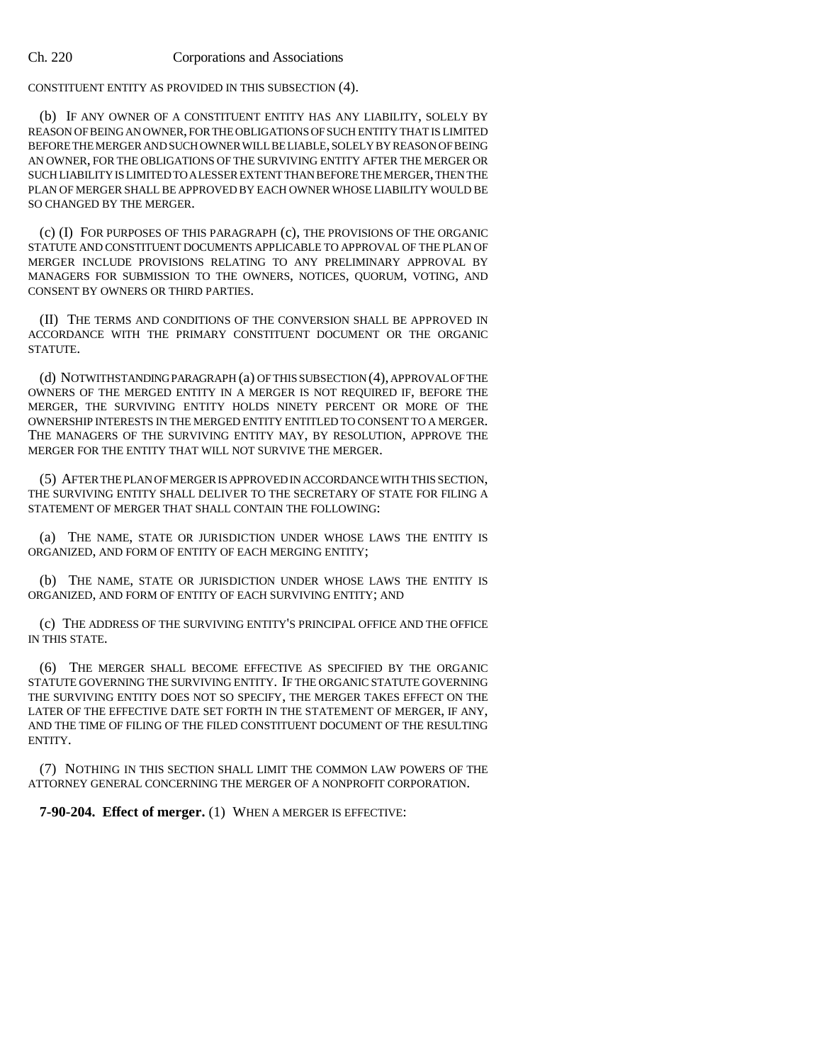CONSTITUENT ENTITY AS PROVIDED IN THIS SUBSECTION (4).

(b) IF ANY OWNER OF A CONSTITUENT ENTITY HAS ANY LIABILITY, SOLELY BY REASON OF BEING AN OWNER, FOR THE OBLIGATIONS OF SUCH ENTITY THAT IS LIMITED BEFORE THE MERGER AND SUCH OWNER WILL BE LIABLE, SOLELY BY REASON OF BEING AN OWNER, FOR THE OBLIGATIONS OF THE SURVIVING ENTITY AFTER THE MERGER OR SUCH LIABILITY IS LIMITED TO A LESSER EXTENT THAN BEFORE THE MERGER, THEN THE PLAN OF MERGER SHALL BE APPROVED BY EACH OWNER WHOSE LIABILITY WOULD BE SO CHANGED BY THE MERGER.

(c) (I) FOR PURPOSES OF THIS PARAGRAPH (c), THE PROVISIONS OF THE ORGANIC STATUTE AND CONSTITUENT DOCUMENTS APPLICABLE TO APPROVAL OF THE PLAN OF MERGER INCLUDE PROVISIONS RELATING TO ANY PRELIMINARY APPROVAL BY MANAGERS FOR SUBMISSION TO THE OWNERS, NOTICES, QUORUM, VOTING, AND CONSENT BY OWNERS OR THIRD PARTIES.

(II) THE TERMS AND CONDITIONS OF THE CONVERSION SHALL BE APPROVED IN ACCORDANCE WITH THE PRIMARY CONSTITUENT DOCUMENT OR THE ORGANIC STATUTE.

(d) NOTWITHSTANDING PARAGRAPH (a) OF THIS SUBSECTION (4), APPROVAL OF THE OWNERS OF THE MERGED ENTITY IN A MERGER IS NOT REQUIRED IF, BEFORE THE MERGER, THE SURVIVING ENTITY HOLDS NINETY PERCENT OR MORE OF THE OWNERSHIP INTERESTS IN THE MERGED ENTITY ENTITLED TO CONSENT TO A MERGER. THE MANAGERS OF THE SURVIVING ENTITY MAY, BY RESOLUTION, APPROVE THE MERGER FOR THE ENTITY THAT WILL NOT SURVIVE THE MERGER.

(5) AFTER THE PLAN OF MERGER IS APPROVED IN ACCORDANCE WITH THIS SECTION, THE SURVIVING ENTITY SHALL DELIVER TO THE SECRETARY OF STATE FOR FILING A STATEMENT OF MERGER THAT SHALL CONTAIN THE FOLLOWING:

(a) THE NAME, STATE OR JURISDICTION UNDER WHOSE LAWS THE ENTITY IS ORGANIZED, AND FORM OF ENTITY OF EACH MERGING ENTITY;

(b) THE NAME, STATE OR JURISDICTION UNDER WHOSE LAWS THE ENTITY IS ORGANIZED, AND FORM OF ENTITY OF EACH SURVIVING ENTITY; AND

(c) THE ADDRESS OF THE SURVIVING ENTITY'S PRINCIPAL OFFICE AND THE OFFICE IN THIS STATE.

(6) THE MERGER SHALL BECOME EFFECTIVE AS SPECIFIED BY THE ORGANIC STATUTE GOVERNING THE SURVIVING ENTITY. IF THE ORGANIC STATUTE GOVERNING THE SURVIVING ENTITY DOES NOT SO SPECIFY, THE MERGER TAKES EFFECT ON THE LATER OF THE EFFECTIVE DATE SET FORTH IN THE STATEMENT OF MERGER, IF ANY, AND THE TIME OF FILING OF THE FILED CONSTITUENT DOCUMENT OF THE RESULTING ENTITY.

(7) NOTHING IN THIS SECTION SHALL LIMIT THE COMMON LAW POWERS OF THE ATTORNEY GENERAL CONCERNING THE MERGER OF A NONPROFIT CORPORATION.

**7-90-204. Effect of merger.** (1) WHEN A MERGER IS EFFECTIVE: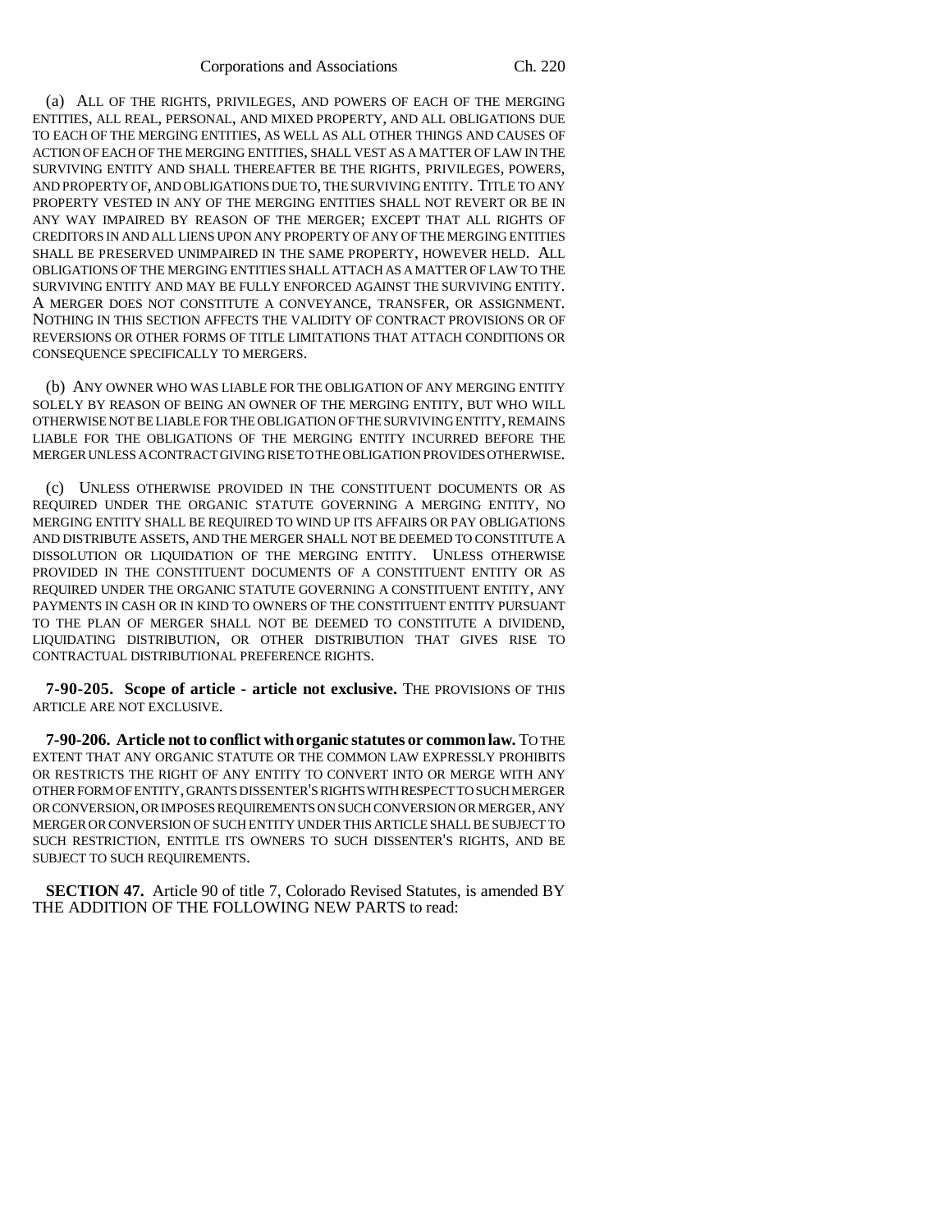(a) ALL OF THE RIGHTS, PRIVILEGES, AND POWERS OF EACH OF THE MERGING ENTITIES, ALL REAL, PERSONAL, AND MIXED PROPERTY, AND ALL OBLIGATIONS DUE TO EACH OF THE MERGING ENTITIES, AS WELL AS ALL OTHER THINGS AND CAUSES OF ACTION OF EACH OF THE MERGING ENTITIES, SHALL VEST AS A MATTER OF LAW IN THE SURVIVING ENTITY AND SHALL THEREAFTER BE THE RIGHTS, PRIVILEGES, POWERS, AND PROPERTY OF, AND OBLIGATIONS DUE TO, THE SURVIVING ENTITY. TITLE TO ANY PROPERTY VESTED IN ANY OF THE MERGING ENTITIES SHALL NOT REVERT OR BE IN ANY WAY IMPAIRED BY REASON OF THE MERGER; EXCEPT THAT ALL RIGHTS OF CREDITORS IN AND ALL LIENS UPON ANY PROPERTY OF ANY OF THE MERGING ENTITIES SHALL BE PRESERVED UNIMPAIRED IN THE SAME PROPERTY, HOWEVER HELD. ALL OBLIGATIONS OF THE MERGING ENTITIES SHALL ATTACH AS A MATTER OF LAW TO THE SURVIVING ENTITY AND MAY BE FULLY ENFORCED AGAINST THE SURVIVING ENTITY. A MERGER DOES NOT CONSTITUTE A CONVEYANCE, TRANSFER, OR ASSIGNMENT. NOTHING IN THIS SECTION AFFECTS THE VALIDITY OF CONTRACT PROVISIONS OR OF REVERSIONS OR OTHER FORMS OF TITLE LIMITATIONS THAT ATTACH CONDITIONS OR CONSEQUENCE SPECIFICALLY TO MERGERS.

(b) ANY OWNER WHO WAS LIABLE FOR THE OBLIGATION OF ANY MERGING ENTITY SOLELY BY REASON OF BEING AN OWNER OF THE MERGING ENTITY, BUT WHO WILL OTHERWISE NOT BE LIABLE FOR THE OBLIGATION OF THE SURVIVING ENTITY, REMAINS LIABLE FOR THE OBLIGATIONS OF THE MERGING ENTITY INCURRED BEFORE THE MERGER UNLESS A CONTRACT GIVING RISE TO THE OBLIGATION PROVIDES OTHERWISE.

(c) UNLESS OTHERWISE PROVIDED IN THE CONSTITUENT DOCUMENTS OR AS REQUIRED UNDER THE ORGANIC STATUTE GOVERNING A MERGING ENTITY, NO MERGING ENTITY SHALL BE REQUIRED TO WIND UP ITS AFFAIRS OR PAY OBLIGATIONS AND DISTRIBUTE ASSETS, AND THE MERGER SHALL NOT BE DEEMED TO CONSTITUTE A DISSOLUTION OR LIQUIDATION OF THE MERGING ENTITY. UNLESS OTHERWISE PROVIDED IN THE CONSTITUENT DOCUMENTS OF A CONSTITUENT ENTITY OR AS REQUIRED UNDER THE ORGANIC STATUTE GOVERNING A CONSTITUENT ENTITY, ANY PAYMENTS IN CASH OR IN KIND TO OWNERS OF THE CONSTITUENT ENTITY PURSUANT TO THE PLAN OF MERGER SHALL NOT BE DEEMED TO CONSTITUTE A DIVIDEND, LIQUIDATING DISTRIBUTION, OR OTHER DISTRIBUTION THAT GIVES RISE TO CONTRACTUAL DISTRIBUTIONAL PREFERENCE RIGHTS.

**7-90-205. Scope of article - article not exclusive.** THE PROVISIONS OF THIS ARTICLE ARE NOT EXCLUSIVE.

**7-90-206. Article not to conflict with organic statutes or common law.** TO THE EXTENT THAT ANY ORGANIC STATUTE OR THE COMMON LAW EXPRESSLY PROHIBITS OR RESTRICTS THE RIGHT OF ANY ENTITY TO CONVERT INTO OR MERGE WITH ANY OTHER FORM OF ENTITY, GRANTS DISSENTER'S RIGHTS WITH RESPECT TO SUCH MERGER OR CONVERSION, OR IMPOSES REQUIREMENTS ON SUCH CONVERSION OR MERGER, ANY MERGER OR CONVERSION OF SUCH ENTITY UNDER THIS ARTICLE SHALL BE SUBJECT TO SUCH RESTRICTION, ENTITLE ITS OWNERS TO SUCH DISSENTER'S RIGHTS, AND BE SUBJECT TO SUCH REQUIREMENTS.

**SECTION 47.** Article 90 of title 7, Colorado Revised Statutes, is amended BY THE ADDITION OF THE FOLLOWING NEW PARTS to read: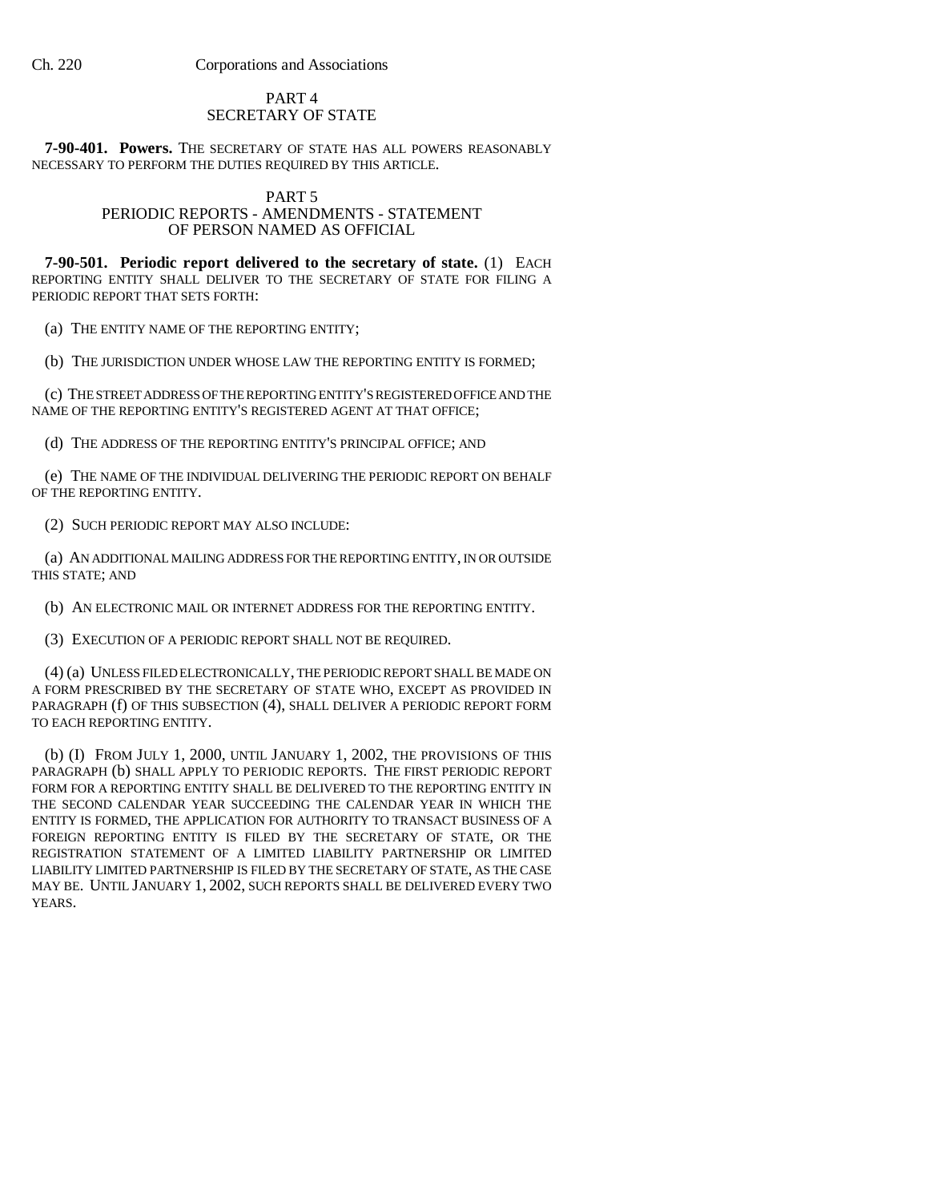## PART 4
## SECRETARY OF STATE

**7-90-401. Powers.** THE SECRETARY OF STATE HAS ALL POWERS REASONABLY NECESSARY TO PERFORM THE DUTIES REQUIRED BY THIS ARTICLE.

## PART 5
## PERIODIC REPORTS - AMENDMENTS - STATEMENT OF PERSON NAMED AS OFFICIAL

**7-90-501. Periodic report delivered to the secretary of state.** (1) EACH REPORTING ENTITY SHALL DELIVER TO THE SECRETARY OF STATE FOR FILING A PERIODIC REPORT THAT SETS FORTH:

(a) THE ENTITY NAME OF THE REPORTING ENTITY;

(b) THE JURISDICTION UNDER WHOSE LAW THE REPORTING ENTITY IS FORMED;

(c) THE STREET ADDRESS OF THE REPORTING ENTITY'S REGISTERED OFFICE AND THE NAME OF THE REPORTING ENTITY'S REGISTERED AGENT AT THAT OFFICE;

(d) THE ADDRESS OF THE REPORTING ENTITY'S PRINCIPAL OFFICE; AND

(e) THE NAME OF THE INDIVIDUAL DELIVERING THE PERIODIC REPORT ON BEHALF OF THE REPORTING ENTITY.

(2) SUCH PERIODIC REPORT MAY ALSO INCLUDE:

(a) AN ADDITIONAL MAILING ADDRESS FOR THE REPORTING ENTITY, IN OR OUTSIDE THIS STATE; AND

(b) AN ELECTRONIC MAIL OR INTERNET ADDRESS FOR THE REPORTING ENTITY.

(3) EXECUTION OF A PERIODIC REPORT SHALL NOT BE REQUIRED.

(4) (a) UNLESS FILED ELECTRONICALLY, THE PERIODIC REPORT SHALL BE MADE ON A FORM PRESCRIBED BY THE SECRETARY OF STATE WHO, EXCEPT AS PROVIDED IN PARAGRAPH (f) OF THIS SUBSECTION (4), SHALL DELIVER A PERIODIC REPORT FORM TO EACH REPORTING ENTITY.

(b) (I) FROM JULY 1, 2000, UNTIL JANUARY 1, 2002, THE PROVISIONS OF THIS PARAGRAPH (b) SHALL APPLY TO PERIODIC REPORTS. THE FIRST PERIODIC REPORT FORM FOR A REPORTING ENTITY SHALL BE DELIVERED TO THE REPORTING ENTITY IN THE SECOND CALENDAR YEAR SUCCEEDING THE CALENDAR YEAR IN WHICH THE ENTITY IS FORMED, THE APPLICATION FOR AUTHORITY TO TRANSACT BUSINESS OF A FOREIGN REPORTING ENTITY IS FILED BY THE SECRETARY OF STATE, OR THE REGISTRATION STATEMENT OF A LIMITED LIABILITY PARTNERSHIP OR LIMITED LIABILITY LIMITED PARTNERSHIP IS FILED BY THE SECRETARY OF STATE, AS THE CASE MAY BE. UNTIL JANUARY 1, 2002, SUCH REPORTS SHALL BE DELIVERED EVERY TWO YEARS.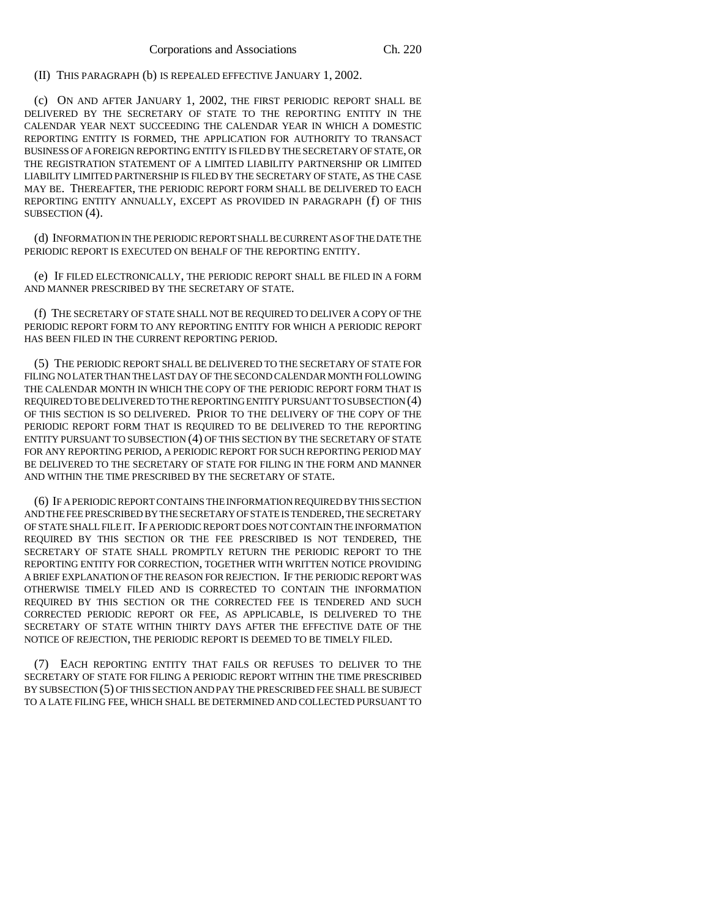(II) THIS PARAGRAPH (b) IS REPEALED EFFECTIVE JANUARY 1, 2002.

(c) ON AND AFTER JANUARY 1, 2002, THE FIRST PERIODIC REPORT SHALL BE DELIVERED BY THE SECRETARY OF STATE TO THE REPORTING ENTITY IN THE CALENDAR YEAR NEXT SUCCEEDING THE CALENDAR YEAR IN WHICH A DOMESTIC REPORTING ENTITY IS FORMED, THE APPLICATION FOR AUTHORITY TO TRANSACT BUSINESS OF A FOREIGN REPORTING ENTITY IS FILED BY THE SECRETARY OF STATE, OR THE REGISTRATION STATEMENT OF A LIMITED LIABILITY PARTNERSHIP OR LIMITED LIABILITY LIMITED PARTNERSHIP IS FILED BY THE SECRETARY OF STATE, AS THE CASE MAY BE. THEREAFTER, THE PERIODIC REPORT FORM SHALL BE DELIVERED TO EACH REPORTING ENTITY ANNUALLY, EXCEPT AS PROVIDED IN PARAGRAPH (f) OF THIS SUBSECTION (4).

(d) INFORMATION IN THE PERIODIC REPORT SHALL BE CURRENT AS OF THE DATE THE PERIODIC REPORT IS EXECUTED ON BEHALF OF THE REPORTING ENTITY.

(e) IF FILED ELECTRONICALLY, THE PERIODIC REPORT SHALL BE FILED IN A FORM AND MANNER PRESCRIBED BY THE SECRETARY OF STATE.

(f) THE SECRETARY OF STATE SHALL NOT BE REQUIRED TO DELIVER A COPY OF THE PERIODIC REPORT FORM TO ANY REPORTING ENTITY FOR WHICH A PERIODIC REPORT HAS BEEN FILED IN THE CURRENT REPORTING PERIOD.

(5) THE PERIODIC REPORT SHALL BE DELIVERED TO THE SECRETARY OF STATE FOR FILING NO LATER THAN THE LAST DAY OF THE SECOND CALENDAR MONTH FOLLOWING THE CALENDAR MONTH IN WHICH THE COPY OF THE PERIODIC REPORT FORM THAT IS REQUIRED TO BE DELIVERED TO THE REPORTING ENTITY PURSUANT TO SUBSECTION (4) OF THIS SECTION IS SO DELIVERED. PRIOR TO THE DELIVERY OF THE COPY OF THE PERIODIC REPORT FORM THAT IS REQUIRED TO BE DELIVERED TO THE REPORTING ENTITY PURSUANT TO SUBSECTION (4) OF THIS SECTION BY THE SECRETARY OF STATE FOR ANY REPORTING PERIOD, A PERIODIC REPORT FOR SUCH REPORTING PERIOD MAY BE DELIVERED TO THE SECRETARY OF STATE FOR FILING IN THE FORM AND MANNER AND WITHIN THE TIME PRESCRIBED BY THE SECRETARY OF STATE.

(6) IF A PERIODIC REPORT CONTAINS THE INFORMATION REQUIRED BY THIS SECTION AND THE FEE PRESCRIBED BY THE SECRETARY OF STATE IS TENDERED, THE SECRETARY OF STATE SHALL FILE IT. IF A PERIODIC REPORT DOES NOT CONTAIN THE INFORMATION REQUIRED BY THIS SECTION OR THE FEE PRESCRIBED IS NOT TENDERED, THE SECRETARY OF STATE SHALL PROMPTLY RETURN THE PERIODIC REPORT TO THE REPORTING ENTITY FOR CORRECTION, TOGETHER WITH WRITTEN NOTICE PROVIDING A BRIEF EXPLANATION OF THE REASON FOR REJECTION. IF THE PERIODIC REPORT WAS OTHERWISE TIMELY FILED AND IS CORRECTED TO CONTAIN THE INFORMATION REQUIRED BY THIS SECTION OR THE CORRECTED FEE IS TENDERED AND SUCH CORRECTED PERIODIC REPORT OR FEE, AS APPLICABLE, IS DELIVERED TO THE SECRETARY OF STATE WITHIN THIRTY DAYS AFTER THE EFFECTIVE DATE OF THE NOTICE OF REJECTION, THE PERIODIC REPORT IS DEEMED TO BE TIMELY FILED.

(7) EACH REPORTING ENTITY THAT FAILS OR REFUSES TO DELIVER TO THE SECRETARY OF STATE FOR FILING A PERIODIC REPORT WITHIN THE TIME PRESCRIBED BY SUBSECTION (5) OF THIS SECTION AND PAY THE PRESCRIBED FEE SHALL BE SUBJECT TO A LATE FILING FEE, WHICH SHALL BE DETERMINED AND COLLECTED PURSUANT TO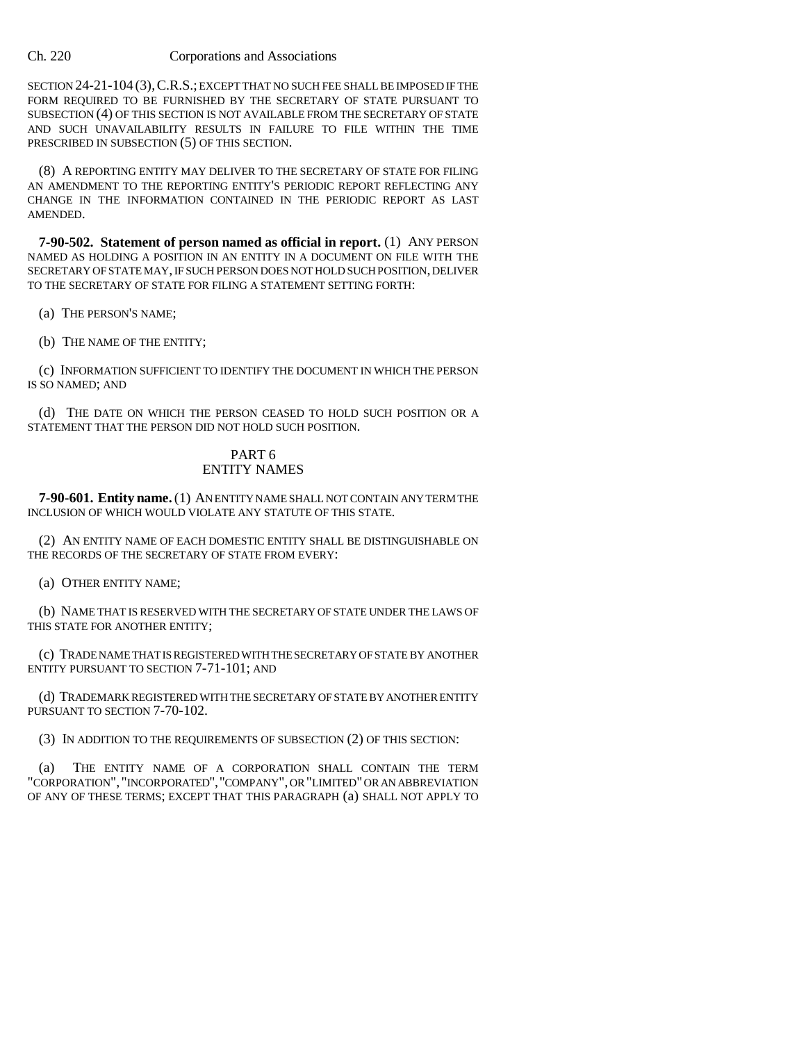SECTION 24-21-104 (3), C.R.S.; EXCEPT THAT NO SUCH FEE SHALL BE IMPOSED IF THE FORM REQUIRED TO BE FURNISHED BY THE SECRETARY OF STATE PURSUANT TO SUBSECTION (4) OF THIS SECTION IS NOT AVAILABLE FROM THE SECRETARY OF STATE AND SUCH UNAVAILABILITY RESULTS IN FAILURE TO FILE WITHIN THE TIME PRESCRIBED IN SUBSECTION (5) OF THIS SECTION.

(8) A REPORTING ENTITY MAY DELIVER TO THE SECRETARY OF STATE FOR FILING AN AMENDMENT TO THE REPORTING ENTITY'S PERIODIC REPORT REFLECTING ANY CHANGE IN THE INFORMATION CONTAINED IN THE PERIODIC REPORT AS LAST AMENDED.

**7-90-502. Statement of person named as official in report.** (1) ANY PERSON NAMED AS HOLDING A POSITION IN AN ENTITY IN A DOCUMENT ON FILE WITH THE SECRETARY OF STATE MAY, IF SUCH PERSON DOES NOT HOLD SUCH POSITION, DELIVER TO THE SECRETARY OF STATE FOR FILING A STATEMENT SETTING FORTH:

(a) THE PERSON'S NAME;

(b) THE NAME OF THE ENTITY;

(c) INFORMATION SUFFICIENT TO IDENTIFY THE DOCUMENT IN WHICH THE PERSON IS SO NAMED; AND

(d) THE DATE ON WHICH THE PERSON CEASED TO HOLD SUCH POSITION OR A STATEMENT THAT THE PERSON DID NOT HOLD SUCH POSITION.

## PART 6
## ENTITY NAMES

**7-90-601. Entity name.** (1) AN ENTITY NAME SHALL NOT CONTAIN ANY TERM THE INCLUSION OF WHICH WOULD VIOLATE ANY STATUTE OF THIS STATE.

(2) AN ENTITY NAME OF EACH DOMESTIC ENTITY SHALL BE DISTINGUISHABLE ON THE RECORDS OF THE SECRETARY OF STATE FROM EVERY:

(a) OTHER ENTITY NAME;

(b) NAME THAT IS RESERVED WITH THE SECRETARY OF STATE UNDER THE LAWS OF THIS STATE FOR ANOTHER ENTITY;

(c) TRADE NAME THAT IS REGISTERED WITH THE SECRETARY OF STATE BY ANOTHER ENTITY PURSUANT TO SECTION 7-71-101; AND

(d) TRADEMARK REGISTERED WITH THE SECRETARY OF STATE BY ANOTHER ENTITY PURSUANT TO SECTION 7-70-102.

(3) IN ADDITION TO THE REQUIREMENTS OF SUBSECTION (2) OF THIS SECTION:

(a) THE ENTITY NAME OF A CORPORATION SHALL CONTAIN THE TERM "CORPORATION", "INCORPORATED", "COMPANY", OR "LIMITED" OR AN ABBREVIATION OF ANY OF THESE TERMS; EXCEPT THAT THIS PARAGRAPH (a) SHALL NOT APPLY TO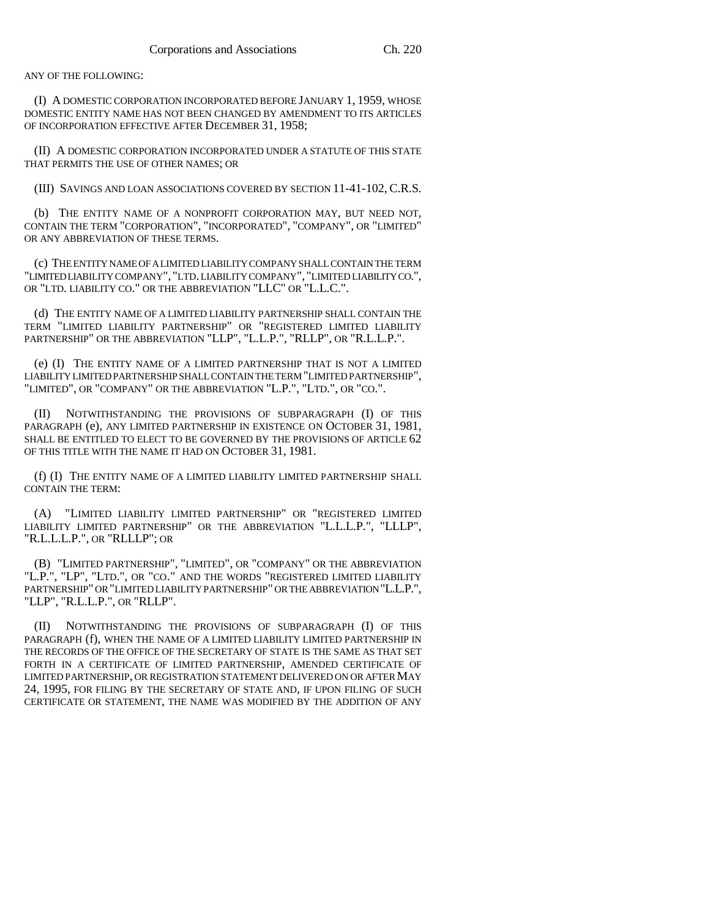ANY OF THE FOLLOWING:

(I) A DOMESTIC CORPORATION INCORPORATED BEFORE JANUARY 1, 1959, WHOSE DOMESTIC ENTITY NAME HAS NOT BEEN CHANGED BY AMENDMENT TO ITS ARTICLES OF INCORPORATION EFFECTIVE AFTER DECEMBER 31, 1958;

(II) A DOMESTIC CORPORATION INCORPORATED UNDER A STATUTE OF THIS STATE THAT PERMITS THE USE OF OTHER NAMES; OR

(III) SAVINGS AND LOAN ASSOCIATIONS COVERED BY SECTION 11-41-102, C.R.S.

(b) THE ENTITY NAME OF A NONPROFIT CORPORATION MAY, BUT NEED NOT, CONTAIN THE TERM "CORPORATION", "INCORPORATED", "COMPANY", OR "LIMITED" OR ANY ABBREVIATION OF THESE TERMS.

(c) THE ENTITY NAME OF A LIMITED LIABILITY COMPANY SHALL CONTAIN THE TERM "LIMITED LIABILITY COMPANY", "LTD. LIABILITY COMPANY", "LIMITED LIABILITY CO.", OR "LTD. LIABILITY CO." OR THE ABBREVIATION "LLC" OR "L.L.C.".

(d) THE ENTITY NAME OF A LIMITED LIABILITY PARTNERSHIP SHALL CONTAIN THE TERM "LIMITED LIABILITY PARTNERSHIP" OR "REGISTERED LIMITED LIABILITY PARTNERSHIP" OR THE ABBREVIATION "LLP", "L.L.P.", "RLLP", OR "R.L.L.P.".

(e) (I) THE ENTITY NAME OF A LIMITED PARTNERSHIP THAT IS NOT A LIMITED LIABILITY LIMITED PARTNERSHIP SHALL CONTAIN THE TERM "LIMITED PARTNERSHIP", "LIMITED", OR "COMPANY" OR THE ABBREVIATION "L.P.", "LTD.", OR "CO.".

(II) NOTWITHSTANDING THE PROVISIONS OF SUBPARAGRAPH (I) OF THIS PARAGRAPH (e), ANY LIMITED PARTNERSHIP IN EXISTENCE ON OCTOBER 31, 1981, SHALL BE ENTITLED TO ELECT TO BE GOVERNED BY THE PROVISIONS OF ARTICLE 62 OF THIS TITLE WITH THE NAME IT HAD ON OCTOBER 31, 1981.

(f) (I) THE ENTITY NAME OF A LIMITED LIABILITY LIMITED PARTNERSHIP SHALL CONTAIN THE TERM:

(A) "LIMITED LIABILITY LIMITED PARTNERSHIP" OR "REGISTERED LIMITED LIABILITY LIMITED PARTNERSHIP" OR THE ABBREVIATION "L.L.L.P.", "LLLP", "R.L.L.L.P.", OR "RLLLP"; OR

(B) "LIMITED PARTNERSHIP", "LIMITED", OR "COMPANY" OR THE ABBREVIATION "L.P.", "LP", "LTD.", OR "CO." AND THE WORDS "REGISTERED LIMITED LIABILITY PARTNERSHIP" OR "LIMITED LIABILITY PARTNERSHIP" OR THE ABBREVIATION "L.L.P.", "LLP", "R.L.L.P.", OR "RLLP".

(II) NOTWITHSTANDING THE PROVISIONS OF SUBPARAGRAPH (I) OF THIS PARAGRAPH (f), WHEN THE NAME OF A LIMITED LIABILITY LIMITED PARTNERSHIP IN THE RECORDS OF THE OFFICE OF THE SECRETARY OF STATE IS THE SAME AS THAT SET FORTH IN A CERTIFICATE OF LIMITED PARTNERSHIP, AMENDED CERTIFICATE OF LIMITED PARTNERSHIP, OR REGISTRATION STATEMENT DELIVERED ON OR AFTER MAY 24, 1995, FOR FILING BY THE SECRETARY OF STATE AND, IF UPON FILING OF SUCH CERTIFICATE OR STATEMENT, THE NAME WAS MODIFIED BY THE ADDITION OF ANY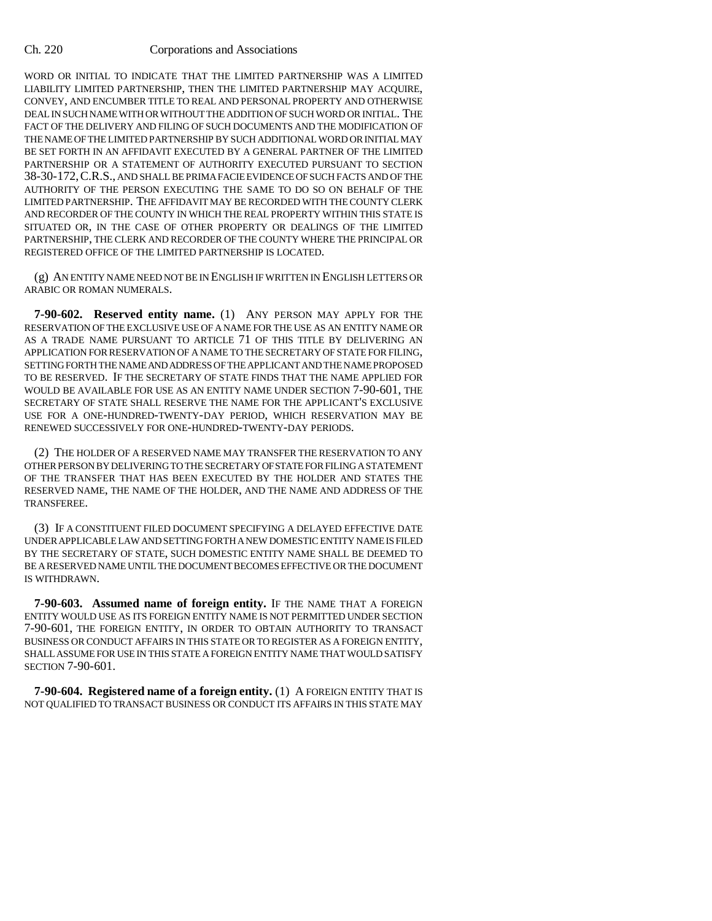WORD OR INITIAL TO INDICATE THAT THE LIMITED PARTNERSHIP WAS A LIMITED LIABILITY LIMITED PARTNERSHIP, THEN THE LIMITED PARTNERSHIP MAY ACQUIRE, CONVEY, AND ENCUMBER TITLE TO REAL AND PERSONAL PROPERTY AND OTHERWISE DEAL IN SUCH NAME WITH OR WITHOUT THE ADDITION OF SUCH WORD OR INITIAL. THE FACT OF THE DELIVERY AND FILING OF SUCH DOCUMENTS AND THE MODIFICATION OF THE NAME OF THE LIMITED PARTNERSHIP BY SUCH ADDITIONAL WORD OR INITIAL MAY BE SET FORTH IN AN AFFIDAVIT EXECUTED BY A GENERAL PARTNER OF THE LIMITED PARTNERSHIP OR A STATEMENT OF AUTHORITY EXECUTED PURSUANT TO SECTION 38-30-172, C.R.S., AND SHALL BE PRIMA FACIE EVIDENCE OF SUCH FACTS AND OF THE AUTHORITY OF THE PERSON EXECUTING THE SAME TO DO SO ON BEHALF OF THE LIMITED PARTNERSHIP. THE AFFIDAVIT MAY BE RECORDED WITH THE COUNTY CLERK AND RECORDER OF THE COUNTY IN WHICH THE REAL PROPERTY WITHIN THIS STATE IS SITUATED OR, IN THE CASE OF OTHER PROPERTY OR DEALINGS OF THE LIMITED PARTNERSHIP, THE CLERK AND RECORDER OF THE COUNTY WHERE THE PRINCIPAL OR REGISTERED OFFICE OF THE LIMITED PARTNERSHIP IS LOCATED.

(g) AN ENTITY NAME NEED NOT BE IN ENGLISH IF WRITTEN IN ENGLISH LETTERS OR ARABIC OR ROMAN NUMERALS.

**7-90-602. Reserved entity name.** (1) ANY PERSON MAY APPLY FOR THE RESERVATION OF THE EXCLUSIVE USE OF A NAME FOR THE USE AS AN ENTITY NAME OR AS A TRADE NAME PURSUANT TO ARTICLE 71 OF THIS TITLE BY DELIVERING AN APPLICATION FOR RESERVATION OF A NAME TO THE SECRETARY OF STATE FOR FILING, SETTING FORTH THE NAME AND ADDRESS OF THE APPLICANT AND THE NAME PROPOSED TO BE RESERVED. IF THE SECRETARY OF STATE FINDS THAT THE NAME APPLIED FOR WOULD BE AVAILABLE FOR USE AS AN ENTITY NAME UNDER SECTION 7-90-601, THE SECRETARY OF STATE SHALL RESERVE THE NAME FOR THE APPLICANT'S EXCLUSIVE USE FOR A ONE-HUNDRED-TWENTY-DAY PERIOD, WHICH RESERVATION MAY BE RENEWED SUCCESSIVELY FOR ONE-HUNDRED-TWENTY-DAY PERIODS.

(2) THE HOLDER OF A RESERVED NAME MAY TRANSFER THE RESERVATION TO ANY OTHER PERSON BY DELIVERING TO THE SECRETARY OF STATE FOR FILING A STATEMENT OF THE TRANSFER THAT HAS BEEN EXECUTED BY THE HOLDER AND STATES THE RESERVED NAME, THE NAME OF THE HOLDER, AND THE NAME AND ADDRESS OF THE TRANSFEREE.

(3) IF A CONSTITUENT FILED DOCUMENT SPECIFYING A DELAYED EFFECTIVE DATE UNDER APPLICABLE LAW AND SETTING FORTH A NEW DOMESTIC ENTITY NAME IS FILED BY THE SECRETARY OF STATE, SUCH DOMESTIC ENTITY NAME SHALL BE DEEMED TO BE A RESERVED NAME UNTIL THE DOCUMENT BECOMES EFFECTIVE OR THE DOCUMENT IS WITHDRAWN.

**7-90-603. Assumed name of foreign entity.** IF THE NAME THAT A FOREIGN ENTITY WOULD USE AS ITS FOREIGN ENTITY NAME IS NOT PERMITTED UNDER SECTION 7-90-601, THE FOREIGN ENTITY, IN ORDER TO OBTAIN AUTHORITY TO TRANSACT BUSINESS OR CONDUCT AFFAIRS IN THIS STATE OR TO REGISTER AS A FOREIGN ENTITY, SHALL ASSUME FOR USE IN THIS STATE A FOREIGN ENTITY NAME THAT WOULD SATISFY SECTION 7-90-601.

**7-90-604. Registered name of a foreign entity.** (1) A FOREIGN ENTITY THAT IS NOT QUALIFIED TO TRANSACT BUSINESS OR CONDUCT ITS AFFAIRS IN THIS STATE MAY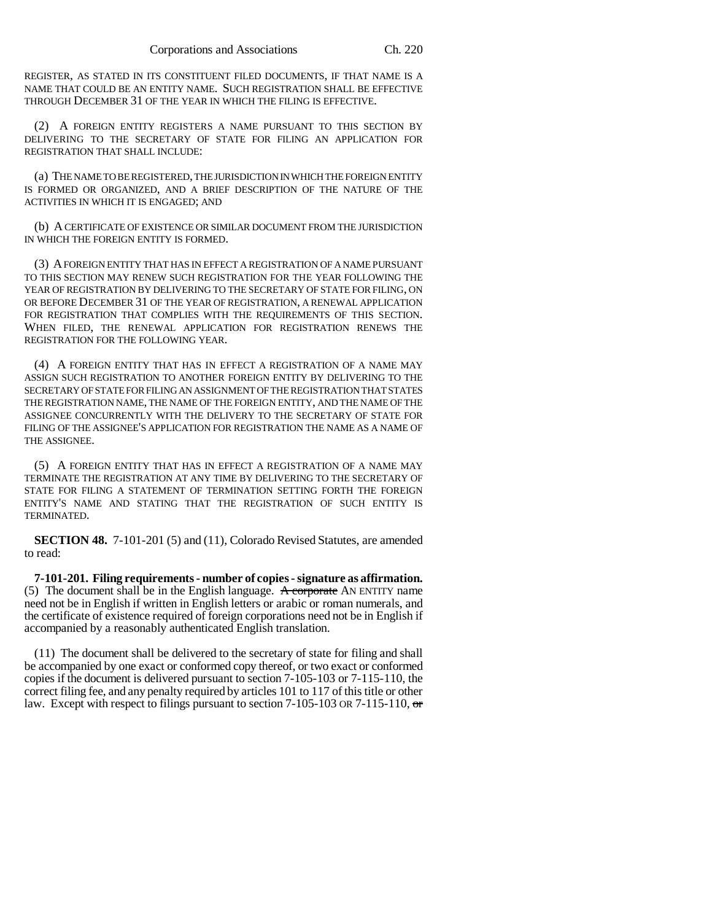REGISTER, AS STATED IN ITS CONSTITUENT FILED DOCUMENTS, IF THAT NAME IS A NAME THAT COULD BE AN ENTITY NAME. SUCH REGISTRATION SHALL BE EFFECTIVE THROUGH DECEMBER 31 OF THE YEAR IN WHICH THE FILING IS EFFECTIVE.

(2) A FOREIGN ENTITY REGISTERS A NAME PURSUANT TO THIS SECTION BY DELIVERING TO THE SECRETARY OF STATE FOR FILING AN APPLICATION FOR REGISTRATION THAT SHALL INCLUDE:

(a) THE NAME TO BE REGISTERED, THE JURISDICTION IN WHICH THE FOREIGN ENTITY IS FORMED OR ORGANIZED, AND A BRIEF DESCRIPTION OF THE NATURE OF THE ACTIVITIES IN WHICH IT IS ENGAGED; AND

(b) A CERTIFICATE OF EXISTENCE OR SIMILAR DOCUMENT FROM THE JURISDICTION IN WHICH THE FOREIGN ENTITY IS FORMED.

(3) A FOREIGN ENTITY THAT HAS IN EFFECT A REGISTRATION OF A NAME PURSUANT TO THIS SECTION MAY RENEW SUCH REGISTRATION FOR THE YEAR FOLLOWING THE YEAR OF REGISTRATION BY DELIVERING TO THE SECRETARY OF STATE FOR FILING, ON OR BEFORE DECEMBER 31 OF THE YEAR OF REGISTRATION, A RENEWAL APPLICATION FOR REGISTRATION THAT COMPLIES WITH THE REQUIREMENTS OF THIS SECTION. WHEN FILED, THE RENEWAL APPLICATION FOR REGISTRATION RENEWS THE REGISTRATION FOR THE FOLLOWING YEAR.

(4) A FOREIGN ENTITY THAT HAS IN EFFECT A REGISTRATION OF A NAME MAY ASSIGN SUCH REGISTRATION TO ANOTHER FOREIGN ENTITY BY DELIVERING TO THE SECRETARY OF STATE FOR FILING AN ASSIGNMENT OF THE REGISTRATION THAT STATES THE REGISTRATION NAME, THE NAME OF THE FOREIGN ENTITY, AND THE NAME OF THE ASSIGNEE CONCURRENTLY WITH THE DELIVERY TO THE SECRETARY OF STATE FOR FILING OF THE ASSIGNEE'S APPLICATION FOR REGISTRATION THE NAME AS A NAME OF THE ASSIGNEE.

(5) A FOREIGN ENTITY THAT HAS IN EFFECT A REGISTRATION OF A NAME MAY TERMINATE THE REGISTRATION AT ANY TIME BY DELIVERING TO THE SECRETARY OF STATE FOR FILING A STATEMENT OF TERMINATION SETTING FORTH THE FOREIGN ENTITY'S NAME AND STATING THAT THE REGISTRATION OF SUCH ENTITY IS TERMINATED.

**SECTION 48.** 7-101-201 (5) and (11), Colorado Revised Statutes, are amended to read:

**7-101-201. Filing requirements - number of copies - signature as affirmation.** (5) The document shall be in the English language. ~~A corporate~~ AN ENTITY name need not be in English if written in English letters or arabic or roman numerals, and the certificate of existence required of foreign corporations need not be in English if accompanied by a reasonably authenticated English translation.

(11) The document shall be delivered to the secretary of state for filing and shall be accompanied by one exact or conformed copy thereof, or two exact or conformed copies if the document is delivered pursuant to section 7-105-103 or 7-115-110, the correct filing fee, and any penalty required by articles 101 to 117 of this title or other law. Except with respect to filings pursuant to section 7-105-103 OR 7-115-110, ~~or~~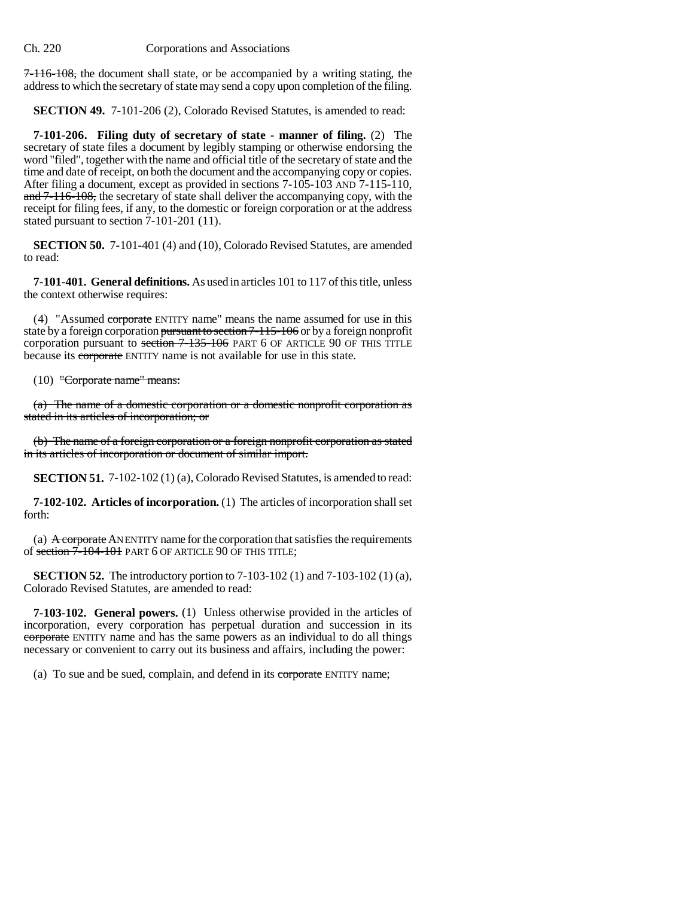7-116-108, the document shall state, or be accompanied by a writing stating, the address to which the secretary of state may send a copy upon completion of the filing.

**SECTION 49.** 7-101-206 (2), Colorado Revised Statutes, is amended to read:

**7-101-206. Filing duty of secretary of state - manner of filing.** (2) The secretary of state files a document by legibly stamping or otherwise endorsing the word "filed", together with the name and official title of the secretary of state and the time and date of receipt, on both the document and the accompanying copy or copies. After filing a document, except as provided in sections 7-105-103 AND 7-115-110, and 7-116-108, the secretary of state shall deliver the accompanying copy, with the receipt for filing fees, if any, to the domestic or foreign corporation or at the address stated pursuant to section 7-101-201 (11).

**SECTION 50.** 7-101-401 (4) and (10), Colorado Revised Statutes, are amended to read:

**7-101-401. General definitions.** As used in articles 101 to 117 of this title, unless the context otherwise requires:

(4) "Assumed corporate ENTITY name" means the name assumed for use in this state by a foreign corporation pursuant to section 7-115-106 or by a foreign nonprofit corporation pursuant to section 7-135-106 PART 6 OF ARTICLE 90 OF THIS TITLE because its corporate ENTITY name is not available for use in this state.

(10) "Corporate name" means:

(a) The name of a domestic corporation or a domestic nonprofit corporation as stated in its articles of incorporation; or

(b) The name of a foreign corporation or a foreign nonprofit corporation as stated in its articles of incorporation or document of similar import.

**SECTION 51.** 7-102-102 (1) (a), Colorado Revised Statutes, is amended to read:

**7-102-102. Articles of incorporation.** (1) The articles of incorporation shall set forth:

(a) A corporate AN ENTITY name for the corporation that satisfies the requirements of section 7-104-101 PART 6 OF ARTICLE 90 OF THIS TITLE;

**SECTION 52.** The introductory portion to 7-103-102 (1) and 7-103-102 (1) (a), Colorado Revised Statutes, are amended to read:

**7-103-102. General powers.** (1) Unless otherwise provided in the articles of incorporation, every corporation has perpetual duration and succession in its corporate ENTITY name and has the same powers as an individual to do all things necessary or convenient to carry out its business and affairs, including the power:

(a) To sue and be sued, complain, and defend in its corporate ENTITY name;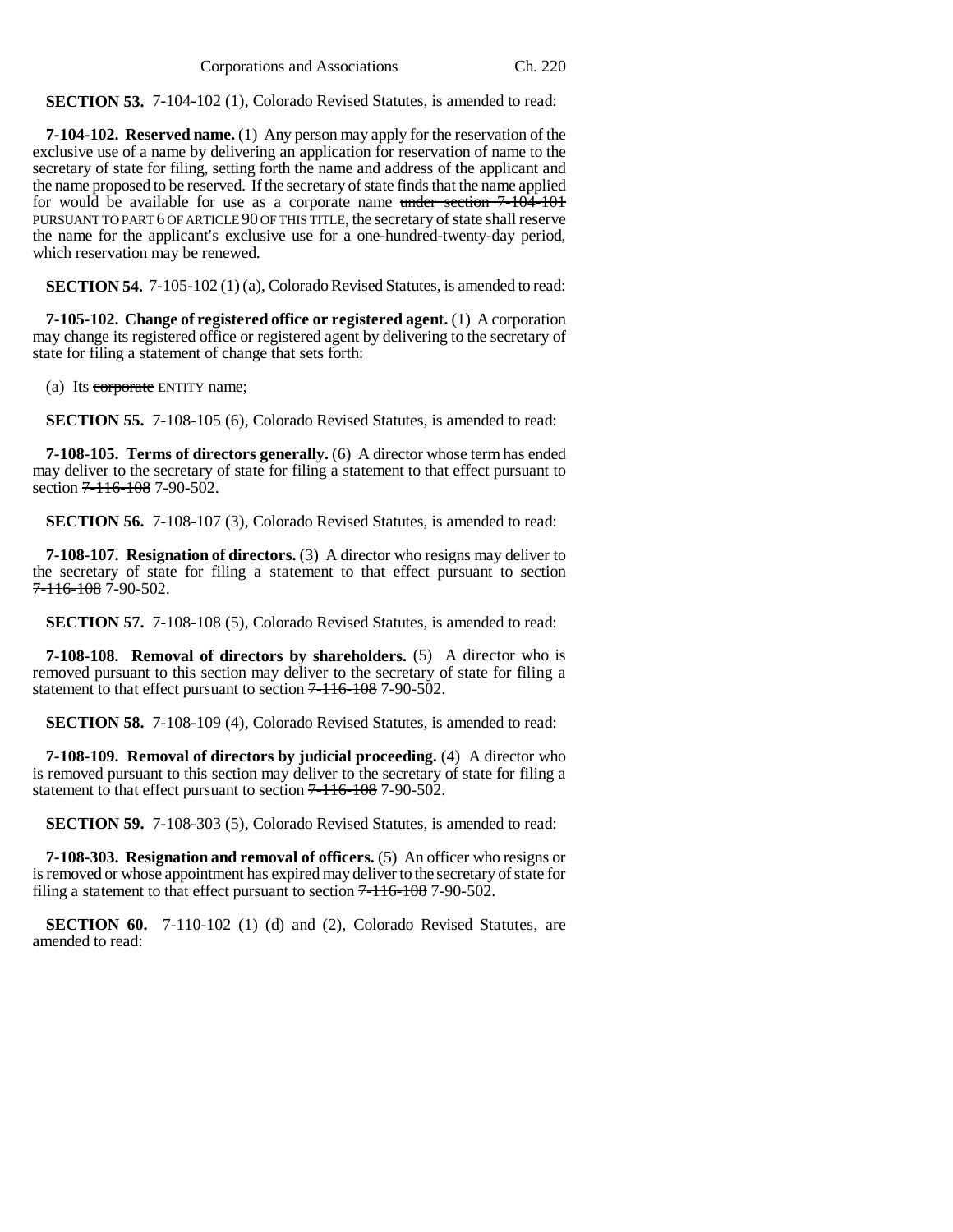**SECTION 53.** 7-104-102 (1), Colorado Revised Statutes, is amended to read:

**7-104-102. Reserved name.** (1) Any person may apply for the reservation of the exclusive use of a name by delivering an application for reservation of name to the secretary of state for filing, setting forth the name and address of the applicant and the name proposed to be reserved. If the secretary of state finds that the name applied for would be available for use as a corporate name ~~under section 7-104-101~~ PURSUANT TO PART 6 OF ARTICLE 90 OF THIS TITLE, the secretary of state shall reserve the name for the applicant's exclusive use for a one-hundred-twenty-day period, which reservation may be renewed.

**SECTION 54.** 7-105-102 (1) (a), Colorado Revised Statutes, is amended to read:

**7-105-102. Change of registered office or registered agent.** (1) A corporation may change its registered office or registered agent by delivering to the secretary of state for filing a statement of change that sets forth:

(a) Its ~~corporate~~ ENTITY name;

**SECTION 55.** 7-108-105 (6), Colorado Revised Statutes, is amended to read:

**7-108-105. Terms of directors generally.** (6) A director whose term has ended may deliver to the secretary of state for filing a statement to that effect pursuant to section ~~7-116-108~~ 7-90-502.

**SECTION 56.** 7-108-107 (3), Colorado Revised Statutes, is amended to read:

**7-108-107. Resignation of directors.** (3) A director who resigns may deliver to the secretary of state for filing a statement to that effect pursuant to section ~~7-116-108~~ 7-90-502.

**SECTION 57.** 7-108-108 (5), Colorado Revised Statutes, is amended to read:

**7-108-108. Removal of directors by shareholders.** (5) A director who is removed pursuant to this section may deliver to the secretary of state for filing a statement to that effect pursuant to section ~~7-116-108~~ 7-90-502.

**SECTION 58.** 7-108-109 (4), Colorado Revised Statutes, is amended to read:

**7-108-109. Removal of directors by judicial proceeding.** (4) A director who is removed pursuant to this section may deliver to the secretary of state for filing a statement to that effect pursuant to section ~~7-116-108~~ 7-90-502.

**SECTION 59.** 7-108-303 (5), Colorado Revised Statutes, is amended to read:

**7-108-303. Resignation and removal of officers.** (5) An officer who resigns or is removed or whose appointment has expired may deliver to the secretary of state for filing a statement to that effect pursuant to section ~~7-116-108~~ 7-90-502.

**SECTION 60.** 7-110-102 (1) (d) and (2), Colorado Revised Statutes, are amended to read: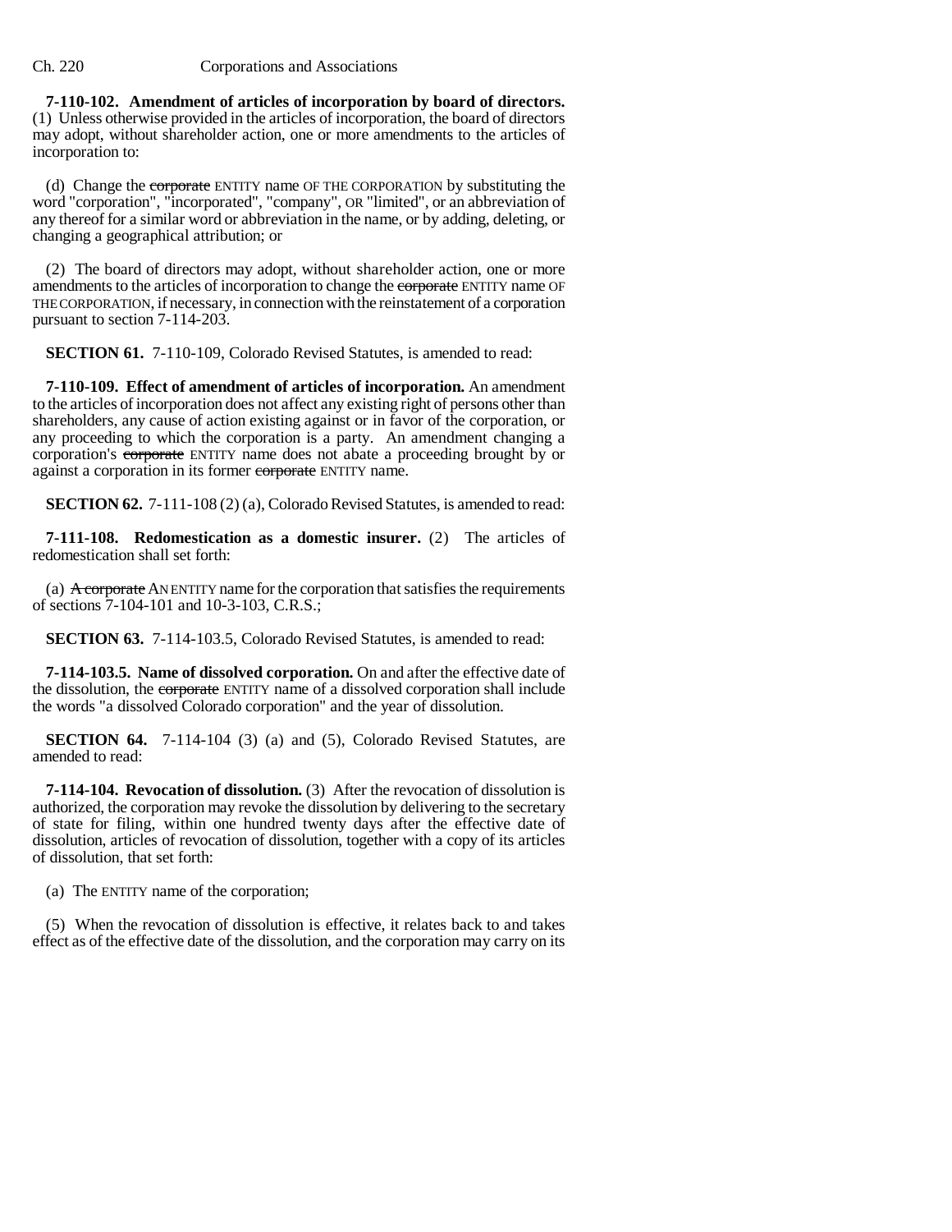**7-110-102. Amendment of articles of incorporation by board of directors.** (1) Unless otherwise provided in the articles of incorporation, the board of directors may adopt, without shareholder action, one or more amendments to the articles of incorporation to:

(d) Change the ~~corporate~~ ENTITY name OF THE CORPORATION by substituting the word "corporation", "incorporated", "company", OR "limited", or an abbreviation of any thereof for a similar word or abbreviation in the name, or by adding, deleting, or changing a geographical attribution; or

(2) The board of directors may adopt, without shareholder action, one or more amendments to the articles of incorporation to change the ~~corporate~~ ENTITY name OF THE CORPORATION, if necessary, in connection with the reinstatement of a corporation pursuant to section 7-114-203.

**SECTION 61.** 7-110-109, Colorado Revised Statutes, is amended to read:

**7-110-109. Effect of amendment of articles of incorporation.** An amendment to the articles of incorporation does not affect any existing right of persons other than shareholders, any cause of action existing against or in favor of the corporation, or any proceeding to which the corporation is a party. An amendment changing a corporation's ~~corporate~~ ENTITY name does not abate a proceeding brought by or against a corporation in its former ~~corporate~~ ENTITY name.

**SECTION 62.** 7-111-108 (2) (a), Colorado Revised Statutes, is amended to read:

**7-111-108. Redomestication as a domestic insurer.** (2) The articles of redomestication shall set forth:

(a) ~~A corporate~~ AN ENTITY name for the corporation that satisfies the requirements of sections 7-104-101 and 10-3-103, C.R.S.;

**SECTION 63.** 7-114-103.5, Colorado Revised Statutes, is amended to read:

**7-114-103.5. Name of dissolved corporation.** On and after the effective date of the dissolution, the ~~corporate~~ ENTITY name of a dissolved corporation shall include the words "a dissolved Colorado corporation" and the year of dissolution.

**SECTION 64.** 7-114-104 (3) (a) and (5), Colorado Revised Statutes, are amended to read:

**7-114-104. Revocation of dissolution.** (3) After the revocation of dissolution is authorized, the corporation may revoke the dissolution by delivering to the secretary of state for filing, within one hundred twenty days after the effective date of dissolution, articles of revocation of dissolution, together with a copy of its articles of dissolution, that set forth:

(a) The ENTITY name of the corporation;

(5) When the revocation of dissolution is effective, it relates back to and takes effect as of the effective date of the dissolution, and the corporation may carry on its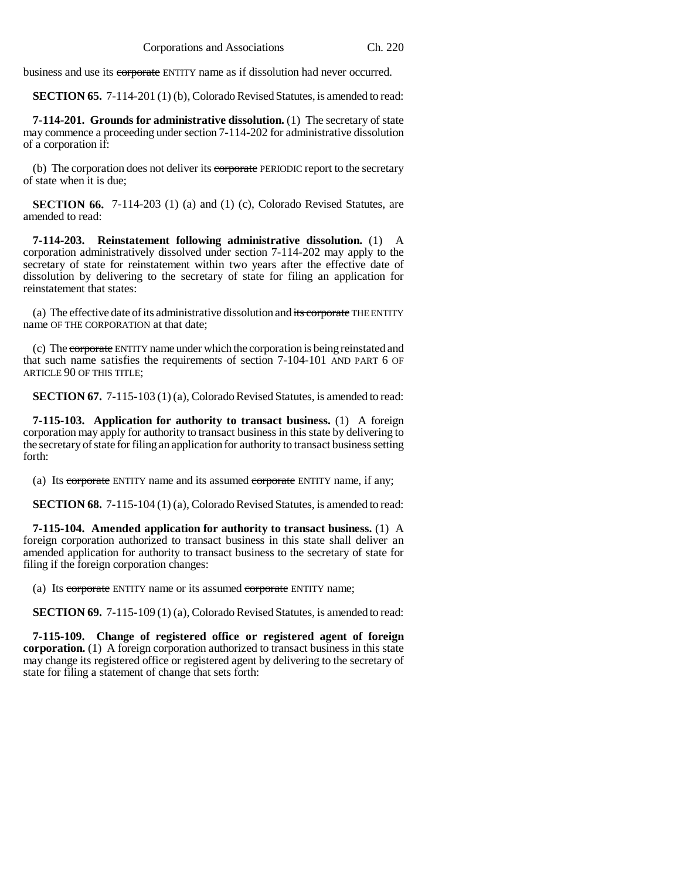business and use its ~~corporate~~ ENTITY name as if dissolution had never occurred.

**SECTION 65.** 7-114-201 (1) (b), Colorado Revised Statutes, is amended to read:

**7-114-201. Grounds for administrative dissolution.** (1) The secretary of state may commence a proceeding under section 7-114-202 for administrative dissolution of a corporation if:

(b) The corporation does not deliver its ~~corporate~~ PERIODIC report to the secretary of state when it is due;

**SECTION 66.** 7-114-203 (1) (a) and (1) (c), Colorado Revised Statutes, are amended to read:

**7-114-203. Reinstatement following administrative dissolution.** (1) A corporation administratively dissolved under section 7-114-202 may apply to the secretary of state for reinstatement within two years after the effective date of dissolution by delivering to the secretary of state for filing an application for reinstatement that states:

(a) The effective date of its administrative dissolution and ~~its corporate~~ THE ENTITY name OF THE CORPORATION at that date;

(c) The ~~corporate~~ ENTITY name under which the corporation is being reinstated and that such name satisfies the requirements of section 7-104-101 AND PART 6 OF ARTICLE 90 OF THIS TITLE;

**SECTION 67.** 7-115-103 (1) (a), Colorado Revised Statutes, is amended to read:

**7-115-103. Application for authority to transact business.** (1) A foreign corporation may apply for authority to transact business in this state by delivering to the secretary of state for filing an application for authority to transact business setting forth:

(a) Its ~~corporate~~ ENTITY name and its assumed ~~corporate~~ ENTITY name, if any;

**SECTION 68.** 7-115-104 (1) (a), Colorado Revised Statutes, is amended to read:

**7-115-104. Amended application for authority to transact business.** (1) A foreign corporation authorized to transact business in this state shall deliver an amended application for authority to transact business to the secretary of state for filing if the foreign corporation changes:

(a) Its ~~corporate~~ ENTITY name or its assumed ~~corporate~~ ENTITY name;

**SECTION 69.** 7-115-109 (1) (a), Colorado Revised Statutes, is amended to read:

**7-115-109. Change of registered office or registered agent of foreign corporation.** (1) A foreign corporation authorized to transact business in this state may change its registered office or registered agent by delivering to the secretary of state for filing a statement of change that sets forth: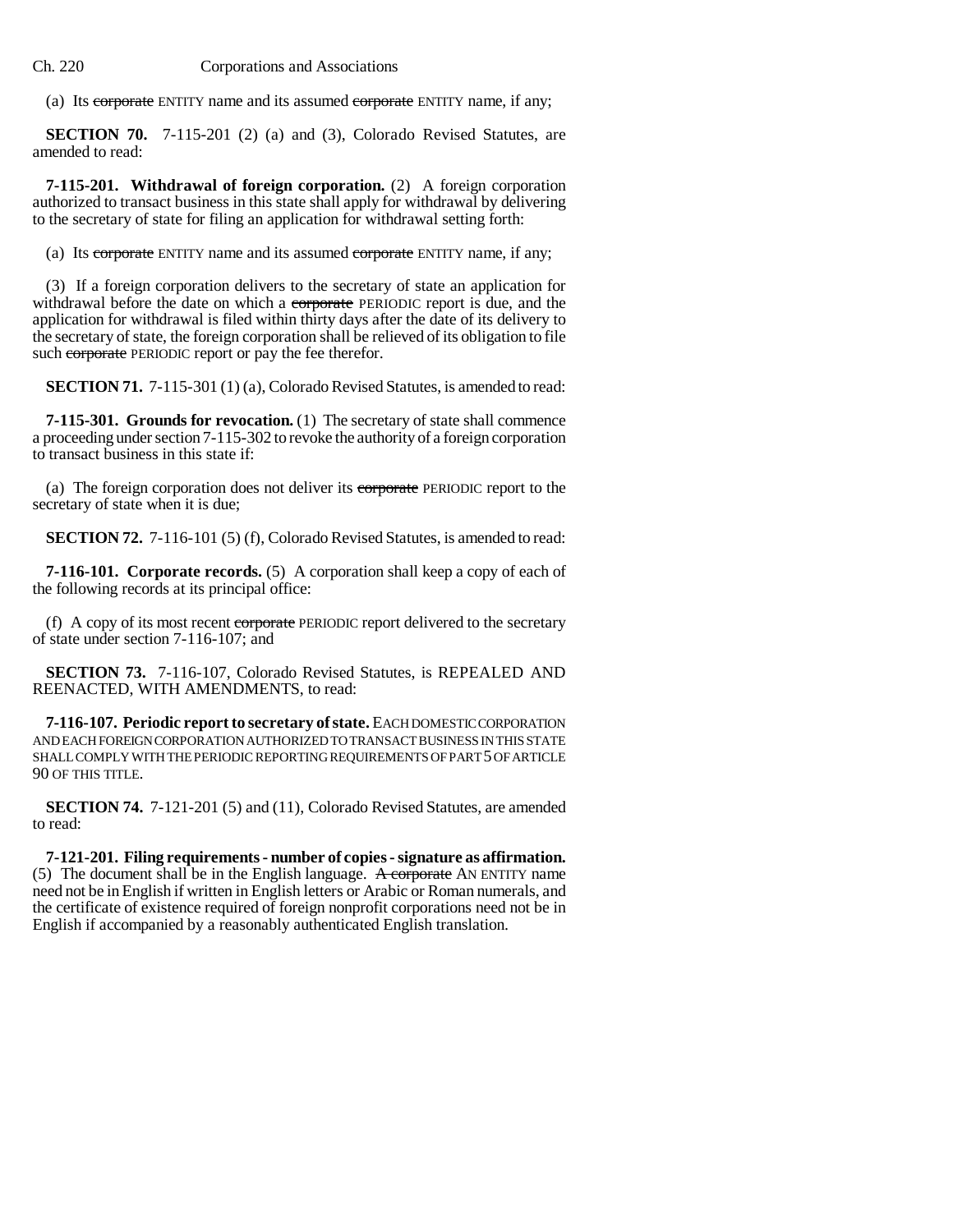(a) Its ~~corporate~~ ENTITY name and its assumed ~~corporate~~ ENTITY name, if any;

**SECTION 70.** 7-115-201 (2) (a) and (3), Colorado Revised Statutes, are amended to read:

**7-115-201. Withdrawal of foreign corporation.** (2) A foreign corporation authorized to transact business in this state shall apply for withdrawal by delivering to the secretary of state for filing an application for withdrawal setting forth:

(a) Its ~~corporate~~ ENTITY name and its assumed ~~corporate~~ ENTITY name, if any;

(3) If a foreign corporation delivers to the secretary of state an application for withdrawal before the date on which a ~~corporate~~ PERIODIC report is due, and the application for withdrawal is filed within thirty days after the date of its delivery to the secretary of state, the foreign corporation shall be relieved of its obligation to file such ~~corporate~~ PERIODIC report or pay the fee therefor.

**SECTION 71.** 7-115-301 (1) (a), Colorado Revised Statutes, is amended to read:

**7-115-301. Grounds for revocation.** (1) The secretary of state shall commence a proceeding under section 7-115-302 to revoke the authority of a foreign corporation to transact business in this state if:

(a) The foreign corporation does not deliver its ~~corporate~~ PERIODIC report to the secretary of state when it is due;

**SECTION 72.** 7-116-101 (5) (f), Colorado Revised Statutes, is amended to read:

**7-116-101. Corporate records.** (5) A corporation shall keep a copy of each of the following records at its principal office:

(f) A copy of its most recent ~~corporate~~ PERIODIC report delivered to the secretary of state under section 7-116-107; and

**SECTION 73.** 7-116-107, Colorado Revised Statutes, is REPEALED AND REENACTED, WITH AMENDMENTS, to read:

**7-116-107. Periodic report to secretary of state.** EACH DOMESTIC CORPORATION AND EACH FOREIGN CORPORATION AUTHORIZED TO TRANSACT BUSINESS IN THIS STATE SHALL COMPLY WITH THE PERIODIC REPORTING REQUIREMENTS OF PART 5 OF ARTICLE 90 OF THIS TITLE.

**SECTION 74.** 7-121-201 (5) and (11), Colorado Revised Statutes, are amended to read:

**7-121-201. Filing requirements - number of copies - signature as affirmation.** (5) The document shall be in the English language. ~~A corporate~~ AN ENTITY name need not be in English if written in English letters or Arabic or Roman numerals, and the certificate of existence required of foreign nonprofit corporations need not be in English if accompanied by a reasonably authenticated English translation.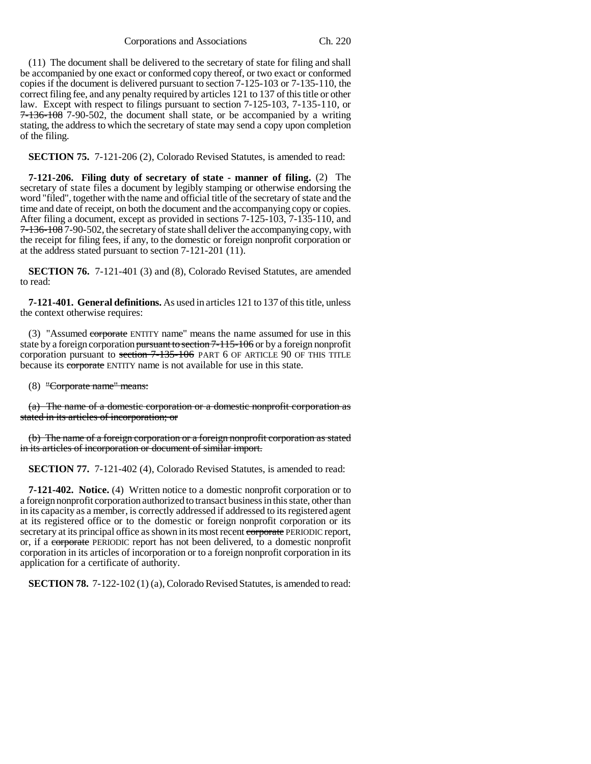(11) The document shall be delivered to the secretary of state for filing and shall be accompanied by one exact or conformed copy thereof, or two exact or conformed copies if the document is delivered pursuant to section 7-125-103 or 7-135-110, the correct filing fee, and any penalty required by articles 121 to 137 of this title or other law. Except with respect to filings pursuant to section 7-125-103, 7-135-110, or ~~7-136-108~~ 7-90-502, the document shall state, or be accompanied by a writing stating, the address to which the secretary of state may send a copy upon completion of the filing.

**SECTION 75.** 7-121-206 (2), Colorado Revised Statutes, is amended to read:

**7-121-206. Filing duty of secretary of state - manner of filing.** (2) The secretary of state files a document by legibly stamping or otherwise endorsing the word "filed", together with the name and official title of the secretary of state and the time and date of receipt, on both the document and the accompanying copy or copies. After filing a document, except as provided in sections 7-125-103, 7-135-110, and ~~7-136-108~~ 7-90-502, the secretary of state shall deliver the accompanying copy, with the receipt for filing fees, if any, to the domestic or foreign nonprofit corporation or at the address stated pursuant to section 7-121-201 (11).

**SECTION 76.** 7-121-401 (3) and (8), Colorado Revised Statutes, are amended to read:

**7-121-401. General definitions.** As used in articles 121 to 137 of this title, unless the context otherwise requires:

(3) "Assumed ~~corporate~~ ENTITY name" means the name assumed for use in this state by a foreign corporation ~~pursuant to section 7-115-106~~ or by a foreign nonprofit corporation pursuant to ~~section 7-135-106~~ PART 6 OF ARTICLE 90 OF THIS TITLE because its ~~corporate~~ ENTITY name is not available for use in this state.

(8) ~~"Corporate name" means:~~

~~(a) The name of a domestic corporation or a domestic nonprofit corporation as stated in its articles of incorporation; or~~

~~(b) The name of a foreign corporation or a foreign nonprofit corporation as stated in its articles of incorporation or document of similar import.~~

**SECTION 77.** 7-121-402 (4), Colorado Revised Statutes, is amended to read:

**7-121-402. Notice.** (4) Written notice to a domestic nonprofit corporation or to a foreign nonprofit corporation authorized to transact business in this state, other than in its capacity as a member, is correctly addressed if addressed to its registered agent at its registered office or to the domestic or foreign nonprofit corporation or its secretary at its principal office as shown in its most recent ~~corporate~~ PERIODIC report, or, if a ~~corporate~~ PERIODIC report has not been delivered, to a domestic nonprofit corporation in its articles of incorporation or to a foreign nonprofit corporation in its application for a certificate of authority.

**SECTION 78.** 7-122-102 (1) (a), Colorado Revised Statutes, is amended to read: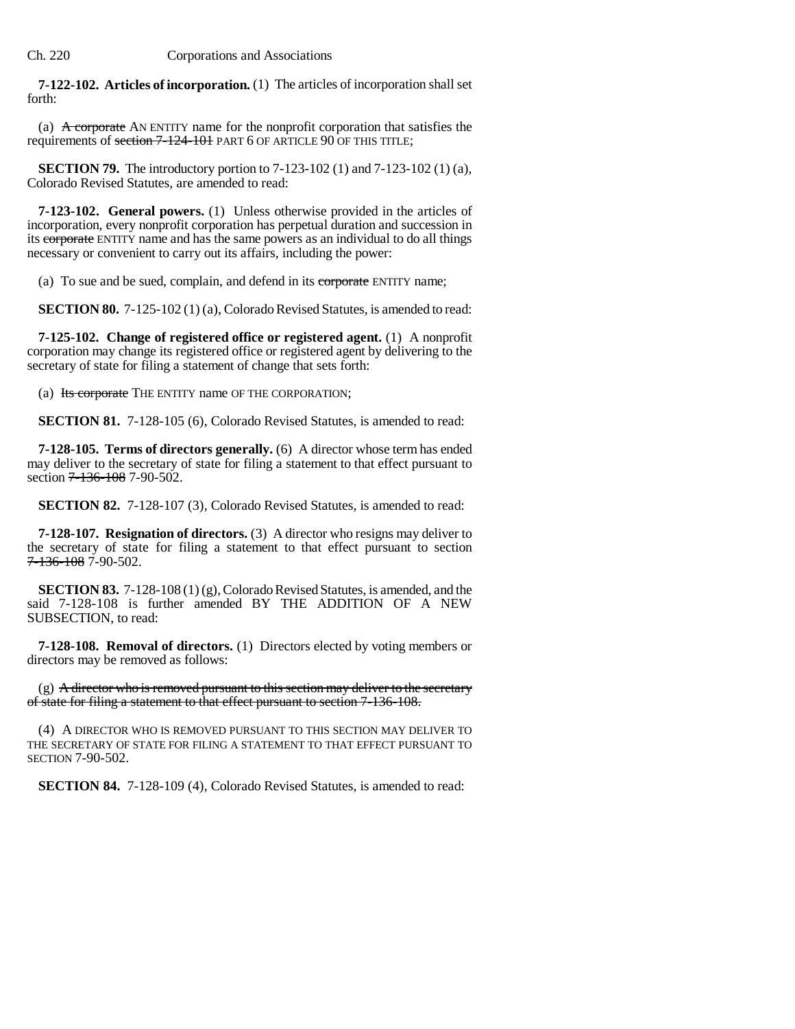**7-122-102. Articles of incorporation.** (1) The articles of incorporation shall set forth:

(a) ~~A corporate~~ AN ENTITY name for the nonprofit corporation that satisfies the requirements of ~~section 7-124-101~~ PART 6 OF ARTICLE 90 OF THIS TITLE;

**SECTION 79.** The introductory portion to 7-123-102 (1) and 7-123-102 (1) (a), Colorado Revised Statutes, are amended to read:

**7-123-102. General powers.** (1) Unless otherwise provided in the articles of incorporation, every nonprofit corporation has perpetual duration and succession in its ~~corporate~~ ENTITY name and has the same powers as an individual to do all things necessary or convenient to carry out its affairs, including the power:

(a) To sue and be sued, complain, and defend in its ~~corporate~~ ENTITY name;

**SECTION 80.** 7-125-102 (1) (a), Colorado Revised Statutes, is amended to read:

**7-125-102. Change of registered office or registered agent.** (1) A nonprofit corporation may change its registered office or registered agent by delivering to the secretary of state for filing a statement of change that sets forth:

(a) ~~Its corporate~~ THE ENTITY name OF THE CORPORATION;

**SECTION 81.** 7-128-105 (6), Colorado Revised Statutes, is amended to read:

**7-128-105. Terms of directors generally.** (6) A director whose term has ended may deliver to the secretary of state for filing a statement to that effect pursuant to section ~~7-136-108~~ 7-90-502.

**SECTION 82.** 7-128-107 (3), Colorado Revised Statutes, is amended to read:

**7-128-107. Resignation of directors.** (3) A director who resigns may deliver to the secretary of state for filing a statement to that effect pursuant to section ~~7-136-108~~ 7-90-502.

**SECTION 83.** 7-128-108 (1) (g), Colorado Revised Statutes, is amended, and the said 7-128-108 is further amended BY THE ADDITION OF A NEW SUBSECTION, to read:

**7-128-108. Removal of directors.** (1) Directors elected by voting members or directors may be removed as follows:

(g) ~~A director who is removed pursuant to this section may deliver to the secretary of state for filing a statement to that effect pursuant to section 7-136-108.~~

(4) A DIRECTOR WHO IS REMOVED PURSUANT TO THIS SECTION MAY DELIVER TO THE SECRETARY OF STATE FOR FILING A STATEMENT TO THAT EFFECT PURSUANT TO SECTION 7-90-502.

**SECTION 84.** 7-128-109 (4), Colorado Revised Statutes, is amended to read: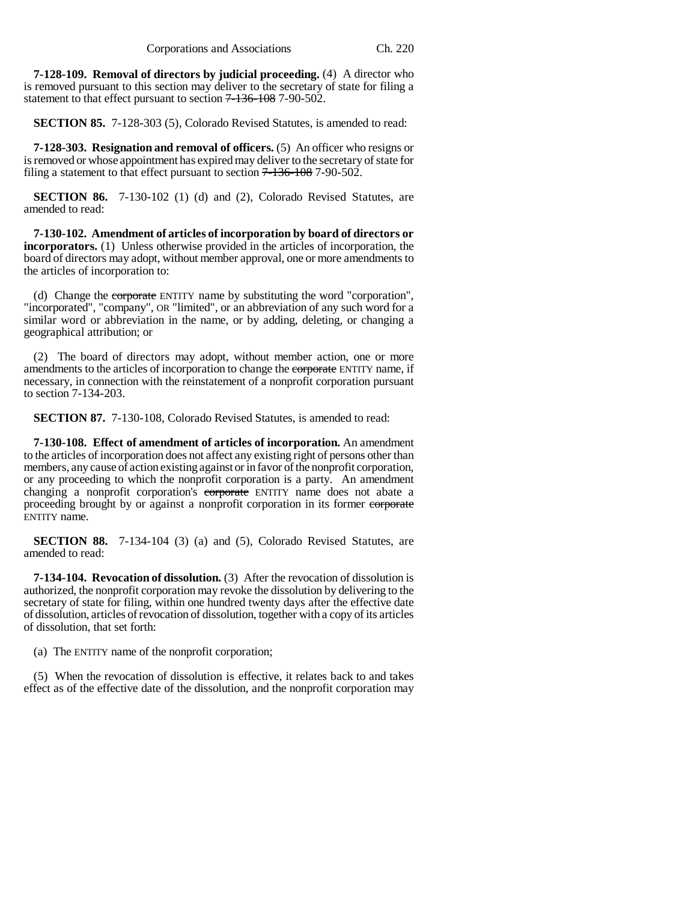**7-128-109. Removal of directors by judicial proceeding.** (4) A director who is removed pursuant to this section may deliver to the secretary of state for filing a statement to that effect pursuant to section ~~7-136-108~~ 7-90-502.

**SECTION 85.** 7-128-303 (5), Colorado Revised Statutes, is amended to read:

**7-128-303. Resignation and removal of officers.** (5) An officer who resigns or is removed or whose appointment has expired may deliver to the secretary of state for filing a statement to that effect pursuant to section ~~7-136-108~~ 7-90-502.

**SECTION 86.** 7-130-102 (1) (d) and (2), Colorado Revised Statutes, are amended to read:

**7-130-102. Amendment of articles of incorporation by board of directors or incorporators.** (1) Unless otherwise provided in the articles of incorporation, the board of directors may adopt, without member approval, one or more amendments to the articles of incorporation to:

(d) Change the ~~corporate~~ ENTITY name by substituting the word "corporation", "incorporated", "company", OR "limited", or an abbreviation of any such word for a similar word or abbreviation in the name, or by adding, deleting, or changing a geographical attribution; or

(2) The board of directors may adopt, without member action, one or more amendments to the articles of incorporation to change the ~~corporate~~ ENTITY name, if necessary, in connection with the reinstatement of a nonprofit corporation pursuant to section 7-134-203.

**SECTION 87.** 7-130-108, Colorado Revised Statutes, is amended to read:

**7-130-108. Effect of amendment of articles of incorporation.** An amendment to the articles of incorporation does not affect any existing right of persons other than members, any cause of action existing against or in favor of the nonprofit corporation, or any proceeding to which the nonprofit corporation is a party. An amendment changing a nonprofit corporation's ~~corporate~~ ENTITY name does not abate a proceeding brought by or against a nonprofit corporation in its former ~~corporate~~ ENTITY name.

**SECTION 88.** 7-134-104 (3) (a) and (5), Colorado Revised Statutes, are amended to read:

**7-134-104. Revocation of dissolution.** (3) After the revocation of dissolution is authorized, the nonprofit corporation may revoke the dissolution by delivering to the secretary of state for filing, within one hundred twenty days after the effective date of dissolution, articles of revocation of dissolution, together with a copy of its articles of dissolution, that set forth:

(a) The ENTITY name of the nonprofit corporation;

(5) When the revocation of dissolution is effective, it relates back to and takes effect as of the effective date of the dissolution, and the nonprofit corporation may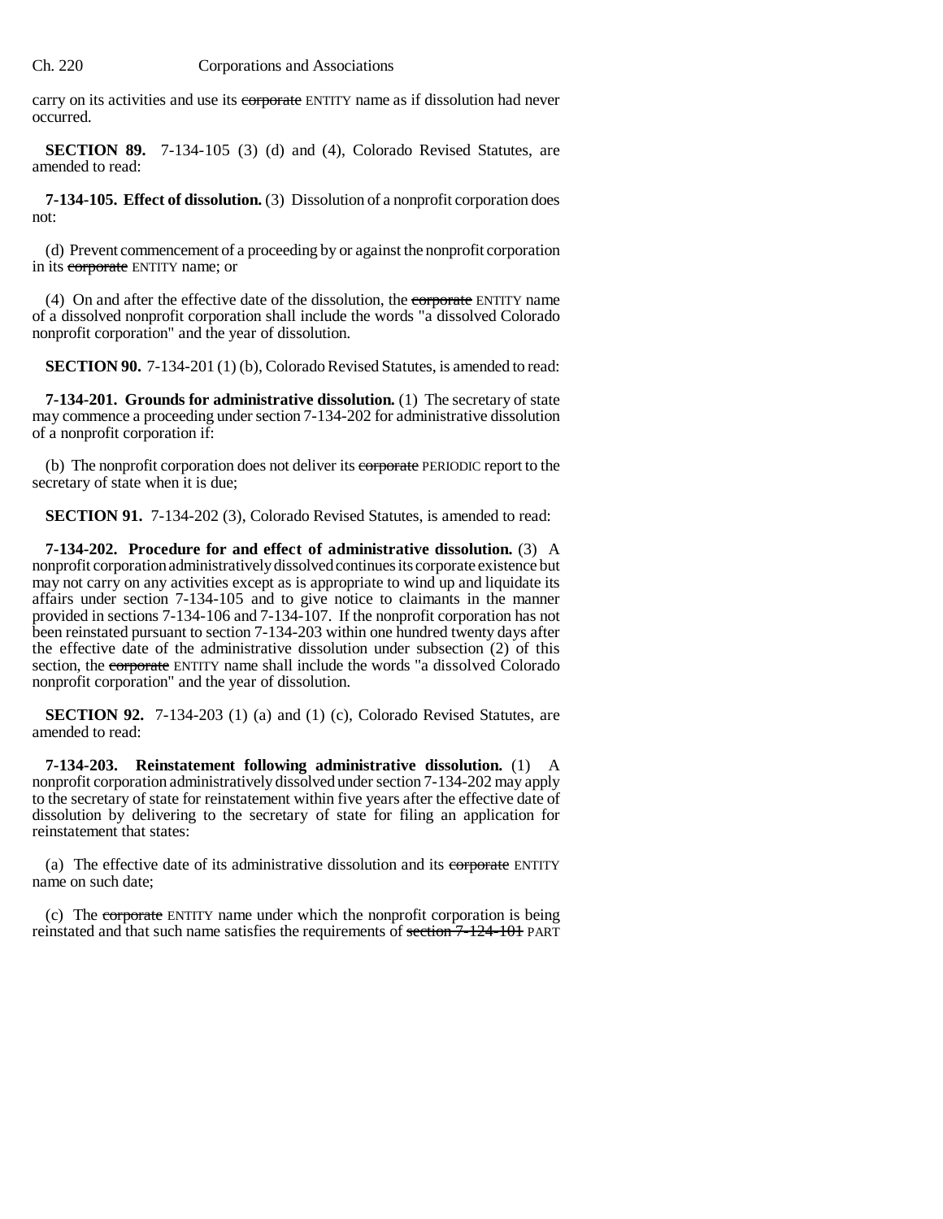carry on its activities and use its ~~corporate~~ ENTITY name as if dissolution had never occurred.

**SECTION 89.** 7-134-105 (3) (d) and (4), Colorado Revised Statutes, are amended to read:

**7-134-105. Effect of dissolution.** (3) Dissolution of a nonprofit corporation does not:

(d) Prevent commencement of a proceeding by or against the nonprofit corporation in its ~~corporate~~ ENTITY name; or

(4) On and after the effective date of the dissolution, the ~~corporate~~ ENTITY name of a dissolved nonprofit corporation shall include the words "a dissolved Colorado nonprofit corporation" and the year of dissolution.

**SECTION 90.** 7-134-201 (1) (b), Colorado Revised Statutes, is amended to read:

**7-134-201. Grounds for administrative dissolution.** (1) The secretary of state may commence a proceeding under section 7-134-202 for administrative dissolution of a nonprofit corporation if:

(b) The nonprofit corporation does not deliver its ~~corporate~~ PERIODIC report to the secretary of state when it is due;

**SECTION 91.** 7-134-202 (3), Colorado Revised Statutes, is amended to read:

**7-134-202. Procedure for and effect of administrative dissolution.** (3) A nonprofit corporation administratively dissolved continues its corporate existence but may not carry on any activities except as is appropriate to wind up and liquidate its affairs under section 7-134-105 and to give notice to claimants in the manner provided in sections 7-134-106 and 7-134-107. If the nonprofit corporation has not been reinstated pursuant to section 7-134-203 within one hundred twenty days after the effective date of the administrative dissolution under subsection (2) of this section, the ~~corporate~~ ENTITY name shall include the words "a dissolved Colorado nonprofit corporation" and the year of dissolution.

**SECTION 92.** 7-134-203 (1) (a) and (1) (c), Colorado Revised Statutes, are amended to read:

**7-134-203. Reinstatement following administrative dissolution.** (1) A nonprofit corporation administratively dissolved under section 7-134-202 may apply to the secretary of state for reinstatement within five years after the effective date of dissolution by delivering to the secretary of state for filing an application for reinstatement that states:

(a) The effective date of its administrative dissolution and its ~~corporate~~ ENTITY name on such date;

(c) The ~~corporate~~ ENTITY name under which the nonprofit corporation is being reinstated and that such name satisfies the requirements of ~~section 7-124-101~~ PART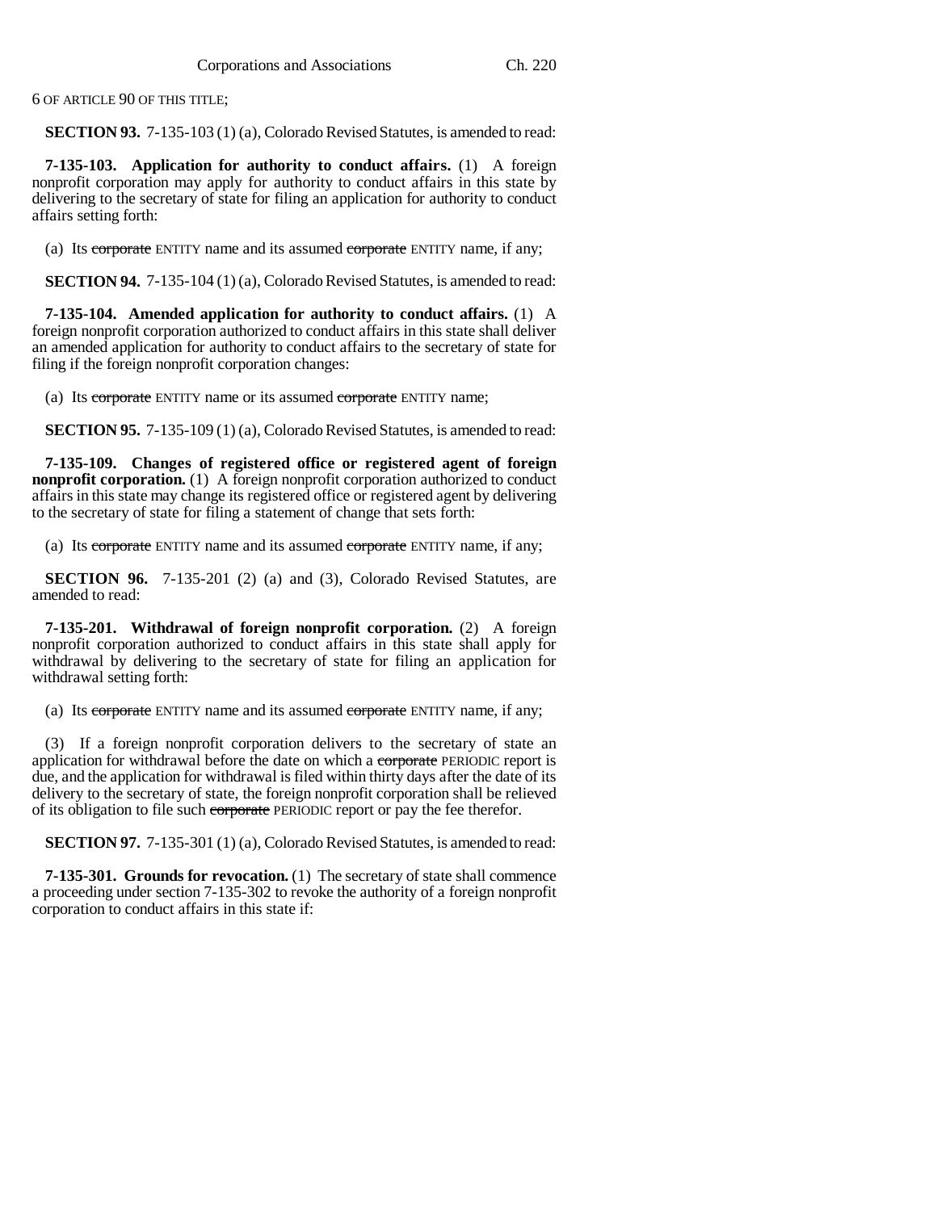6 OF ARTICLE 90 OF THIS TITLE;

**SECTION 93.** 7-135-103 (1) (a), Colorado Revised Statutes, is amended to read:

**7-135-103. Application for authority to conduct affairs.** (1) A foreign nonprofit corporation may apply for authority to conduct affairs in this state by delivering to the secretary of state for filing an application for authority to conduct affairs setting forth:

(a) Its ~~corporate~~ ENTITY name and its assumed ~~corporate~~ ENTITY name, if any;

**SECTION 94.** 7-135-104 (1) (a), Colorado Revised Statutes, is amended to read:

**7-135-104. Amended application for authority to conduct affairs.** (1) A foreign nonprofit corporation authorized to conduct affairs in this state shall deliver an amended application for authority to conduct affairs to the secretary of state for filing if the foreign nonprofit corporation changes:

(a) Its ~~corporate~~ ENTITY name or its assumed ~~corporate~~ ENTITY name;

**SECTION 95.** 7-135-109 (1) (a), Colorado Revised Statutes, is amended to read:

**7-135-109. Changes of registered office or registered agent of foreign nonprofit corporation.** (1) A foreign nonprofit corporation authorized to conduct affairs in this state may change its registered office or registered agent by delivering to the secretary of state for filing a statement of change that sets forth:

(a) Its ~~corporate~~ ENTITY name and its assumed ~~corporate~~ ENTITY name, if any;

**SECTION 96.** 7-135-201 (2) (a) and (3), Colorado Revised Statutes, are amended to read:

**7-135-201. Withdrawal of foreign nonprofit corporation.** (2) A foreign nonprofit corporation authorized to conduct affairs in this state shall apply for withdrawal by delivering to the secretary of state for filing an application for withdrawal setting forth:

(a) Its ~~corporate~~ ENTITY name and its assumed ~~corporate~~ ENTITY name, if any;

(3) If a foreign nonprofit corporation delivers to the secretary of state an application for withdrawal before the date on which a ~~corporate~~ PERIODIC report is due, and the application for withdrawal is filed within thirty days after the date of its delivery to the secretary of state, the foreign nonprofit corporation shall be relieved of its obligation to file such ~~corporate~~ PERIODIC report or pay the fee therefor.

**SECTION 97.** 7-135-301 (1) (a), Colorado Revised Statutes, is amended to read:

**7-135-301. Grounds for revocation.** (1) The secretary of state shall commence a proceeding under section 7-135-302 to revoke the authority of a foreign nonprofit corporation to conduct affairs in this state if: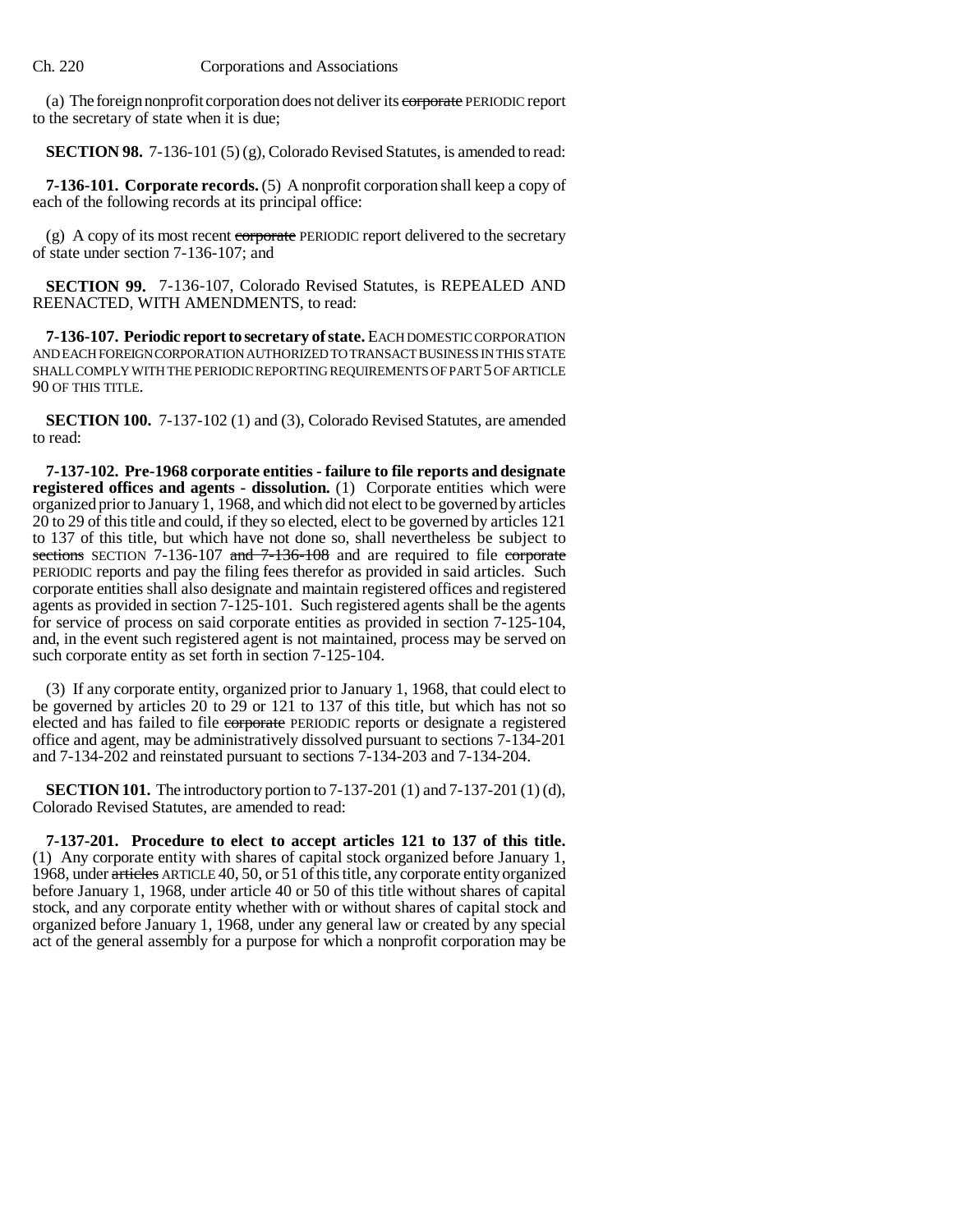(a) The foreign nonprofit corporation does not deliver its ~~corporate~~ PERIODIC report to the secretary of state when it is due;

**SECTION 98.** 7-136-101 (5) (g), Colorado Revised Statutes, is amended to read:

**7-136-101. Corporate records.** (5) A nonprofit corporation shall keep a copy of each of the following records at its principal office:

(g) A copy of its most recent ~~corporate~~ PERIODIC report delivered to the secretary of state under section 7-136-107; and

**SECTION 99.** 7-136-107, Colorado Revised Statutes, is REPEALED AND REENACTED, WITH AMENDMENTS, to read:

**7-136-107. Periodic report to secretary of state.** EACH DOMESTIC CORPORATION AND EACH FOREIGN CORPORATION AUTHORIZED TO TRANSACT BUSINESS IN THIS STATE SHALL COMPLY WITH THE PERIODIC REPORTING REQUIREMENTS OF PART 5 OF ARTICLE 90 OF THIS TITLE.

**SECTION 100.** 7-137-102 (1) and (3), Colorado Revised Statutes, are amended to read:

**7-137-102. Pre-1968 corporate entities - failure to file reports and designate registered offices and agents - dissolution.** (1) Corporate entities which were organized prior to January 1, 1968, and which did not elect to be governed by articles 20 to 29 of this title and could, if they so elected, elect to be governed by articles 121 to 137 of this title, but which have not done so, shall nevertheless be subject to ~~sections~~ SECTION 7-136-107 ~~and 7-136-108~~ and are required to file ~~corporate~~ PERIODIC reports and pay the filing fees therefor as provided in said articles. Such corporate entities shall also designate and maintain registered offices and registered agents as provided in section 7-125-101. Such registered agents shall be the agents for service of process on said corporate entities as provided in section 7-125-104, and, in the event such registered agent is not maintained, process may be served on such corporate entity as set forth in section 7-125-104.

(3) If any corporate entity, organized prior to January 1, 1968, that could elect to be governed by articles 20 to 29 or 121 to 137 of this title, but which has not so elected and has failed to file ~~corporate~~ PERIODIC reports or designate a registered office and agent, may be administratively dissolved pursuant to sections 7-134-201 and 7-134-202 and reinstated pursuant to sections 7-134-203 and 7-134-204.

**SECTION 101.** The introductory portion to 7-137-201 (1) and 7-137-201 (1) (d), Colorado Revised Statutes, are amended to read:

**7-137-201. Procedure to elect to accept articles 121 to 137 of this title.** (1) Any corporate entity with shares of capital stock organized before January 1, 1968, under ~~articles~~ ARTICLE 40, 50, or 51 of this title, any corporate entity organized before January 1, 1968, under article 40 or 50 of this title without shares of capital stock, and any corporate entity whether with or without shares of capital stock and organized before January 1, 1968, under any general law or created by any special act of the general assembly for a purpose for which a nonprofit corporation may be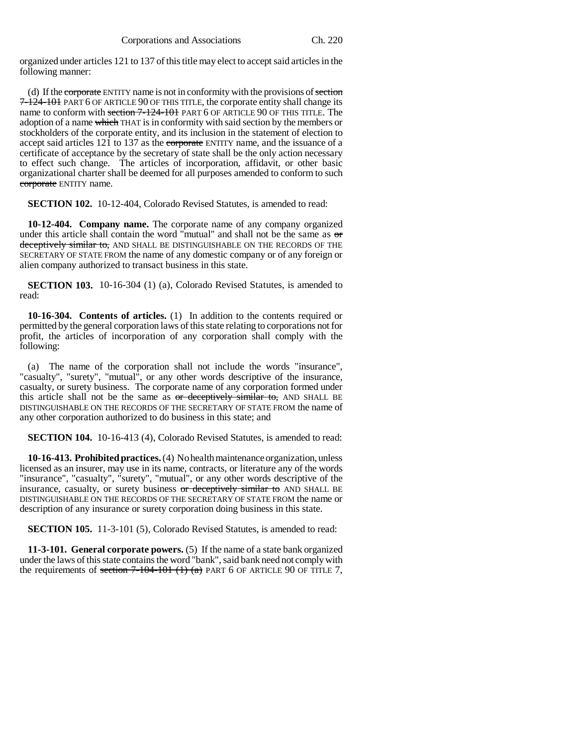organized under articles 121 to 137 of this title may elect to accept said articles in the following manner:

(d) If the ~~corporate~~ ENTITY name is not in conformity with the provisions of ~~section 7-124-101~~ PART 6 OF ARTICLE 90 OF THIS TITLE, the corporate entity shall change its name to conform with ~~section 7-124-101~~ PART 6 OF ARTICLE 90 OF THIS TITLE. The adoption of a name ~~which~~ THAT is in conformity with said section by the members or stockholders of the corporate entity, and its inclusion in the statement of election to accept said articles 121 to 137 as the ~~corporate~~ ENTITY name, and the issuance of a certificate of acceptance by the secretary of state shall be the only action necessary to effect such change. The articles of incorporation, affidavit, or other basic organizational charter shall be deemed for all purposes amended to conform to such ~~corporate~~ ENTITY name.

**SECTION 102.** 10-12-404, Colorado Revised Statutes, is amended to read:

**10-12-404. Company name.** The corporate name of any company organized under this article shall contain the word "mutual" and shall not be the same as ~~or deceptively similar to,~~ AND SHALL BE DISTINGUISHABLE ON THE RECORDS OF THE SECRETARY OF STATE FROM the name of any domestic company or of any foreign or alien company authorized to transact business in this state.

**SECTION 103.** 10-16-304 (1) (a), Colorado Revised Statutes, is amended to read:

**10-16-304. Contents of articles.** (1) In addition to the contents required or permitted by the general corporation laws of this state relating to corporations not for profit, the articles of incorporation of any corporation shall comply with the following:

(a) The name of the corporation shall not include the words "insurance", "casualty", "surety", "mutual", or any other words descriptive of the insurance, casualty, or surety business. The corporate name of any corporation formed under this article shall not be the same as ~~or deceptively similar to,~~ AND SHALL BE DISTINGUISHABLE ON THE RECORDS OF THE SECRETARY OF STATE FROM the name of any other corporation authorized to do business in this state; and

**SECTION 104.** 10-16-413 (4), Colorado Revised Statutes, is amended to read:

**10-16-413. Prohibited practices.** (4) No health maintenance organization, unless licensed as an insurer, may use in its name, contracts, or literature any of the words "insurance", "casualty", "surety", "mutual", or any other words descriptive of the insurance, casualty, or surety business ~~or deceptively similar to~~ AND SHALL BE DISTINGUISHABLE ON THE RECORDS OF THE SECRETARY OF STATE FROM the name or description of any insurance or surety corporation doing business in this state.

**SECTION 105.** 11-3-101 (5), Colorado Revised Statutes, is amended to read:

**11-3-101. General corporate powers.** (5) If the name of a state bank organized under the laws of this state contains the word "bank", said bank need not comply with the requirements of ~~section 7-104-101 (1) (a)~~ PART 6 OF ARTICLE 90 OF TITLE 7,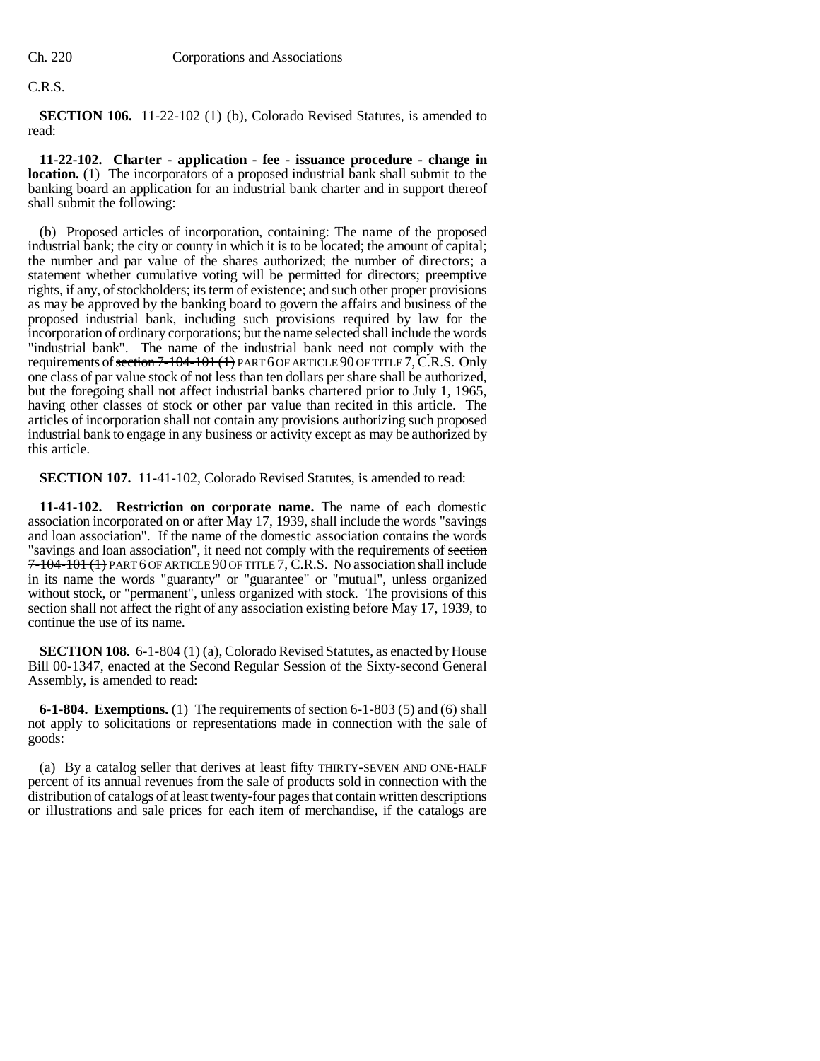C.R.S.

**SECTION 106.** 11-22-102 (1) (b), Colorado Revised Statutes, is amended to read:

**11-22-102. Charter - application - fee - issuance procedure - change in location.** (1) The incorporators of a proposed industrial bank shall submit to the banking board an application for an industrial bank charter and in support thereof shall submit the following:

(b) Proposed articles of incorporation, containing: The name of the proposed industrial bank; the city or county in which it is to be located; the amount of capital; the number and par value of the shares authorized; the number of directors; a statement whether cumulative voting will be permitted for directors; preemptive rights, if any, of stockholders; its term of existence; and such other proper provisions as may be approved by the banking board to govern the affairs and business of the proposed industrial bank, including such provisions required by law for the incorporation of ordinary corporations; but the name selected shall include the words "industrial bank". The name of the industrial bank need not comply with the requirements of ~~section 7-104-101 (1)~~ PART 6 OF ARTICLE 90 OF TITLE 7, C.R.S. Only one class of par value stock of not less than ten dollars per share shall be authorized, but the foregoing shall not affect industrial banks chartered prior to July 1, 1965, having other classes of stock or other par value than recited in this article. The articles of incorporation shall not contain any provisions authorizing such proposed industrial bank to engage in any business or activity except as may be authorized by this article.

**SECTION 107.** 11-41-102, Colorado Revised Statutes, is amended to read:

**11-41-102. Restriction on corporate name.** The name of each domestic association incorporated on or after May 17, 1939, shall include the words "savings and loan association". If the name of the domestic association contains the words "savings and loan association", it need not comply with the requirements of ~~section 7-104-101 (1)~~ PART 6 OF ARTICLE 90 OF TITLE 7, C.R.S. No association shall include in its name the words "guaranty" or "guarantee" or "mutual", unless organized without stock, or "permanent", unless organized with stock. The provisions of this section shall not affect the right of any association existing before May 17, 1939, to continue the use of its name.

**SECTION 108.** 6-1-804 (1) (a), Colorado Revised Statutes, as enacted by House Bill 00-1347, enacted at the Second Regular Session of the Sixty-second General Assembly, is amended to read:

**6-1-804. Exemptions.** (1) The requirements of section 6-1-803 (5) and (6) shall not apply to solicitations or representations made in connection with the sale of goods:

(a) By a catalog seller that derives at least ~~fifty~~ THIRTY-SEVEN AND ONE-HALF percent of its annual revenues from the sale of products sold in connection with the distribution of catalogs of at least twenty-four pages that contain written descriptions or illustrations and sale prices for each item of merchandise, if the catalogs are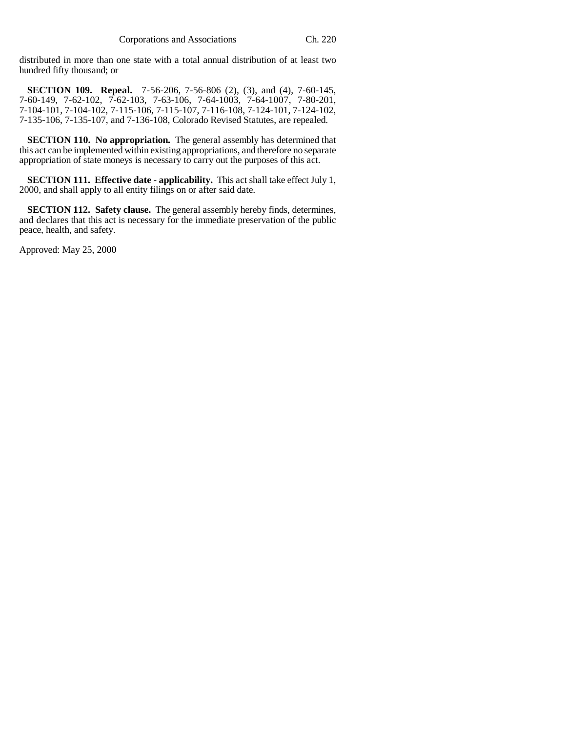distributed in more than one state with a total annual distribution of at least two hundred fifty thousand; or

**SECTION 109. Repeal.** 7-56-206, 7-56-806 (2), (3), and (4), 7-60-145, 7-60-149, 7-62-102, 7-62-103, 7-63-106, 7-64-1003, 7-64-1007, 7-80-201, 7-104-101, 7-104-102, 7-115-106, 7-115-107, 7-116-108, 7-124-101, 7-124-102, 7-135-106, 7-135-107, and 7-136-108, Colorado Revised Statutes, are repealed.

**SECTION 110. No appropriation.** The general assembly has determined that this act can be implemented within existing appropriations, and therefore no separate appropriation of state moneys is necessary to carry out the purposes of this act.

**SECTION 111. Effective date - applicability.** This act shall take effect July 1, 2000, and shall apply to all entity filings on or after said date.

**SECTION 112. Safety clause.** The general assembly hereby finds, determines, and declares that this act is necessary for the immediate preservation of the public peace, health, and safety.

Approved: May 25, 2000